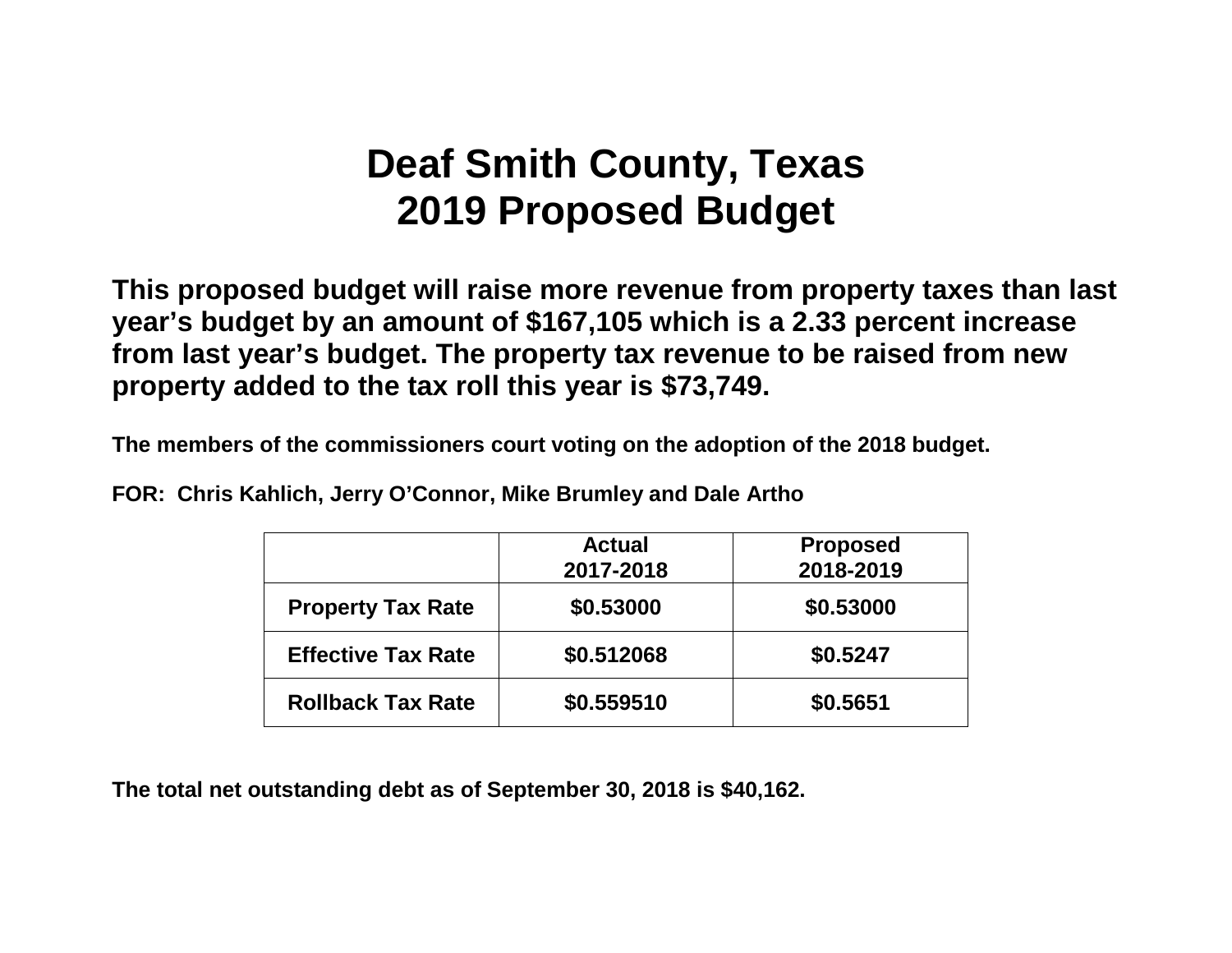# Deaf Smith County, Texas
# 2019 Proposed Budget

**This proposed budget will raise more revenue from property taxes than last year's budget by an amount of $167,105 which is a 2.33 percent increase from last year's budget. The property tax revenue to be raised from new property added to the tax roll this year is $73,749.**

**The members of the commissioners court voting on the adoption of the 2018 budget.**

**FOR: Chris Kahlich, Jerry O'Connor, Mike Brumley and Dale Artho**

| | Actual 2017-2018 | Proposed 2018-2019 |
|---|---|---|
| **Property Tax Rate** | $0.53000 | $0.53000 |
| **Effective Tax Rate** | $0.512068 | $0.5247 |
| **Rollback Tax Rate** | $0.559510 | $0.5651 |

**The total net outstanding debt as of September 30, 2018 is $40,162.**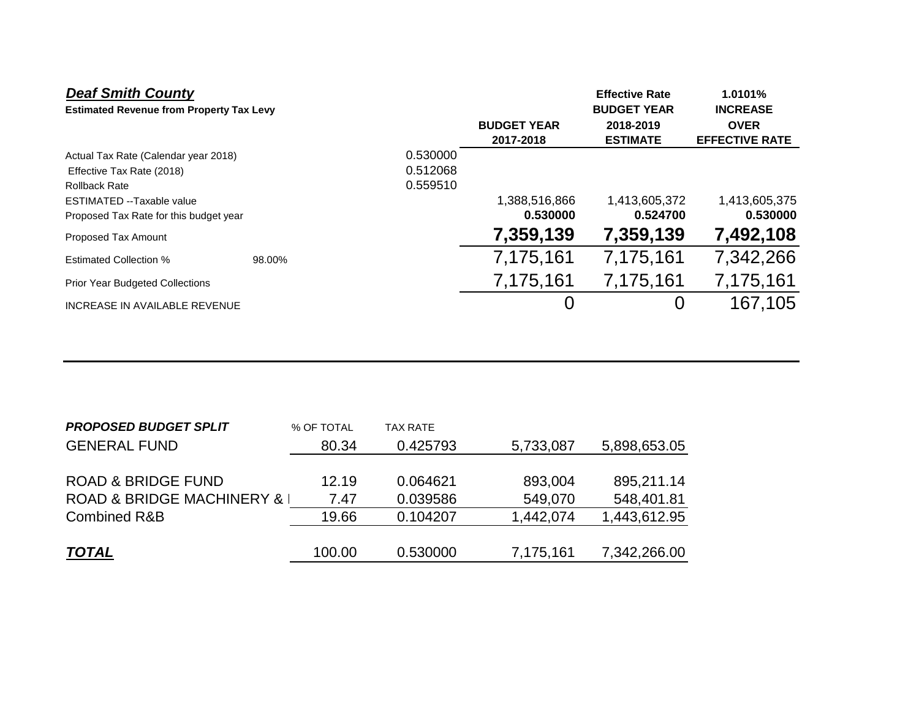## ***Deaf Smith County***

**Estimated Revenue from Property Tax Levy**

| | | | BUDGET YEAR 2017-2018 | Effective Rate BUDGET YEAR 2018-2019 ESTIMATE | 1.0101% INCREASE OVER EFFECTIVE RATE |
|---|---|---|---|---|---|
| Actual Tax Rate (Calendar year 2018) | | 0.530000 | | | |
| Effective Tax Rate (2018) | | 0.512068 | | | |
| Rollback Rate | | 0.559510 | | | |
| ESTIMATED --Taxable value | | | 1,388,516,866 | 1,413,605,372 | 1,413,605,375 |
| Proposed Tax Rate for this budget year | | | **0.530000** | **0.524700** | **0.530000** |
| Proposed Tax Amount | | | **7,359,139** | **7,359,139** | **7,492,108** |
| Estimated Collection % | 98.00% | | 7,175,161 | 7,175,161 | 7,342,266 |
| Prior Year Budgeted Collections | | | 7,175,161 | 7,175,161 | 7,175,161 |
| INCREASE IN AVAILABLE REVENUE | | | 0 | 0 | 167,105 |

| ***PROPOSED BUDGET SPLIT*** | % OF TOTAL | TAX RATE | | |
|---|---|---|---|---|
| GENERAL FUND | 80.34 | 0.425793 | 5,733,087 | 5,898,653.05 |
| ROAD & BRIDGE FUND | 12.19 | 0.064621 | 893,004 | 895,211.14 |
| ROAD & BRIDGE MACHINERY & I | 7.47 | 0.039586 | 549,070 | 548,401.81 |
| Combined R&B | 19.66 | 0.104207 | 1,442,074 | 1,443,612.95 |
| ***TOTAL*** | 100.00 | 0.530000 | 7,175,161 | 7,342,266.00 |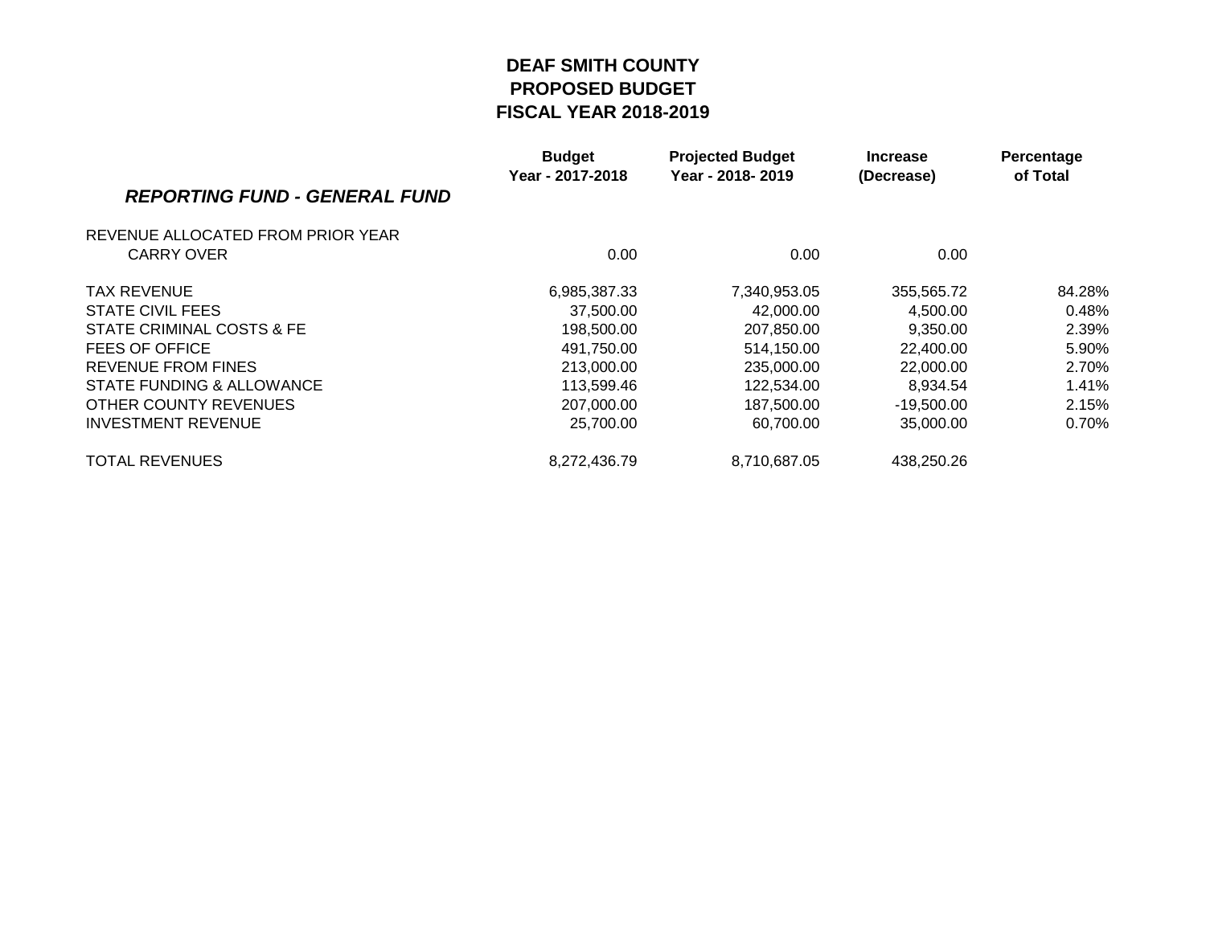# DEAF SMITH COUNTY
# PROPOSED BUDGET
# FISCAL YEAR 2018-2019

| ***REPORTING FUND - GENERAL FUND*** | **Budget Year - 2017-2018** | **Projected Budget Year - 2018- 2019** | **Increase (Decrease)** | **Percentage of Total** |
|---|---|---|---|---|
| REVENUE ALLOCATED FROM PRIOR YEAR | | | | |
| CARRY OVER | 0.00 | 0.00 | 0.00 | |
| TAX REVENUE | 6,985,387.33 | 7,340,953.05 | 355,565.72 | 84.28% |
| STATE CIVIL FEES | 37,500.00 | 42,000.00 | 4,500.00 | 0.48% |
| STATE CRIMINAL COSTS & FE | 198,500.00 | 207,850.00 | 9,350.00 | 2.39% |
| FEES OF OFFICE | 491,750.00 | 514,150.00 | 22,400.00 | 5.90% |
| REVENUE FROM FINES | 213,000.00 | 235,000.00 | 22,000.00 | 2.70% |
| STATE FUNDING & ALLOWANCE | 113,599.46 | 122,534.00 | 8,934.54 | 1.41% |
| OTHER COUNTY REVENUES | 207,000.00 | 187,500.00 | -19,500.00 | 2.15% |
| INVESTMENT REVENUE | 25,700.00 | 60,700.00 | 35,000.00 | 0.70% |
| TOTAL REVENUES | 8,272,436.79 | 8,710,687.05 | 438,250.26 | |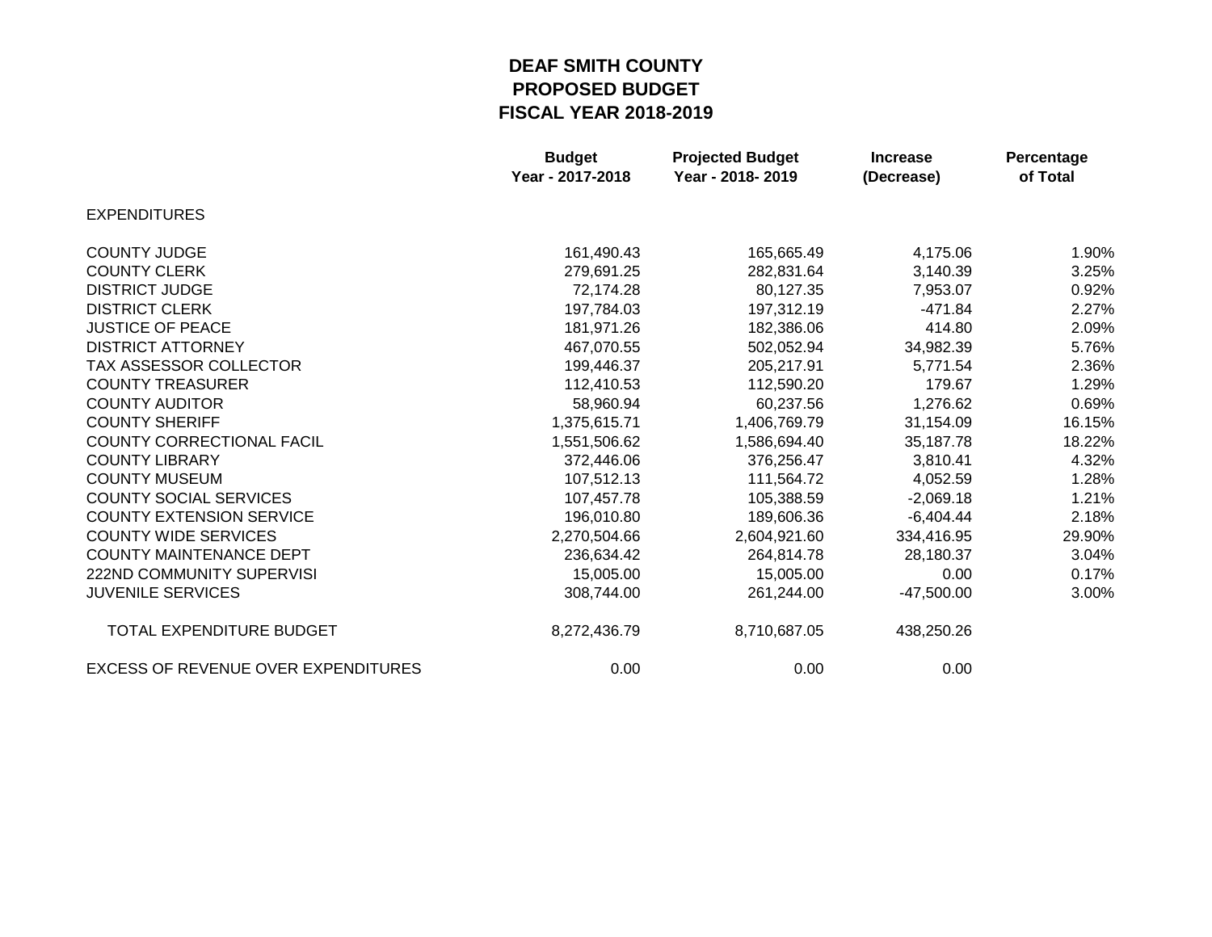# DEAF SMITH COUNTY
# PROPOSED BUDGET
# FISCAL YEAR 2018-2019

| | Budget Year - 2017-2018 | Projected Budget Year - 2018- 2019 | Increase (Decrease) | Percentage of Total |
|---|---|---|---|---|
| EXPENDITURES | | | | |
| COUNTY JUDGE | 161,490.43 | 165,665.49 | 4,175.06 | 1.90% |
| COUNTY CLERK | 279,691.25 | 282,831.64 | 3,140.39 | 3.25% |
| DISTRICT JUDGE | 72,174.28 | 80,127.35 | 7,953.07 | 0.92% |
| DISTRICT CLERK | 197,784.03 | 197,312.19 | -471.84 | 2.27% |
| JUSTICE OF PEACE | 181,971.26 | 182,386.06 | 414.80 | 2.09% |
| DISTRICT ATTORNEY | 467,070.55 | 502,052.94 | 34,982.39 | 5.76% |
| TAX ASSESSOR COLLECTOR | 199,446.37 | 205,217.91 | 5,771.54 | 2.36% |
| COUNTY TREASURER | 112,410.53 | 112,590.20 | 179.67 | 1.29% |
| COUNTY AUDITOR | 58,960.94 | 60,237.56 | 1,276.62 | 0.69% |
| COUNTY SHERIFF | 1,375,615.71 | 1,406,769.79 | 31,154.09 | 16.15% |
| COUNTY CORRECTIONAL FACIL | 1,551,506.62 | 1,586,694.40 | 35,187.78 | 18.22% |
| COUNTY LIBRARY | 372,446.06 | 376,256.47 | 3,810.41 | 4.32% |
| COUNTY MUSEUM | 107,512.13 | 111,564.72 | 4,052.59 | 1.28% |
| COUNTY SOCIAL SERVICES | 107,457.78 | 105,388.59 | -2,069.18 | 1.21% |
| COUNTY EXTENSION SERVICE | 196,010.80 | 189,606.36 | -6,404.44 | 2.18% |
| COUNTY WIDE SERVICES | 2,270,504.66 | 2,604,921.60 | 334,416.95 | 29.90% |
| COUNTY MAINTENANCE DEPT | 236,634.42 | 264,814.78 | 28,180.37 | 3.04% |
| 222ND COMMUNITY SUPERVISI | 15,005.00 | 15,005.00 | 0.00 | 0.17% |
| JUVENILE SERVICES | 308,744.00 | 261,244.00 | -47,500.00 | 3.00% |
| TOTAL EXPENDITURE BUDGET | 8,272,436.79 | 8,710,687.05 | 438,250.26 | |
| EXCESS OF REVENUE OVER EXPENDITURES | 0.00 | 0.00 | 0.00 | |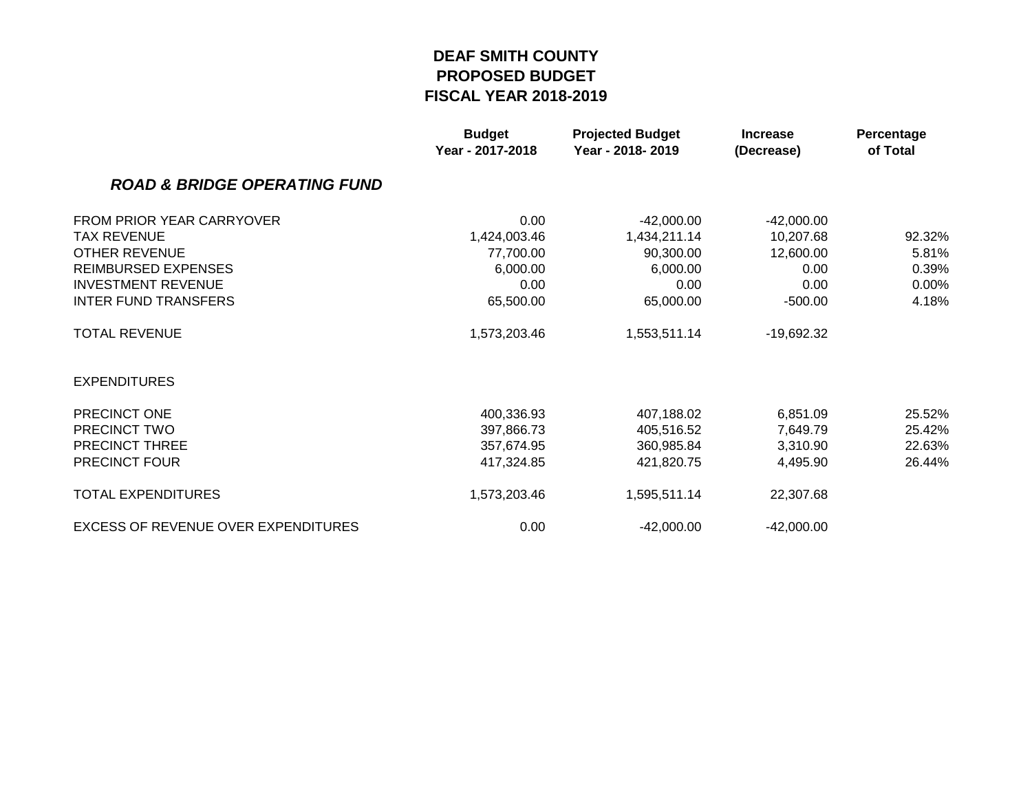# DEAF SMITH COUNTY
# PROPOSED BUDGET
# FISCAL YEAR 2018-2019

| | Budget Year - 2017-2018 | Projected Budget Year - 2018- 2019 | Increase (Decrease) | Percentage of Total |
|---|---|---|---|---|
| ***ROAD & BRIDGE OPERATING FUND*** | | | | |
| FROM PRIOR YEAR CARRYOVER | 0.00 | -42,000.00 | -42,000.00 | |
| TAX REVENUE | 1,424,003.46 | 1,434,211.14 | 10,207.68 | 92.32% |
| OTHER REVENUE | 77,700.00 | 90,300.00 | 12,600.00 | 5.81% |
| REIMBURSED EXPENSES | 6,000.00 | 6,000.00 | 0.00 | 0.39% |
| INVESTMENT REVENUE | 0.00 | 0.00 | 0.00 | 0.00% |
| INTER FUND TRANSFERS | 65,500.00 | 65,000.00 | -500.00 | 4.18% |
| TOTAL REVENUE | 1,573,203.46 | 1,553,511.14 | -19,692.32 | |
| EXPENDITURES | | | | |
| PRECINCT ONE | 400,336.93 | 407,188.02 | 6,851.09 | 25.52% |
| PRECINCT TWO | 397,866.73 | 405,516.52 | 7,649.79 | 25.42% |
| PRECINCT THREE | 357,674.95 | 360,985.84 | 3,310.90 | 22.63% |
| PRECINCT FOUR | 417,324.85 | 421,820.75 | 4,495.90 | 26.44% |
| TOTAL EXPENDITURES | 1,573,203.46 | 1,595,511.14 | 22,307.68 | |
| EXCESS OF REVENUE OVER EXPENDITURES | 0.00 | -42,000.00 | -42,000.00 | |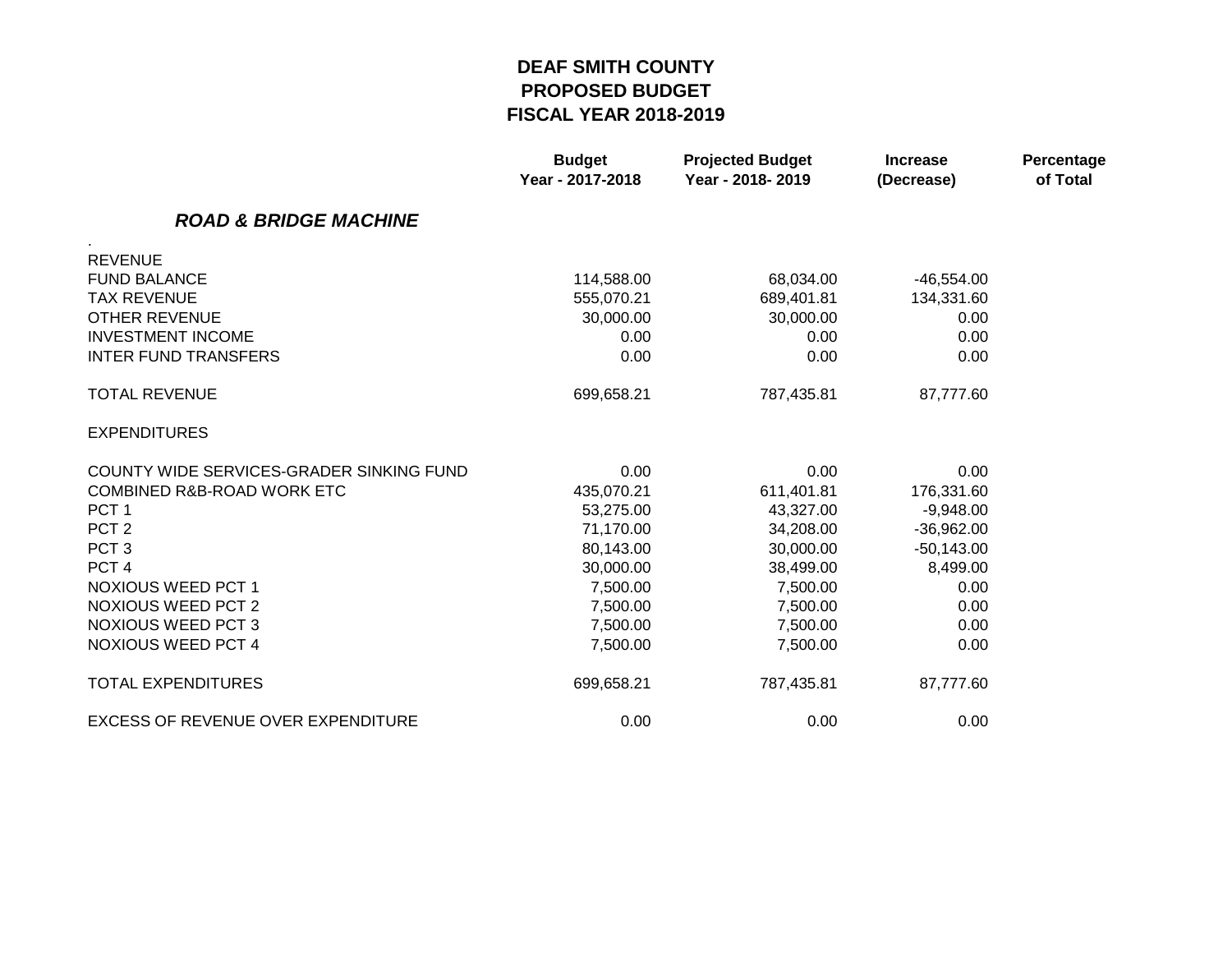# DEAF SMITH COUNTY
# PROPOSED BUDGET
# FISCAL YEAR 2018-2019

| | Budget Year - 2017-2018 | Projected Budget Year - 2018- 2019 | Increase (Decrease) | Percentage of Total |
|---|---|---|---|---|
| ***ROAD & BRIDGE MACHINE*** | | | | |
| . | | | | |
| REVENUE | | | | |
| FUND BALANCE | 114,588.00 | 68,034.00 | -46,554.00 | |
| TAX REVENUE | 555,070.21 | 689,401.81 | 134,331.60 | |
| OTHER REVENUE | 30,000.00 | 30,000.00 | 0.00 | |
| INVESTMENT INCOME | 0.00 | 0.00 | 0.00 | |
| INTER FUND TRANSFERS | 0.00 | 0.00 | 0.00 | |
| TOTAL REVENUE | 699,658.21 | 787,435.81 | 87,777.60 | |
| EXPENDITURES | | | | |
| COUNTY WIDE SERVICES-GRADER SINKING FUND | 0.00 | 0.00 | 0.00 | |
| COMBINED R&B-ROAD WORK ETC | 435,070.21 | 611,401.81 | 176,331.60 | |
| PCT 1 | 53,275.00 | 43,327.00 | -9,948.00 | |
| PCT 2 | 71,170.00 | 34,208.00 | -36,962.00 | |
| PCT 3 | 80,143.00 | 30,000.00 | -50,143.00 | |
| PCT 4 | 30,000.00 | 38,499.00 | 8,499.00 | |
| NOXIOUS WEED PCT 1 | 7,500.00 | 7,500.00 | 0.00 | |
| NOXIOUS WEED PCT 2 | 7,500.00 | 7,500.00 | 0.00 | |
| NOXIOUS WEED PCT 3 | 7,500.00 | 7,500.00 | 0.00 | |
| NOXIOUS WEED PCT 4 | 7,500.00 | 7,500.00 | 0.00 | |
| TOTAL EXPENDITURES | 699,658.21 | 787,435.81 | 87,777.60 | |
| EXCESS OF REVENUE OVER EXPENDITURE | 0.00 | 0.00 | 0.00 | |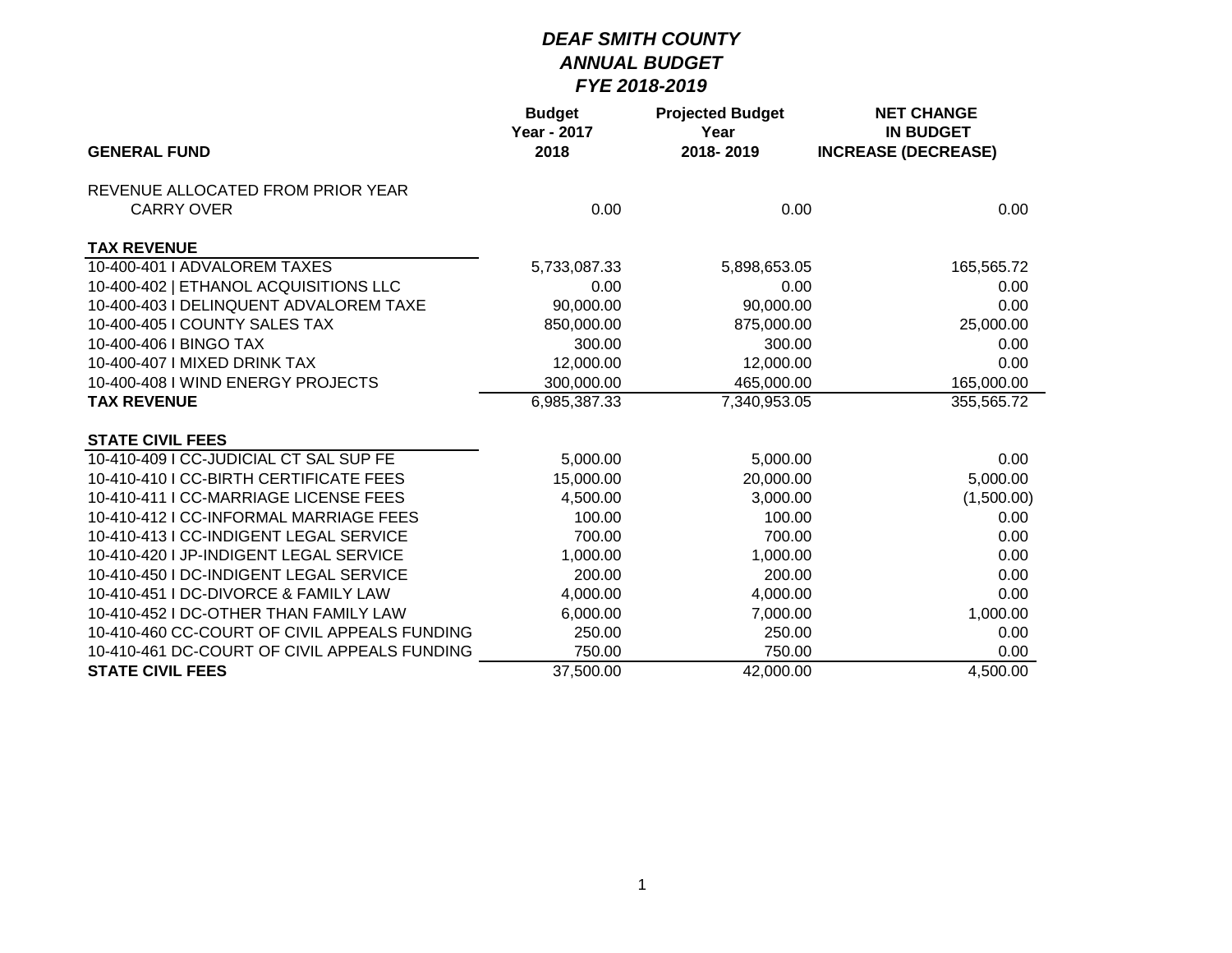# *DEAF SMITH COUNTY*
## *ANNUAL BUDGET*
### *FYE 2018-2019*

| GENERAL FUND | Budget Year - 2017 2018 | Projected Budget Year 2018- 2019 | NET CHANGE IN BUDGET INCREASE (DECREASE) |
|---|---|---|---|
| REVENUE ALLOCATED FROM PRIOR YEAR | | | |
| CARRY OVER | 0.00 | 0.00 | 0.00 |
| **TAX REVENUE** | | | |
| 10-400-401 I ADVALOREM TAXES | 5,733,087.33 | 5,898,653.05 | 165,565.72 |
| 10-400-402 \| ETHANOL ACQUISITIONS LLC | 0.00 | 0.00 | 0.00 |
| 10-400-403 I DELINQUENT ADVALOREM TAXE | 90,000.00 | 90,000.00 | 0.00 |
| 10-400-405 I COUNTY SALES TAX | 850,000.00 | 875,000.00 | 25,000.00 |
| 10-400-406 I BINGO TAX | 300.00 | 300.00 | 0.00 |
| 10-400-407 I MIXED DRINK TAX | 12,000.00 | 12,000.00 | 0.00 |
| 10-400-408 I WIND ENERGY PROJECTS | 300,000.00 | 465,000.00 | 165,000.00 |
| **TAX REVENUE** | 6,985,387.33 | 7,340,953.05 | 355,565.72 |
| **STATE CIVIL FEES** | | | |
| 10-410-409 I CC-JUDICIAL CT SAL SUP FE | 5,000.00 | 5,000.00 | 0.00 |
| 10-410-410 I CC-BIRTH CERTIFICATE FEES | 15,000.00 | 20,000.00 | 5,000.00 |
| 10-410-411 I CC-MARRIAGE LICENSE FEES | 4,500.00 | 3,000.00 | (1,500.00) |
| 10-410-412 I CC-INFORMAL MARRIAGE FEES | 100.00 | 100.00 | 0.00 |
| 10-410-413 I CC-INDIGENT LEGAL SERVICE | 700.00 | 700.00 | 0.00 |
| 10-410-420 I JP-INDIGENT LEGAL SERVICE | 1,000.00 | 1,000.00 | 0.00 |
| 10-410-450 I DC-INDIGENT LEGAL SERVICE | 200.00 | 200.00 | 0.00 |
| 10-410-451 I DC-DIVORCE & FAMILY LAW | 4,000.00 | 4,000.00 | 0.00 |
| 10-410-452 I DC-OTHER THAN FAMILY LAW | 6,000.00 | 7,000.00 | 1,000.00 |
| 10-410-460 CC-COURT OF CIVIL APPEALS FUNDING | 250.00 | 250.00 | 0.00 |
| 10-410-461 DC-COURT OF CIVIL APPEALS FUNDING | 750.00 | 750.00 | 0.00 |
| **STATE CIVIL FEES** | 37,500.00 | 42,000.00 | 4,500.00 |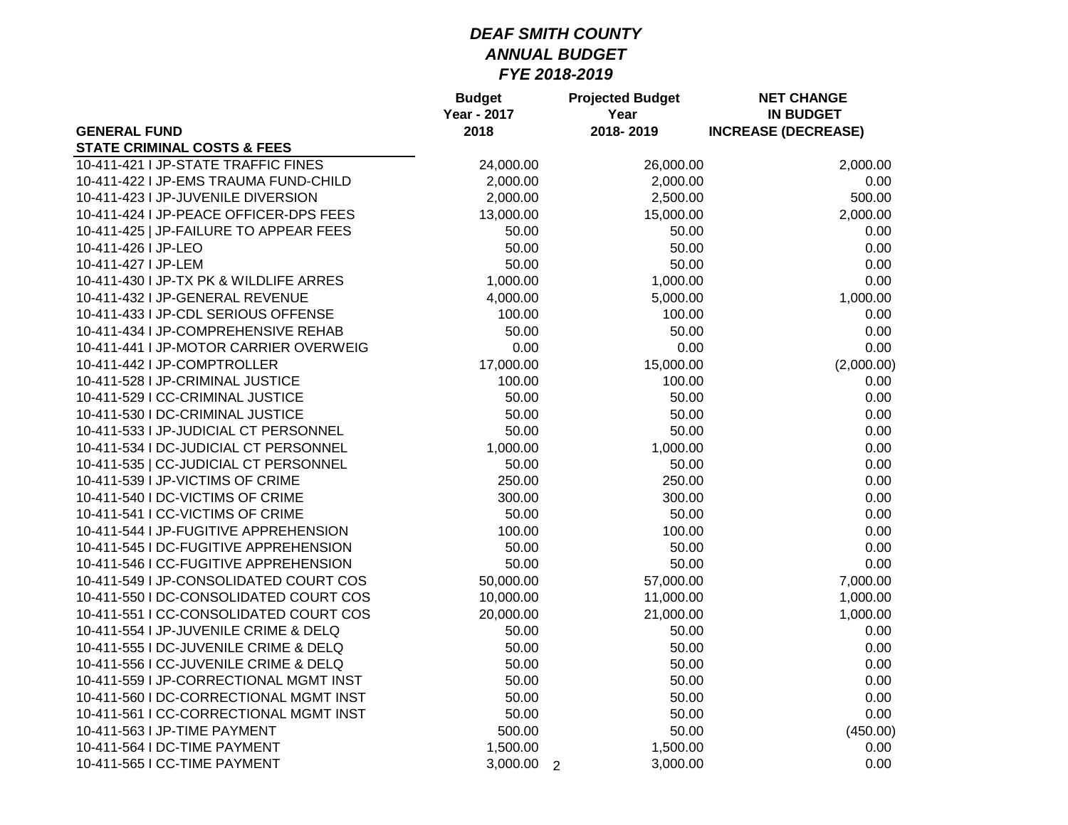# *DEAF SMITH COUNTY*
## *ANNUAL BUDGET*
### *FYE 2018-2019*

| GENERAL FUND | Budget Year - 2017 2018 | Projected Budget Year 2018- 2019 | NET CHANGE IN BUDGET INCREASE (DECREASE) |
|---|---|---|---|
| **STATE CRIMINAL COSTS & FEES** | | | |
| 10-411-421 I JP-STATE TRAFFIC FINES | 24,000.00 | 26,000.00 | 2,000.00 |
| 10-411-422 I JP-EMS TRAUMA FUND-CHILD | 2,000.00 | 2,000.00 | 0.00 |
| 10-411-423 I JP-JUVENILE DIVERSION | 2,000.00 | 2,500.00 | 500.00 |
| 10-411-424 I JP-PEACE OFFICER-DPS FEES | 13,000.00 | 15,000.00 | 2,000.00 |
| 10-411-425 \| JP-FAILURE TO APPEAR FEES | 50.00 | 50.00 | 0.00 |
| 10-411-426 I JP-LEO | 50.00 | 50.00 | 0.00 |
| 10-411-427 I JP-LEM | 50.00 | 50.00 | 0.00 |
| 10-411-430 I JP-TX PK & WILDLIFE ARRES | 1,000.00 | 1,000.00 | 0.00 |
| 10-411-432 I JP-GENERAL REVENUE | 4,000.00 | 5,000.00 | 1,000.00 |
| 10-411-433 I JP-CDL SERIOUS OFFENSE | 100.00 | 100.00 | 0.00 |
| 10-411-434 I JP-COMPREHENSIVE REHAB | 50.00 | 50.00 | 0.00 |
| 10-411-441 I JP-MOTOR CARRIER OVERWEIG | 0.00 | 0.00 | 0.00 |
| 10-411-442 I JP-COMPTROLLER | 17,000.00 | 15,000.00 | (2,000.00) |
| 10-411-528 I JP-CRIMINAL JUSTICE | 100.00 | 100.00 | 0.00 |
| 10-411-529 I CC-CRIMINAL JUSTICE | 50.00 | 50.00 | 0.00 |
| 10-411-530 I DC-CRIMINAL JUSTICE | 50.00 | 50.00 | 0.00 |
| 10-411-533 I JP-JUDICIAL CT PERSONNEL | 50.00 | 50.00 | 0.00 |
| 10-411-534 I DC-JUDICIAL CT PERSONNEL | 1,000.00 | 1,000.00 | 0.00 |
| 10-411-535 \| CC-JUDICIAL CT PERSONNEL | 50.00 | 50.00 | 0.00 |
| 10-411-539 I JP-VICTIMS OF CRIME | 250.00 | 250.00 | 0.00 |
| 10-411-540 I DC-VICTIMS OF CRIME | 300.00 | 300.00 | 0.00 |
| 10-411-541 I CC-VICTIMS OF CRIME | 50.00 | 50.00 | 0.00 |
| 10-411-544 I JP-FUGITIVE APPREHENSION | 100.00 | 100.00 | 0.00 |
| 10-411-545 I DC-FUGITIVE APPREHENSION | 50.00 | 50.00 | 0.00 |
| 10-411-546 I CC-FUGITIVE APPREHENSION | 50.00 | 50.00 | 0.00 |
| 10-411-549 I JP-CONSOLIDATED COURT COS | 50,000.00 | 57,000.00 | 7,000.00 |
| 10-411-550 I DC-CONSOLIDATED COURT COS | 10,000.00 | 11,000.00 | 1,000.00 |
| 10-411-551 I CC-CONSOLIDATED COURT COS | 20,000.00 | 21,000.00 | 1,000.00 |
| 10-411-554 I JP-JUVENILE CRIME & DELQ | 50.00 | 50.00 | 0.00 |
| 10-411-555 I DC-JUVENILE CRIME & DELQ | 50.00 | 50.00 | 0.00 |
| 10-411-556 I CC-JUVENILE CRIME & DELQ | 50.00 | 50.00 | 0.00 |
| 10-411-559 I JP-CORRECTIONAL MGMT INST | 50.00 | 50.00 | 0.00 |
| 10-411-560 I DC-CORRECTIONAL MGMT INST | 50.00 | 50.00 | 0.00 |
| 10-411-561 I CC-CORRECTIONAL MGMT INST | 50.00 | 50.00 | 0.00 |
| 10-411-563 I JP-TIME PAYMENT | 500.00 | 50.00 | (450.00) |
| 10-411-564 I DC-TIME PAYMENT | 1,500.00 | 1,500.00 | 0.00 |
| 10-411-565 I CC-TIME PAYMENT | 3,000.00 | 3,000.00 | 0.00 |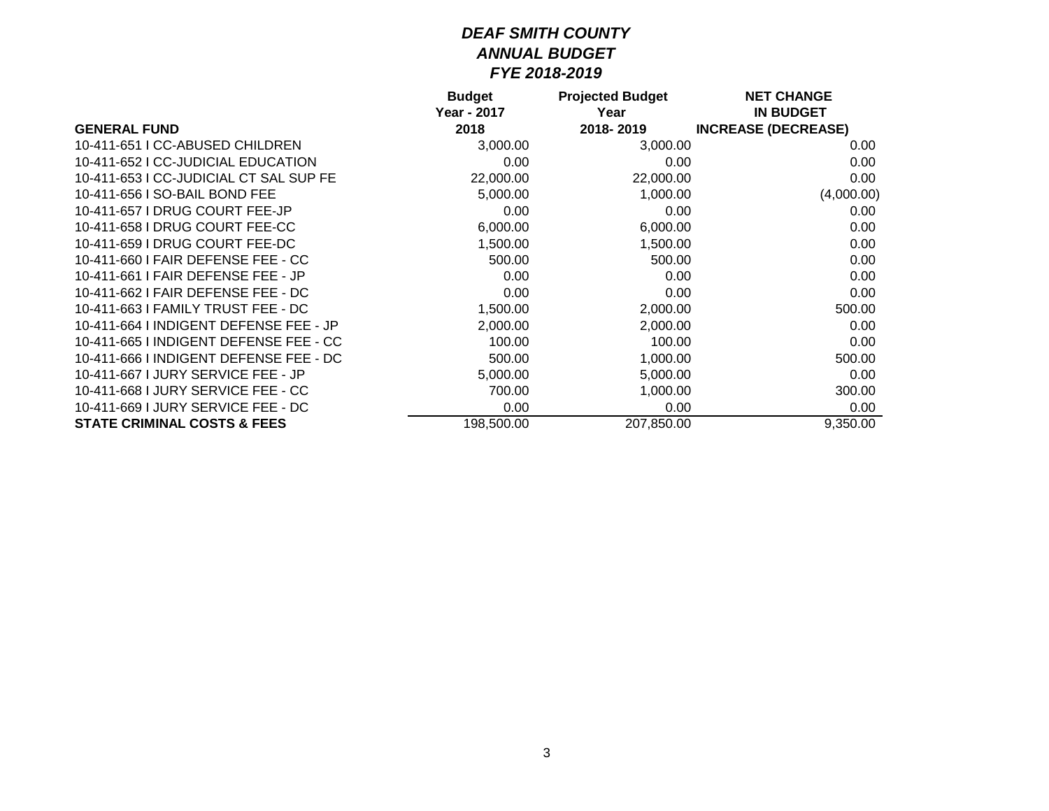# *DEAF SMITH COUNTY*
## *ANNUAL BUDGET*
## *FYE 2018-2019*

| GENERAL FUND | Budget Year - 2017 2018 | Projected Budget Year 2018- 2019 | NET CHANGE IN BUDGET INCREASE (DECREASE) |
|---|---|---|---|
| 10-411-651 I CC-ABUSED CHILDREN | 3,000.00 | 3,000.00 | 0.00 |
| 10-411-652 I CC-JUDICIAL EDUCATION | 0.00 | 0.00 | 0.00 |
| 10-411-653 I CC-JUDICIAL CT SAL SUP FE | 22,000.00 | 22,000.00 | 0.00 |
| 10-411-656 I SO-BAIL BOND FEE | 5,000.00 | 1,000.00 | (4,000.00) |
| 10-411-657 I DRUG COURT FEE-JP | 0.00 | 0.00 | 0.00 |
| 10-411-658 I DRUG COURT FEE-CC | 6,000.00 | 6,000.00 | 0.00 |
| 10-411-659 I DRUG COURT FEE-DC | 1,500.00 | 1,500.00 | 0.00 |
| 10-411-660 I FAIR DEFENSE FEE - CC | 500.00 | 500.00 | 0.00 |
| 10-411-661 I FAIR DEFENSE FEE - JP | 0.00 | 0.00 | 0.00 |
| 10-411-662 I FAIR DEFENSE FEE - DC | 0.00 | 0.00 | 0.00 |
| 10-411-663 I FAMILY TRUST FEE - DC | 1,500.00 | 2,000.00 | 500.00 |
| 10-411-664 I INDIGENT DEFENSE FEE - JP | 2,000.00 | 2,000.00 | 0.00 |
| 10-411-665 I INDIGENT DEFENSE FEE - CC | 100.00 | 100.00 | 0.00 |
| 10-411-666 I INDIGENT DEFENSE FEE - DC | 500.00 | 1,000.00 | 500.00 |
| 10-411-667 I JURY SERVICE FEE - JP | 5,000.00 | 5,000.00 | 0.00 |
| 10-411-668 I JURY SERVICE FEE - CC | 700.00 | 1,000.00 | 300.00 |
| 10-411-669 I JURY SERVICE FEE - DC | 0.00 | 0.00 | 0.00 |
| **STATE CRIMINAL COSTS & FEES** | 198,500.00 | 207,850.00 | 9,350.00 |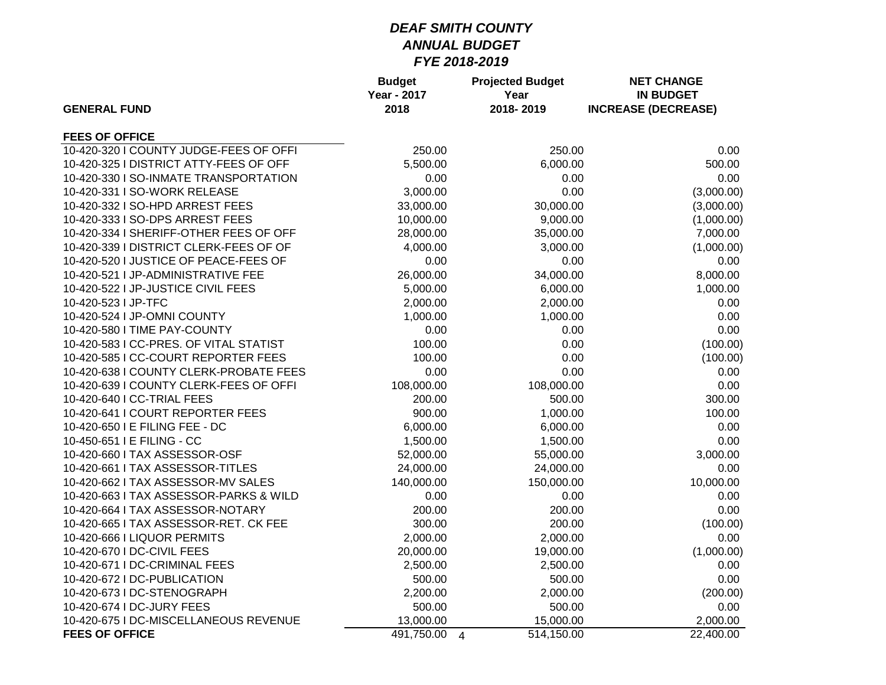# *DEAF SMITH COUNTY*
## *ANNUAL BUDGET*
## *FYE 2018-2019*

| GENERAL FUND | Budget Year - 2017 2018 | Projected Budget Year 2018- 2019 | NET CHANGE IN BUDGET INCREASE (DECREASE) |
|---|---|---|---|
| **FEES OF OFFICE** | | | |
| 10-420-320 I COUNTY JUDGE-FEES OF OFFI | 250.00 | 250.00 | 0.00 |
| 10-420-325 I DISTRICT ATTY-FEES OF OFF | 5,500.00 | 6,000.00 | 500.00 |
| 10-420-330 I SO-INMATE TRANSPORTATION | 0.00 | 0.00 | 0.00 |
| 10-420-331 I SO-WORK RELEASE | 3,000.00 | 0.00 | (3,000.00) |
| 10-420-332 I SO-HPD ARREST FEES | 33,000.00 | 30,000.00 | (3,000.00) |
| 10-420-333 I SO-DPS ARREST FEES | 10,000.00 | 9,000.00 | (1,000.00) |
| 10-420-334 I SHERIFF-OTHER FEES OF OFF | 28,000.00 | 35,000.00 | 7,000.00 |
| 10-420-339 I DISTRICT CLERK-FEES OF OF | 4,000.00 | 3,000.00 | (1,000.00) |
| 10-420-520 I JUSTICE OF PEACE-FEES OF | 0.00 | 0.00 | 0.00 |
| 10-420-521 I JP-ADMINISTRATIVE FEE | 26,000.00 | 34,000.00 | 8,000.00 |
| 10-420-522 I JP-JUSTICE CIVIL FEES | 5,000.00 | 6,000.00 | 1,000.00 |
| 10-420-523 I JP-TFC | 2,000.00 | 2,000.00 | 0.00 |
| 10-420-524 I JP-OMNI COUNTY | 1,000.00 | 1,000.00 | 0.00 |
| 10-420-580 I TIME PAY-COUNTY | 0.00 | 0.00 | 0.00 |
| 10-420-583 I CC-PRES. OF VITAL STATIST | 100.00 | 0.00 | (100.00) |
| 10-420-585 I CC-COURT REPORTER FEES | 100.00 | 0.00 | (100.00) |
| 10-420-638 I COUNTY CLERK-PROBATE FEES | 0.00 | 0.00 | 0.00 |
| 10-420-639 I COUNTY CLERK-FEES OF OFFI | 108,000.00 | 108,000.00 | 0.00 |
| 10-420-640 I CC-TRIAL FEES | 200.00 | 500.00 | 300.00 |
| 10-420-641 I COURT REPORTER FEES | 900.00 | 1,000.00 | 100.00 |
| 10-420-650 I E FILING FEE - DC | 6,000.00 | 6,000.00 | 0.00 |
| 10-450-651 I E FILING - CC | 1,500.00 | 1,500.00 | 0.00 |
| 10-420-660 I TAX ASSESSOR-OSF | 52,000.00 | 55,000.00 | 3,000.00 |
| 10-420-661 I TAX ASSESSOR-TITLES | 24,000.00 | 24,000.00 | 0.00 |
| 10-420-662 I TAX ASSESSOR-MV SALES | 140,000.00 | 150,000.00 | 10,000.00 |
| 10-420-663 I TAX ASSESSOR-PARKS & WILD | 0.00 | 0.00 | 0.00 |
| 10-420-664 I TAX ASSESSOR-NOTARY | 200.00 | 200.00 | 0.00 |
| 10-420-665 I TAX ASSESSOR-RET. CK FEE | 300.00 | 200.00 | (100.00) |
| 10-420-666 I LIQUOR PERMITS | 2,000.00 | 2,000.00 | 0.00 |
| 10-420-670 I DC-CIVIL FEES | 20,000.00 | 19,000.00 | (1,000.00) |
| 10-420-671 I DC-CRIMINAL FEES | 2,500.00 | 2,500.00 | 0.00 |
| 10-420-672 I DC-PUBLICATION | 500.00 | 500.00 | 0.00 |
| 10-420-673 I DC-STENOGRAPH | 2,200.00 | 2,000.00 | (200.00) |
| 10-420-674 I DC-JURY FEES | 500.00 | 500.00 | 0.00 |
| 10-420-675 I DC-MISCELLANEOUS REVENUE | 13,000.00 | 15,000.00 | 2,000.00 |
| **FEES OF OFFICE** | 491,750.00 | 514,150.00 | 22,400.00 |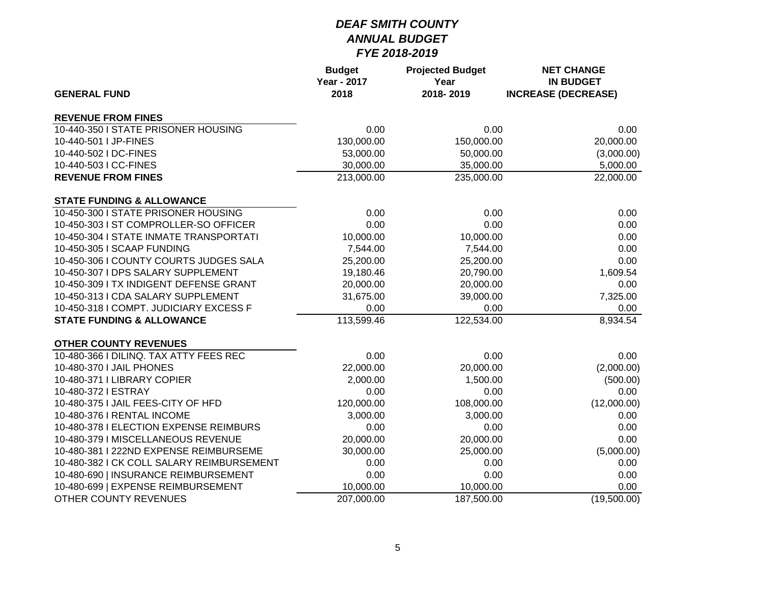# *DEAF SMITH COUNTY*
## *ANNUAL BUDGET*
### *FYE 2018-2019*

| GENERAL FUND | Budget Year - 2017 2018 | Projected Budget Year 2018- 2019 | NET CHANGE IN BUDGET INCREASE (DECREASE) |
|---|---|---|---|
| **REVENUE FROM FINES** | | | |
| 10-440-350 I STATE PRISONER HOUSING | 0.00 | 0.00 | 0.00 |
| 10-440-501 I JP-FINES | 130,000.00 | 150,000.00 | 20,000.00 |
| 10-440-502 I DC-FINES | 53,000.00 | 50,000.00 | (3,000.00) |
| 10-440-503 I CC-FINES | 30,000.00 | 35,000.00 | 5,000.00 |
| **REVENUE FROM FINES** | 213,000.00 | 235,000.00 | 22,000.00 |
| **STATE FUNDING & ALLOWANCE** | | | |
| 10-450-300 I STATE PRISONER HOUSING | 0.00 | 0.00 | 0.00 |
| 10-450-303 I ST COMPROLLER-SO OFFICER | 0.00 | 0.00 | 0.00 |
| 10-450-304 I STATE INMATE TRANSPORTATI | 10,000.00 | 10,000.00 | 0.00 |
| 10-450-305 I SCAAP FUNDING | 7,544.00 | 7,544.00 | 0.00 |
| 10-450-306 I COUNTY COURTS JUDGES SALA | 25,200.00 | 25,200.00 | 0.00 |
| 10-450-307 I DPS SALARY SUPPLEMENT | 19,180.46 | 20,790.00 | 1,609.54 |
| 10-450-309 I TX INDIGENT DEFENSE GRANT | 20,000.00 | 20,000.00 | 0.00 |
| 10-450-313 I CDA SALARY SUPPLEMENT | 31,675.00 | 39,000.00 | 7,325.00 |
| 10-450-318 I COMPT. JUDICIARY EXCESS F | 0.00 | 0.00 | 0.00 |
| **STATE FUNDING & ALLOWANCE** | 113,599.46 | 122,534.00 | 8,934.54 |
| **OTHER COUNTY REVENUES** | | | |
| 10-480-366 I DILINQ. TAX ATTY FEES REC | 0.00 | 0.00 | 0.00 |
| 10-480-370 I JAIL PHONES | 22,000.00 | 20,000.00 | (2,000.00) |
| 10-480-371 I LIBRARY COPIER | 2,000.00 | 1,500.00 | (500.00) |
| 10-480-372 I ESTRAY | 0.00 | 0.00 | 0.00 |
| 10-480-375 I JAIL FEES-CITY OF HFD | 120,000.00 | 108,000.00 | (12,000.00) |
| 10-480-376 I RENTAL INCOME | 3,000.00 | 3,000.00 | 0.00 |
| 10-480-378 I ELECTION EXPENSE REIMBURS | 0.00 | 0.00 | 0.00 |
| 10-480-379 I MISCELLANEOUS REVENUE | 20,000.00 | 20,000.00 | 0.00 |
| 10-480-381 I 222ND EXPENSE REIMBURSEME | 30,000.00 | 25,000.00 | (5,000.00) |
| 10-480-382 I CK COLL SALARY REIMBURSEMENT | 0.00 | 0.00 | 0.00 |
| 10-480-690 \| INSURANCE REIMBURSEMENT | 0.00 | 0.00 | 0.00 |
| 10-480-699 \| EXPENSE REIMBURSEMENT | 10,000.00 | 10,000.00 | 0.00 |
| OTHER COUNTY REVENUES | 207,000.00 | 187,500.00 | (19,500.00) |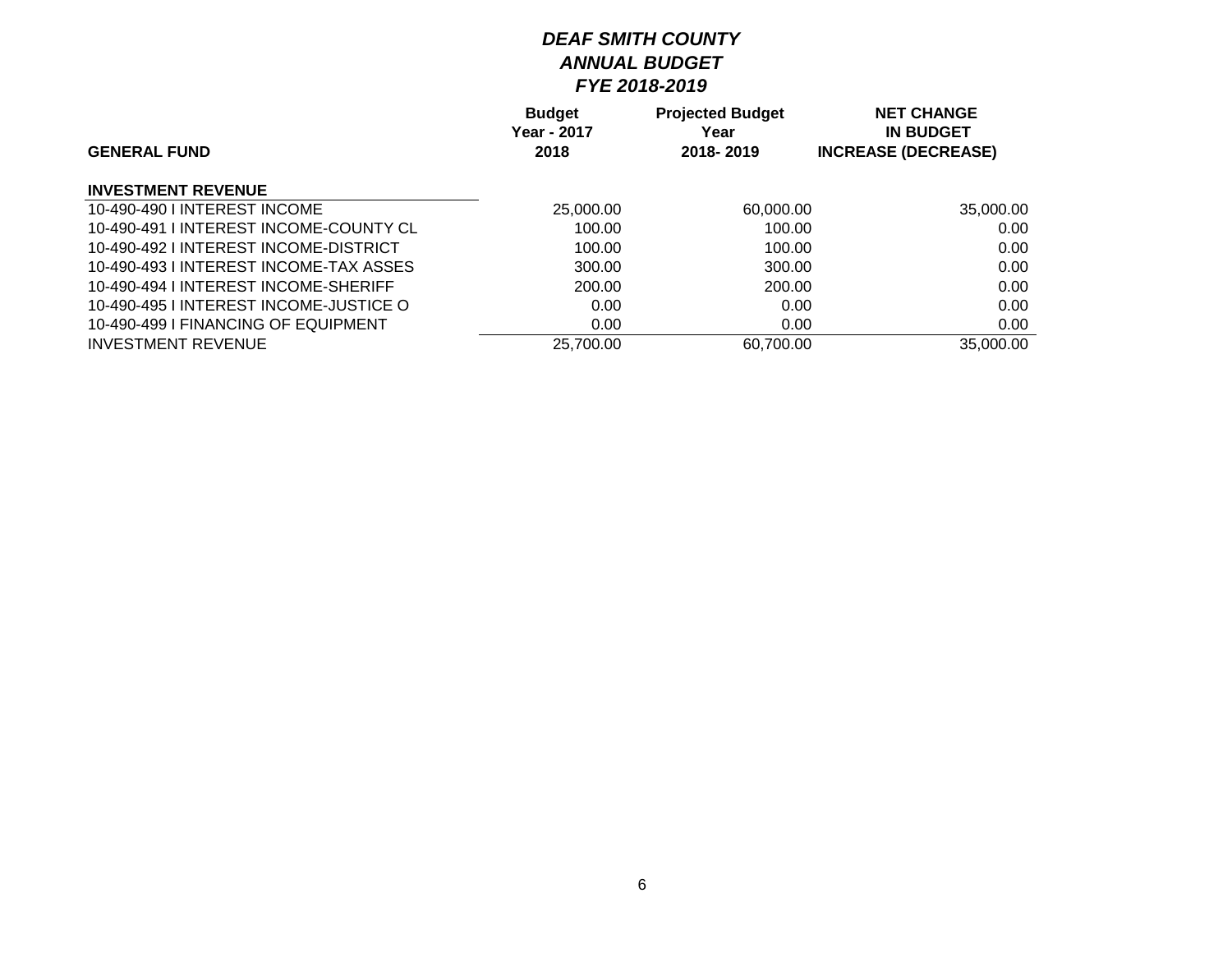# *DEAF SMITH COUNTY*
## *ANNUAL BUDGET*
### *FYE 2018-2019*

| GENERAL FUND | Budget Year - 2017 2018 | Projected Budget Year 2018- 2019 | NET CHANGE IN BUDGET INCREASE (DECREASE) |
|---|---|---|---|
| **INVESTMENT REVENUE** | | | |
| 10-490-490 I INTEREST INCOME | 25,000.00 | 60,000.00 | 35,000.00 |
| 10-490-491 I INTEREST INCOME-COUNTY CL | 100.00 | 100.00 | 0.00 |
| 10-490-492 I INTEREST INCOME-DISTRICT | 100.00 | 100.00 | 0.00 |
| 10-490-493 I INTEREST INCOME-TAX ASSES | 300.00 | 300.00 | 0.00 |
| 10-490-494 I INTEREST INCOME-SHERIFF | 200.00 | 200.00 | 0.00 |
| 10-490-495 I INTEREST INCOME-JUSTICE O | 0.00 | 0.00 | 0.00 |
| 10-490-499 I FINANCING OF EQUIPMENT | 0.00 | 0.00 | 0.00 |
| INVESTMENT REVENUE | 25,700.00 | 60,700.00 | 35,000.00 |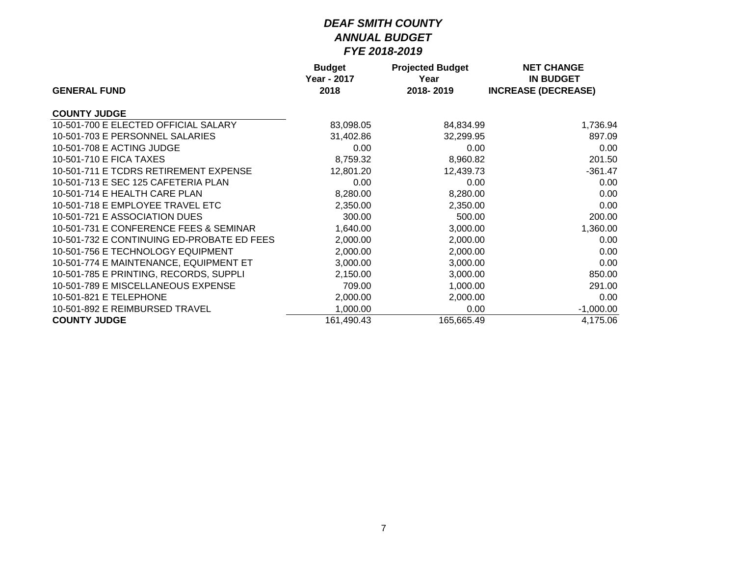# *DEAF SMITH COUNTY*
## *ANNUAL BUDGET*
## *FYE 2018-2019*

| GENERAL FUND | Budget Year - 2017 2018 | Projected Budget Year 2018- 2019 | NET CHANGE IN BUDGET INCREASE (DECREASE) |
|---|---|---|---|
| **COUNTY JUDGE** | | | |
| 10-501-700 E ELECTED OFFICIAL SALARY | 83,098.05 | 84,834.99 | 1,736.94 |
| 10-501-703 E PERSONNEL SALARIES | 31,402.86 | 32,299.95 | 897.09 |
| 10-501-708 E ACTING JUDGE | 0.00 | 0.00 | 0.00 |
| 10-501-710 E FICA TAXES | 8,759.32 | 8,960.82 | 201.50 |
| 10-501-711 E TCDRS RETIREMENT EXPENSE | 12,801.20 | 12,439.73 | -361.47 |
| 10-501-713 E SEC 125 CAFETERIA PLAN | 0.00 | 0.00 | 0.00 |
| 10-501-714 E HEALTH CARE PLAN | 8,280.00 | 8,280.00 | 0.00 |
| 10-501-718 E EMPLOYEE TRAVEL ETC | 2,350.00 | 2,350.00 | 0.00 |
| 10-501-721 E ASSOCIATION DUES | 300.00 | 500.00 | 200.00 |
| 10-501-731 E CONFERENCE FEES & SEMINAR | 1,640.00 | 3,000.00 | 1,360.00 |
| 10-501-732 E CONTINUING ED-PROBATE ED FEES | 2,000.00 | 2,000.00 | 0.00 |
| 10-501-756 E TECHNOLOGY EQUIPMENT | 2,000.00 | 2,000.00 | 0.00 |
| 10-501-774 E MAINTENANCE, EQUIPMENT ET | 3,000.00 | 3,000.00 | 0.00 |
| 10-501-785 E PRINTING, RECORDS, SUPPLI | 2,150.00 | 3,000.00 | 850.00 |
| 10-501-789 E MISCELLANEOUS EXPENSE | 709.00 | 1,000.00 | 291.00 |
| 10-501-821 E TELEPHONE | 2,000.00 | 2,000.00 | 0.00 |
| 10-501-892 E REIMBURSED TRAVEL | 1,000.00 | 0.00 | -1,000.00 |
| **COUNTY JUDGE** | 161,490.43 | 165,665.49 | 4,175.06 |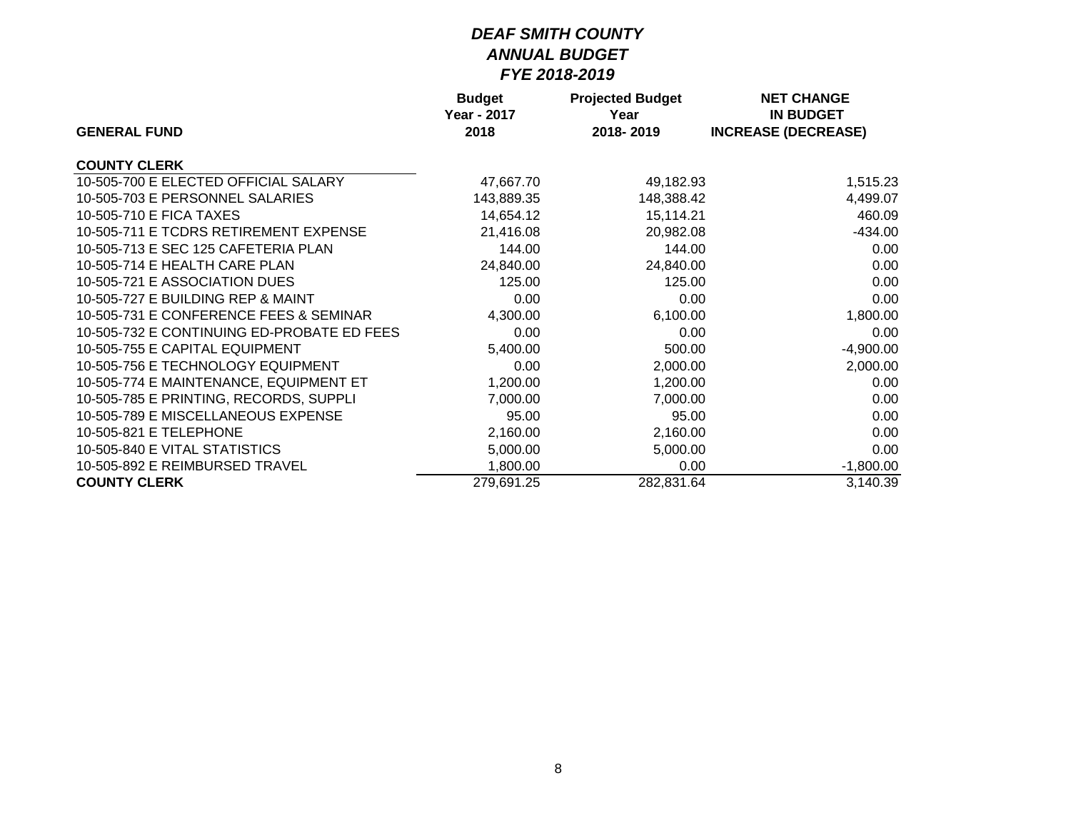# *DEAF SMITH COUNTY*
## *ANNUAL BUDGET*
### *FYE 2018-2019*

| GENERAL FUND | Budget Year - 2017 2018 | Projected Budget Year 2018- 2019 | NET CHANGE IN BUDGET INCREASE (DECREASE) |
|---|---|---|---|
| **COUNTY CLERK** | | | |
| 10-505-700 E ELECTED OFFICIAL SALARY | 47,667.70 | 49,182.93 | 1,515.23 |
| 10-505-703 E PERSONNEL SALARIES | 143,889.35 | 148,388.42 | 4,499.07 |
| 10-505-710 E FICA TAXES | 14,654.12 | 15,114.21 | 460.09 |
| 10-505-711 E TCDRS RETIREMENT EXPENSE | 21,416.08 | 20,982.08 | -434.00 |
| 10-505-713 E SEC 125 CAFETERIA PLAN | 144.00 | 144.00 | 0.00 |
| 10-505-714 E HEALTH CARE PLAN | 24,840.00 | 24,840.00 | 0.00 |
| 10-505-721 E ASSOCIATION DUES | 125.00 | 125.00 | 0.00 |
| 10-505-727 E BUILDING REP & MAINT | 0.00 | 0.00 | 0.00 |
| 10-505-731 E CONFERENCE FEES & SEMINAR | 4,300.00 | 6,100.00 | 1,800.00 |
| 10-505-732 E CONTINUING ED-PROBATE ED FEES | 0.00 | 0.00 | 0.00 |
| 10-505-755 E CAPITAL EQUIPMENT | 5,400.00 | 500.00 | -4,900.00 |
| 10-505-756 E TECHNOLOGY EQUIPMENT | 0.00 | 2,000.00 | 2,000.00 |
| 10-505-774 E MAINTENANCE, EQUIPMENT ET | 1,200.00 | 1,200.00 | 0.00 |
| 10-505-785 E PRINTING, RECORDS, SUPPLI | 7,000.00 | 7,000.00 | 0.00 |
| 10-505-789 E MISCELLANEOUS EXPENSE | 95.00 | 95.00 | 0.00 |
| 10-505-821 E TELEPHONE | 2,160.00 | 2,160.00 | 0.00 |
| 10-505-840 E VITAL STATISTICS | 5,000.00 | 5,000.00 | 0.00 |
| 10-505-892 E REIMBURSED TRAVEL | 1,800.00 | 0.00 | -1,800.00 |
| **COUNTY CLERK** | 279,691.25 | 282,831.64 | 3,140.39 |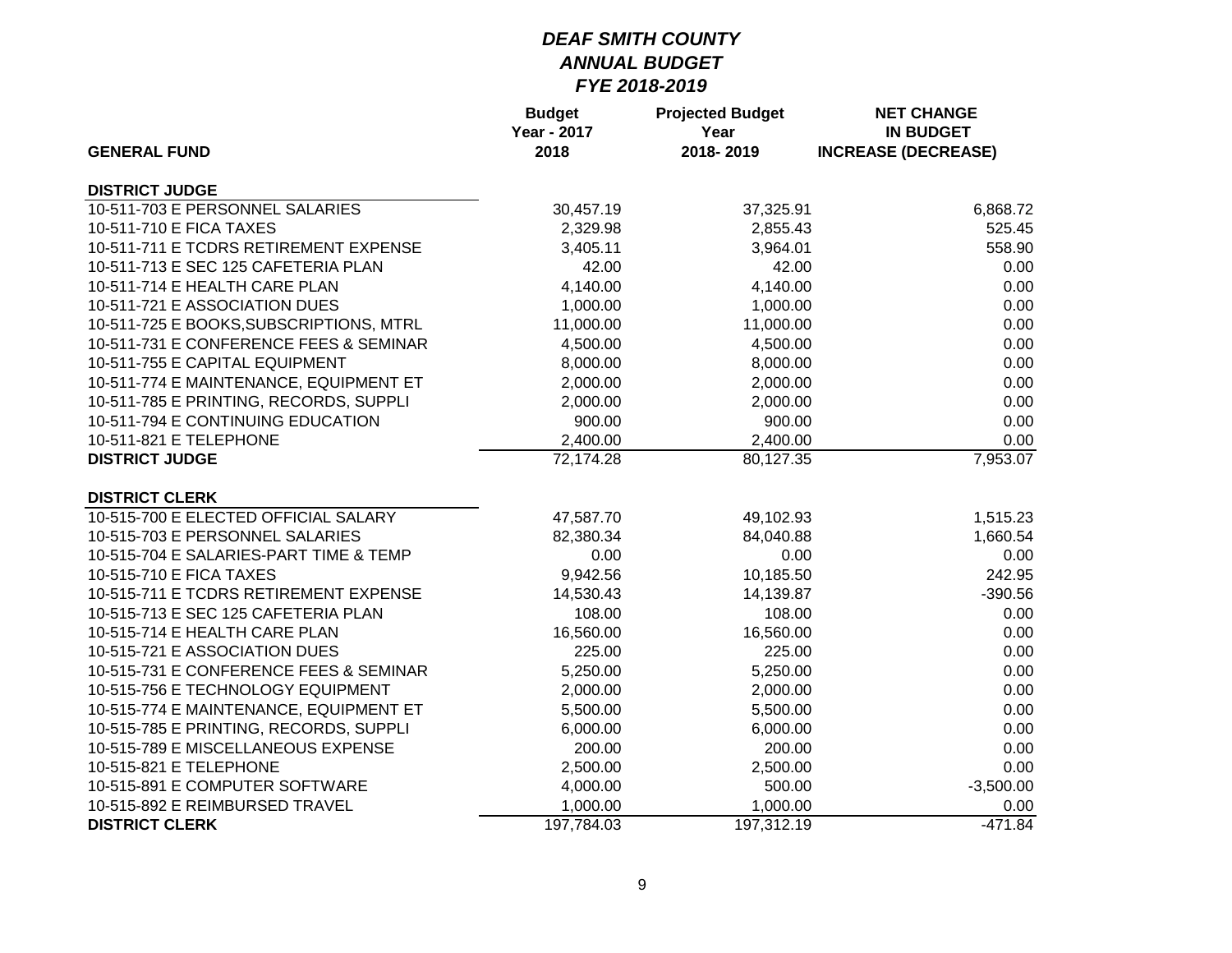# *DEAF SMITH COUNTY*
## *ANNUAL BUDGET*
## *FYE 2018-2019*

| GENERAL FUND | Budget Year - 2017 2018 | Projected Budget Year 2018- 2019 | NET CHANGE IN BUDGET INCREASE (DECREASE) |
|---|---|---|---|
| **DISTRICT JUDGE** | | | |
| 10-511-703 E PERSONNEL SALARIES | 30,457.19 | 37,325.91 | 6,868.72 |
| 10-511-710 E FICA TAXES | 2,329.98 | 2,855.43 | 525.45 |
| 10-511-711 E TCDRS RETIREMENT EXPENSE | 3,405.11 | 3,964.01 | 558.90 |
| 10-511-713 E SEC 125 CAFETERIA PLAN | 42.00 | 42.00 | 0.00 |
| 10-511-714 E HEALTH CARE PLAN | 4,140.00 | 4,140.00 | 0.00 |
| 10-511-721 E ASSOCIATION DUES | 1,000.00 | 1,000.00 | 0.00 |
| 10-511-725 E BOOKS,SUBSCRIPTIONS, MTRL | 11,000.00 | 11,000.00 | 0.00 |
| 10-511-731 E CONFERENCE FEES & SEMINAR | 4,500.00 | 4,500.00 | 0.00 |
| 10-511-755 E CAPITAL EQUIPMENT | 8,000.00 | 8,000.00 | 0.00 |
| 10-511-774 E MAINTENANCE, EQUIPMENT ET | 2,000.00 | 2,000.00 | 0.00 |
| 10-511-785 E PRINTING, RECORDS, SUPPLI | 2,000.00 | 2,000.00 | 0.00 |
| 10-511-794 E CONTINUING EDUCATION | 900.00 | 900.00 | 0.00 |
| 10-511-821 E TELEPHONE | 2,400.00 | 2,400.00 | 0.00 |
| **DISTRICT JUDGE** | 72,174.28 | 80,127.35 | 7,953.07 |
| **DISTRICT CLERK** | | | |
| 10-515-700 E ELECTED OFFICIAL SALARY | 47,587.70 | 49,102.93 | 1,515.23 |
| 10-515-703 E PERSONNEL SALARIES | 82,380.34 | 84,040.88 | 1,660.54 |
| 10-515-704 E SALARIES-PART TIME & TEMP | 0.00 | 0.00 | 0.00 |
| 10-515-710 E FICA TAXES | 9,942.56 | 10,185.50 | 242.95 |
| 10-515-711 E TCDRS RETIREMENT EXPENSE | 14,530.43 | 14,139.87 | -390.56 |
| 10-515-713 E SEC 125 CAFETERIA PLAN | 108.00 | 108.00 | 0.00 |
| 10-515-714 E HEALTH CARE PLAN | 16,560.00 | 16,560.00 | 0.00 |
| 10-515-721 E ASSOCIATION DUES | 225.00 | 225.00 | 0.00 |
| 10-515-731 E CONFERENCE FEES & SEMINAR | 5,250.00 | 5,250.00 | 0.00 |
| 10-515-756 E TECHNOLOGY EQUIPMENT | 2,000.00 | 2,000.00 | 0.00 |
| 10-515-774 E MAINTENANCE, EQUIPMENT ET | 5,500.00 | 5,500.00 | 0.00 |
| 10-515-785 E PRINTING, RECORDS, SUPPLI | 6,000.00 | 6,000.00 | 0.00 |
| 10-515-789 E MISCELLANEOUS EXPENSE | 200.00 | 200.00 | 0.00 |
| 10-515-821 E TELEPHONE | 2,500.00 | 2,500.00 | 0.00 |
| 10-515-891 E COMPUTER SOFTWARE | 4,000.00 | 500.00 | -3,500.00 |
| 10-515-892 E REIMBURSED TRAVEL | 1,000.00 | 1,000.00 | 0.00 |
| **DISTRICT CLERK** | 197,784.03 | 197,312.19 | -471.84 |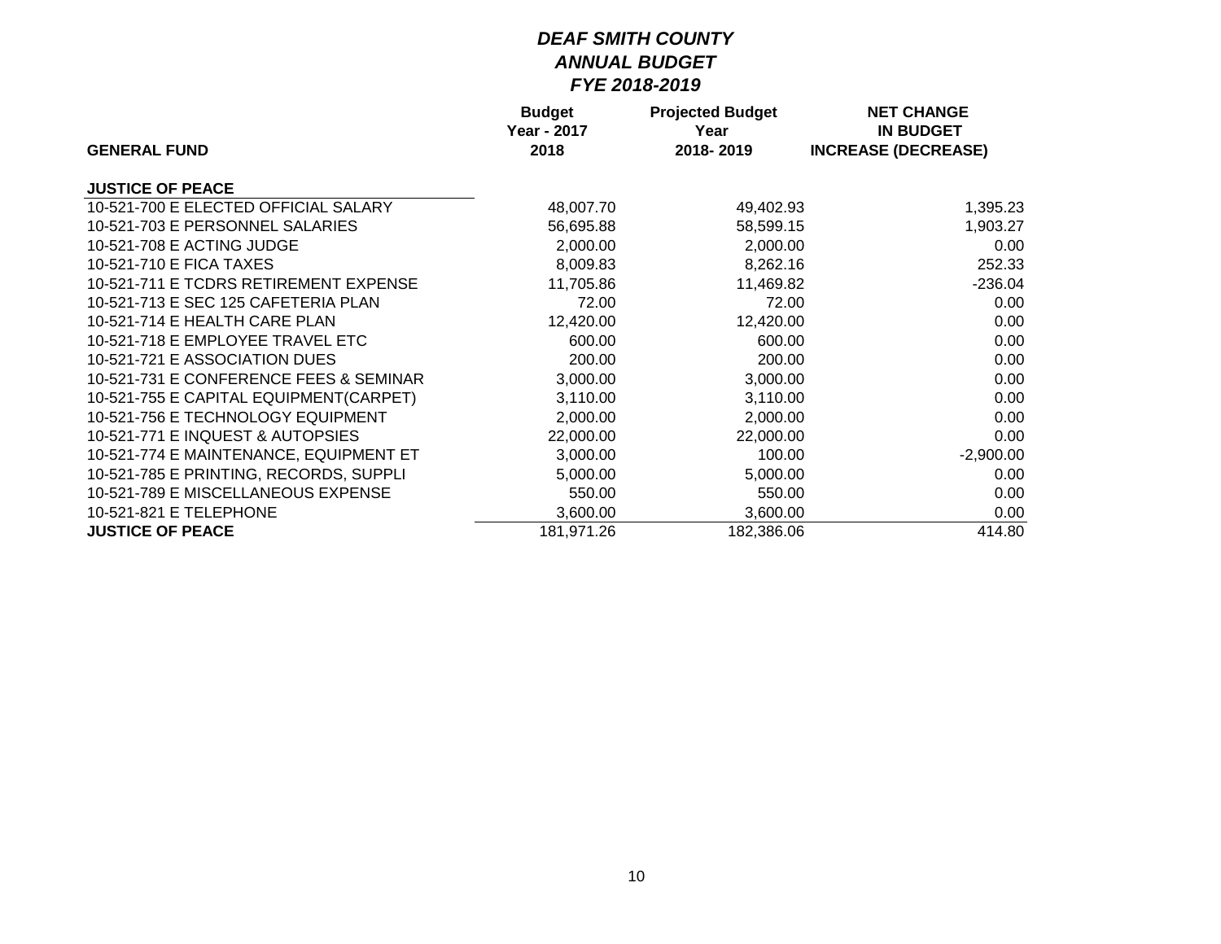# *DEAF SMITH COUNTY*
## *ANNUAL BUDGET*
### *FYE 2018-2019*

| GENERAL FUND | Budget Year - 2017 2018 | Projected Budget Year 2018- 2019 | NET CHANGE IN BUDGET INCREASE (DECREASE) |
|---|---|---|---|
| **JUSTICE OF PEACE** | | | |
| 10-521-700 E ELECTED OFFICIAL SALARY | 48,007.70 | 49,402.93 | 1,395.23 |
| 10-521-703 E PERSONNEL SALARIES | 56,695.88 | 58,599.15 | 1,903.27 |
| 10-521-708 E ACTING JUDGE | 2,000.00 | 2,000.00 | 0.00 |
| 10-521-710 E FICA TAXES | 8,009.83 | 8,262.16 | 252.33 |
| 10-521-711 E TCDRS RETIREMENT EXPENSE | 11,705.86 | 11,469.82 | -236.04 |
| 10-521-713 E SEC 125 CAFETERIA PLAN | 72.00 | 72.00 | 0.00 |
| 10-521-714 E HEALTH CARE PLAN | 12,420.00 | 12,420.00 | 0.00 |
| 10-521-718 E EMPLOYEE TRAVEL ETC | 600.00 | 600.00 | 0.00 |
| 10-521-721 E ASSOCIATION DUES | 200.00 | 200.00 | 0.00 |
| 10-521-731 E CONFERENCE FEES & SEMINAR | 3,000.00 | 3,000.00 | 0.00 |
| 10-521-755 E CAPITAL EQUIPMENT(CARPET) | 3,110.00 | 3,110.00 | 0.00 |
| 10-521-756 E TECHNOLOGY EQUIPMENT | 2,000.00 | 2,000.00 | 0.00 |
| 10-521-771 E INQUEST & AUTOPSIES | 22,000.00 | 22,000.00 | 0.00 |
| 10-521-774 E MAINTENANCE, EQUIPMENT ET | 3,000.00 | 100.00 | -2,900.00 |
| 10-521-785 E PRINTING, RECORDS, SUPPLI | 5,000.00 | 5,000.00 | 0.00 |
| 10-521-789 E MISCELLANEOUS EXPENSE | 550.00 | 550.00 | 0.00 |
| 10-521-821 E TELEPHONE | 3,600.00 | 3,600.00 | 0.00 |
| **JUSTICE OF PEACE** | 181,971.26 | 182,386.06 | 414.80 |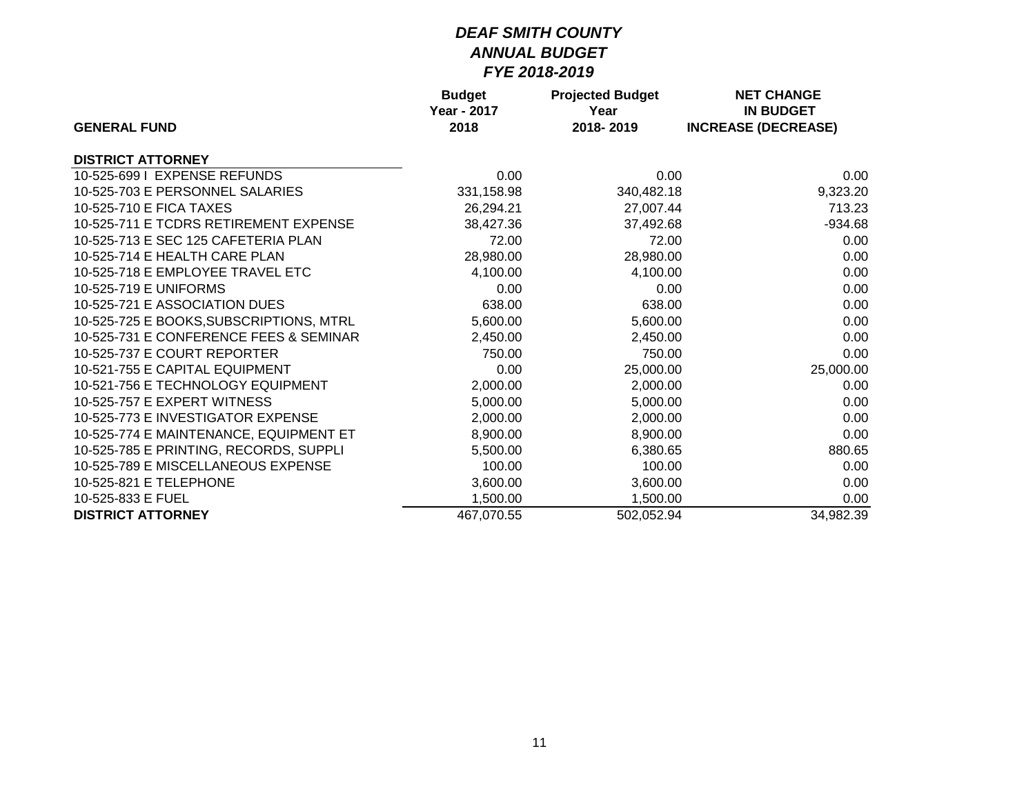# *DEAF SMITH COUNTY*
# *ANNUAL BUDGET*
# *FYE 2018-2019*

| GENERAL FUND | Budget Year - 2017 2018 | Projected Budget Year 2018- 2019 | NET CHANGE IN BUDGET INCREASE (DECREASE) |
|---|---|---|---|
| **DISTRICT ATTORNEY** | | | |
| 10-525-699 I EXPENSE REFUNDS | 0.00 | 0.00 | 0.00 |
| 10-525-703 E PERSONNEL SALARIES | 331,158.98 | 340,482.18 | 9,323.20 |
| 10-525-710 E FICA TAXES | 26,294.21 | 27,007.44 | 713.23 |
| 10-525-711 E TCDRS RETIREMENT EXPENSE | 38,427.36 | 37,492.68 | -934.68 |
| 10-525-713 E SEC 125 CAFETERIA PLAN | 72.00 | 72.00 | 0.00 |
| 10-525-714 E HEALTH CARE PLAN | 28,980.00 | 28,980.00 | 0.00 |
| 10-525-718 E EMPLOYEE TRAVEL ETC | 4,100.00 | 4,100.00 | 0.00 |
| 10-525-719 E UNIFORMS | 0.00 | 0.00 | 0.00 |
| 10-525-721 E ASSOCIATION DUES | 638.00 | 638.00 | 0.00 |
| 10-525-725 E BOOKS,SUBSCRIPTIONS, MTRL | 5,600.00 | 5,600.00 | 0.00 |
| 10-525-731 E CONFERENCE FEES & SEMINAR | 2,450.00 | 2,450.00 | 0.00 |
| 10-525-737 E COURT REPORTER | 750.00 | 750.00 | 0.00 |
| 10-521-755 E CAPITAL EQUIPMENT | 0.00 | 25,000.00 | 25,000.00 |
| 10-521-756 E TECHNOLOGY EQUIPMENT | 2,000.00 | 2,000.00 | 0.00 |
| 10-525-757 E EXPERT WITNESS | 5,000.00 | 5,000.00 | 0.00 |
| 10-525-773 E INVESTIGATOR EXPENSE | 2,000.00 | 2,000.00 | 0.00 |
| 10-525-774 E MAINTENANCE, EQUIPMENT ET | 8,900.00 | 8,900.00 | 0.00 |
| 10-525-785 E PRINTING, RECORDS, SUPPLI | 5,500.00 | 6,380.65 | 880.65 |
| 10-525-789 E MISCELLANEOUS EXPENSE | 100.00 | 100.00 | 0.00 |
| 10-525-821 E TELEPHONE | 3,600.00 | 3,600.00 | 0.00 |
| 10-525-833 E FUEL | 1,500.00 | 1,500.00 | 0.00 |
| **DISTRICT ATTORNEY** | 467,070.55 | 502,052.94 | 34,982.39 |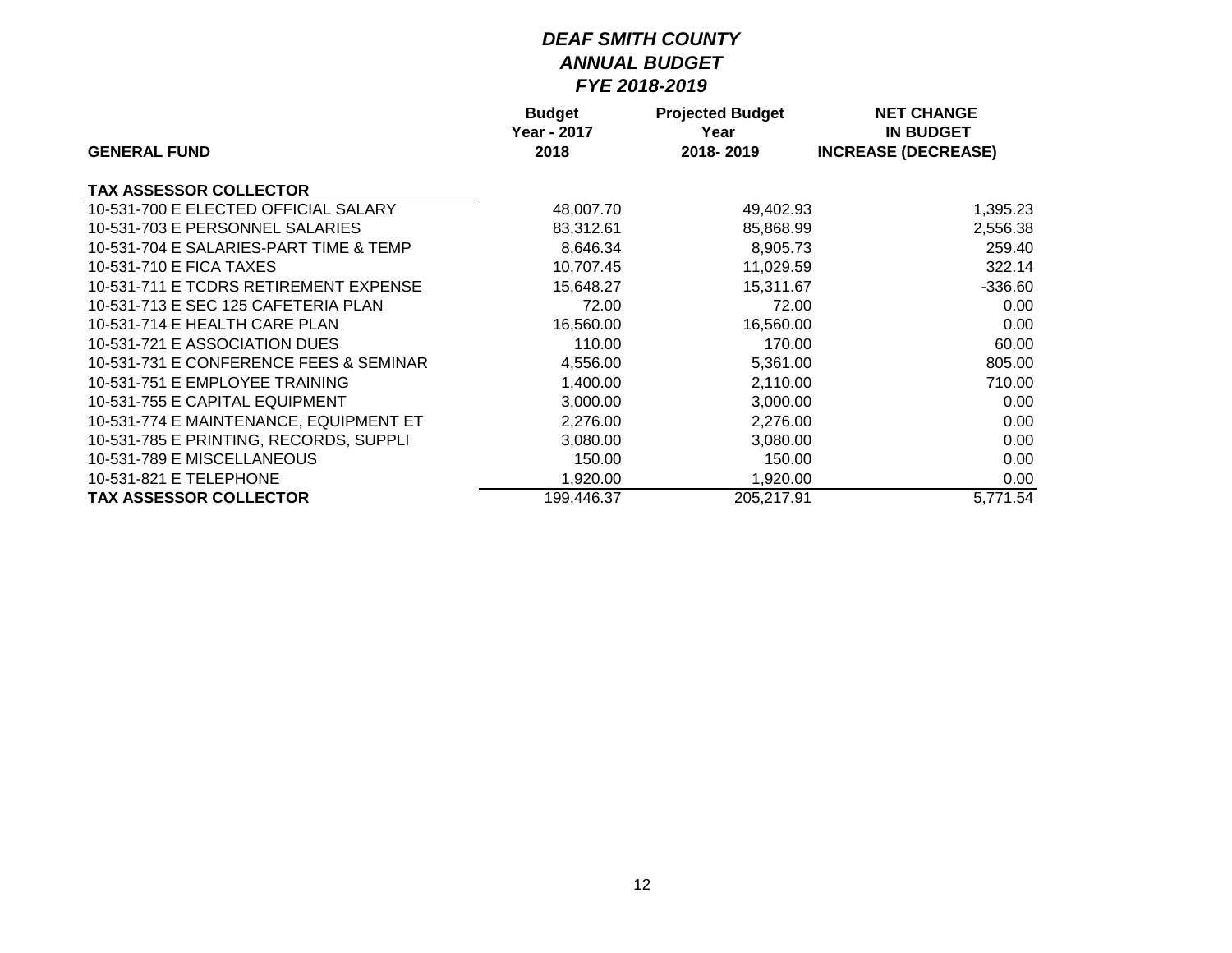# *DEAF SMITH COUNTY*
## *ANNUAL BUDGET*
## *FYE 2018-2019*

| GENERAL FUND | Budget Year - 2017 2018 | Projected Budget Year 2018- 2019 | NET CHANGE IN BUDGET INCREASE (DECREASE) |
|---|---|---|---|
| **TAX ASSESSOR COLLECTOR** | | | |
| 10-531-700 E ELECTED OFFICIAL SALARY | 48,007.70 | 49,402.93 | 1,395.23 |
| 10-531-703 E PERSONNEL SALARIES | 83,312.61 | 85,868.99 | 2,556.38 |
| 10-531-704 E SALARIES-PART TIME & TEMP | 8,646.34 | 8,905.73 | 259.40 |
| 10-531-710 E FICA TAXES | 10,707.45 | 11,029.59 | 322.14 |
| 10-531-711 E TCDRS RETIREMENT EXPENSE | 15,648.27 | 15,311.67 | -336.60 |
| 10-531-713 E SEC 125 CAFETERIA PLAN | 72.00 | 72.00 | 0.00 |
| 10-531-714 E HEALTH CARE PLAN | 16,560.00 | 16,560.00 | 0.00 |
| 10-531-721 E ASSOCIATION DUES | 110.00 | 170.00 | 60.00 |
| 10-531-731 E CONFERENCE FEES & SEMINAR | 4,556.00 | 5,361.00 | 805.00 |
| 10-531-751 E EMPLOYEE TRAINING | 1,400.00 | 2,110.00 | 710.00 |
| 10-531-755 E CAPITAL EQUIPMENT | 3,000.00 | 3,000.00 | 0.00 |
| 10-531-774 E MAINTENANCE, EQUIPMENT ET | 2,276.00 | 2,276.00 | 0.00 |
| 10-531-785 E PRINTING, RECORDS, SUPPLI | 3,080.00 | 3,080.00 | 0.00 |
| 10-531-789 E MISCELLANEOUS | 150.00 | 150.00 | 0.00 |
| 10-531-821 E TELEPHONE | 1,920.00 | 1,920.00 | 0.00 |
| **TAX ASSESSOR COLLECTOR** | 199,446.37 | 205,217.91 | 5,771.54 |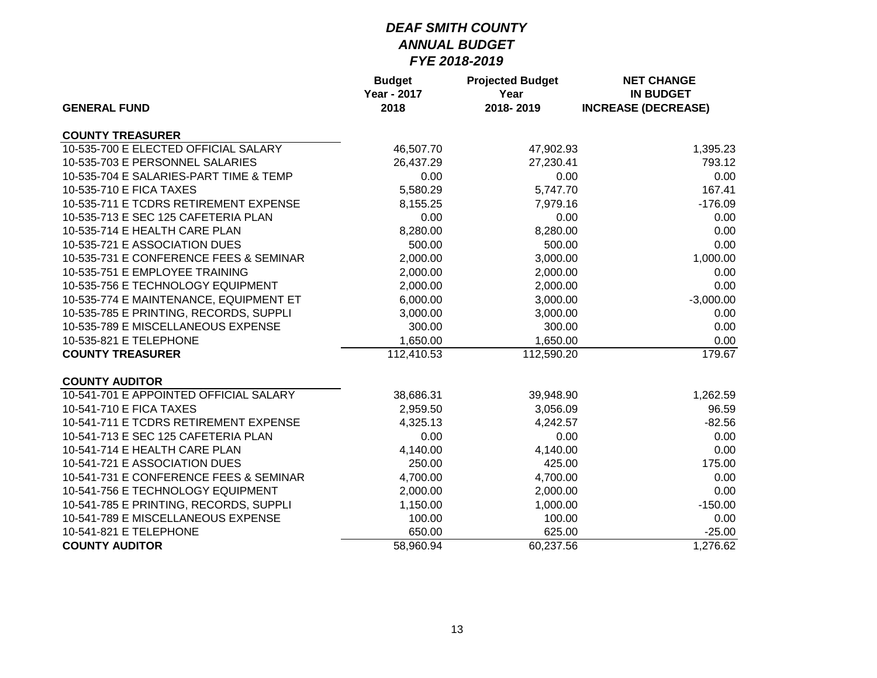# *DEAF SMITH COUNTY*
## *ANNUAL BUDGET*
### *FYE 2018-2019*

| GENERAL FUND | Budget Year - 2017 2018 | Projected Budget Year 2018- 2019 | NET CHANGE IN BUDGET INCREASE (DECREASE) |
|---|---|---|---|
| **COUNTY TREASURER** | | | |
| 10-535-700 E ELECTED OFFICIAL SALARY | 46,507.70 | 47,902.93 | 1,395.23 |
| 10-535-703 E PERSONNEL SALARIES | 26,437.29 | 27,230.41 | 793.12 |
| 10-535-704 E SALARIES-PART TIME & TEMP | 0.00 | 0.00 | 0.00 |
| 10-535-710 E FICA TAXES | 5,580.29 | 5,747.70 | 167.41 |
| 10-535-711 E TCDRS RETIREMENT EXPENSE | 8,155.25 | 7,979.16 | -176.09 |
| 10-535-713 E SEC 125 CAFETERIA PLAN | 0.00 | 0.00 | 0.00 |
| 10-535-714 E HEALTH CARE PLAN | 8,280.00 | 8,280.00 | 0.00 |
| 10-535-721 E ASSOCIATION DUES | 500.00 | 500.00 | 0.00 |
| 10-535-731 E CONFERENCE FEES & SEMINAR | 2,000.00 | 3,000.00 | 1,000.00 |
| 10-535-751 E EMPLOYEE TRAINING | 2,000.00 | 2,000.00 | 0.00 |
| 10-535-756 E TECHNOLOGY EQUIPMENT | 2,000.00 | 2,000.00 | 0.00 |
| 10-535-774 E MAINTENANCE, EQUIPMENT ET | 6,000.00 | 3,000.00 | -3,000.00 |
| 10-535-785 E PRINTING, RECORDS, SUPPLI | 3,000.00 | 3,000.00 | 0.00 |
| 10-535-789 E MISCELLANEOUS EXPENSE | 300.00 | 300.00 | 0.00 |
| 10-535-821 E TELEPHONE | 1,650.00 | 1,650.00 | 0.00 |
| **COUNTY TREASURER** | 112,410.53 | 112,590.20 | 179.67 |
| | | | |
| **COUNTY AUDITOR** | | | |
| 10-541-701 E APPOINTED OFFICIAL SALARY | 38,686.31 | 39,948.90 | 1,262.59 |
| 10-541-710 E FICA TAXES | 2,959.50 | 3,056.09 | 96.59 |
| 10-541-711 E TCDRS RETIREMENT EXPENSE | 4,325.13 | 4,242.57 | -82.56 |
| 10-541-713 E SEC 125 CAFETERIA PLAN | 0.00 | 0.00 | 0.00 |
| 10-541-714 E HEALTH CARE PLAN | 4,140.00 | 4,140.00 | 0.00 |
| 10-541-721 E ASSOCIATION DUES | 250.00 | 425.00 | 175.00 |
| 10-541-731 E CONFERENCE FEES & SEMINAR | 4,700.00 | 4,700.00 | 0.00 |
| 10-541-756 E TECHNOLOGY EQUIPMENT | 2,000.00 | 2,000.00 | 0.00 |
| 10-541-785 E PRINTING, RECORDS, SUPPLI | 1,150.00 | 1,000.00 | -150.00 |
| 10-541-789 E MISCELLANEOUS EXPENSE | 100.00 | 100.00 | 0.00 |
| 10-541-821 E TELEPHONE | 650.00 | 625.00 | -25.00 |
| **COUNTY AUDITOR** | 58,960.94 | 60,237.56 | 1,276.62 |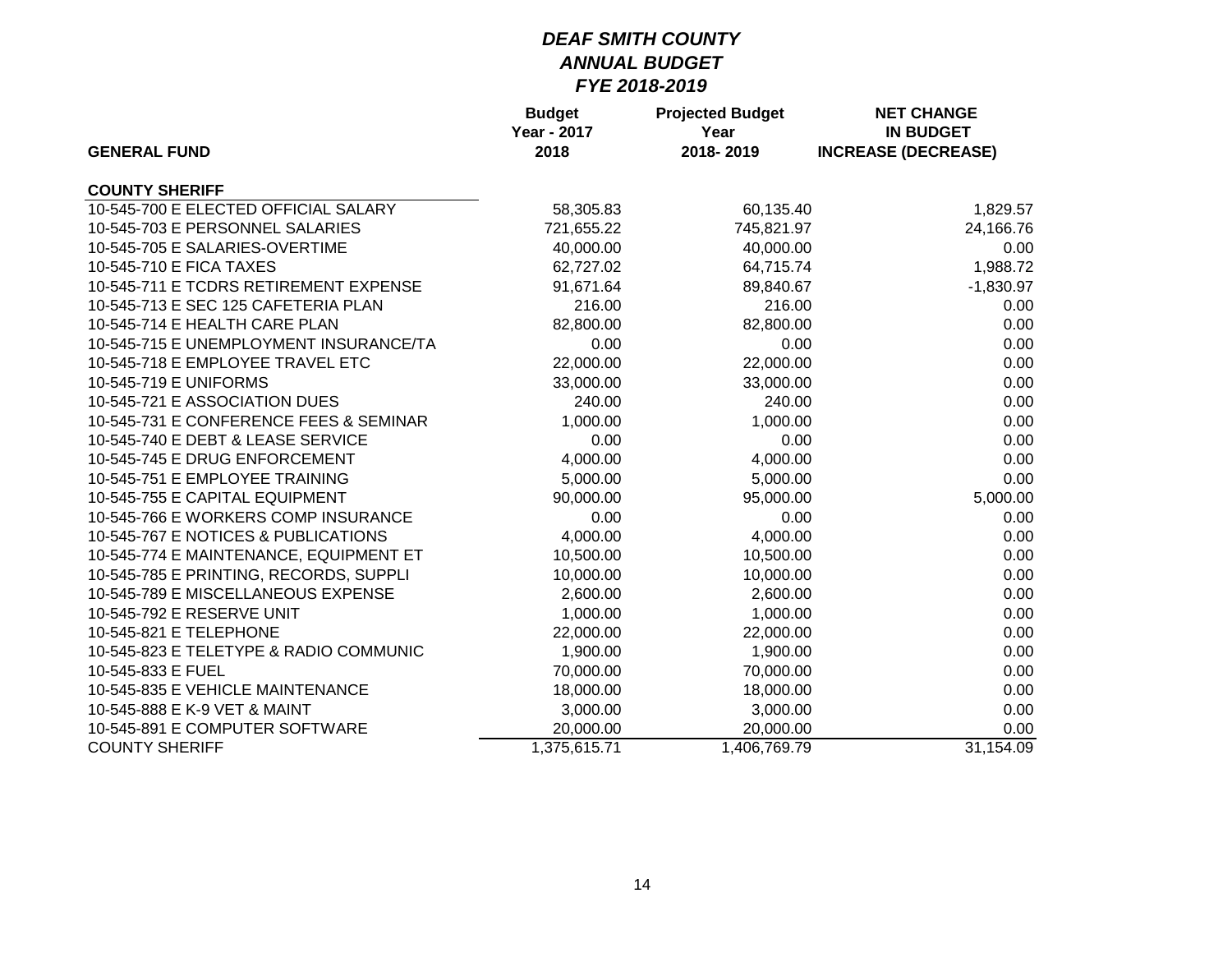# *DEAF SMITH COUNTY*
## *ANNUAL BUDGET*
## *FYE 2018-2019*

| GENERAL FUND | Budget Year - 2017 2018 | Projected Budget Year 2018- 2019 | NET CHANGE IN BUDGET INCREASE (DECREASE) |
|---|---|---|---|
| **COUNTY SHERIFF** | | | |
| 10-545-700 E ELECTED OFFICIAL SALARY | 58,305.83 | 60,135.40 | 1,829.57 |
| 10-545-703 E PERSONNEL SALARIES | 721,655.22 | 745,821.97 | 24,166.76 |
| 10-545-705 E SALARIES-OVERTIME | 40,000.00 | 40,000.00 | 0.00 |
| 10-545-710 E FICA TAXES | 62,727.02 | 64,715.74 | 1,988.72 |
| 10-545-711 E TCDRS RETIREMENT EXPENSE | 91,671.64 | 89,840.67 | -1,830.97 |
| 10-545-713 E SEC 125 CAFETERIA PLAN | 216.00 | 216.00 | 0.00 |
| 10-545-714 E HEALTH CARE PLAN | 82,800.00 | 82,800.00 | 0.00 |
| 10-545-715 E UNEMPLOYMENT INSURANCE/TA | 0.00 | 0.00 | 0.00 |
| 10-545-718 E EMPLOYEE TRAVEL ETC | 22,000.00 | 22,000.00 | 0.00 |
| 10-545-719 E UNIFORMS | 33,000.00 | 33,000.00 | 0.00 |
| 10-545-721 E ASSOCIATION DUES | 240.00 | 240.00 | 0.00 |
| 10-545-731 E CONFERENCE FEES & SEMINAR | 1,000.00 | 1,000.00 | 0.00 |
| 10-545-740 E DEBT & LEASE SERVICE | 0.00 | 0.00 | 0.00 |
| 10-545-745 E DRUG ENFORCEMENT | 4,000.00 | 4,000.00 | 0.00 |
| 10-545-751 E EMPLOYEE TRAINING | 5,000.00 | 5,000.00 | 0.00 |
| 10-545-755 E CAPITAL EQUIPMENT | 90,000.00 | 95,000.00 | 5,000.00 |
| 10-545-766 E WORKERS COMP INSURANCE | 0.00 | 0.00 | 0.00 |
| 10-545-767 E NOTICES & PUBLICATIONS | 4,000.00 | 4,000.00 | 0.00 |
| 10-545-774 E MAINTENANCE, EQUIPMENT ET | 10,500.00 | 10,500.00 | 0.00 |
| 10-545-785 E PRINTING, RECORDS, SUPPLI | 10,000.00 | 10,000.00 | 0.00 |
| 10-545-789 E MISCELLANEOUS EXPENSE | 2,600.00 | 2,600.00 | 0.00 |
| 10-545-792 E RESERVE UNIT | 1,000.00 | 1,000.00 | 0.00 |
| 10-545-821 E TELEPHONE | 22,000.00 | 22,000.00 | 0.00 |
| 10-545-823 E TELETYPE & RADIO COMMUNIC | 1,900.00 | 1,900.00 | 0.00 |
| 10-545-833 E FUEL | 70,000.00 | 70,000.00 | 0.00 |
| 10-545-835 E VEHICLE MAINTENANCE | 18,000.00 | 18,000.00 | 0.00 |
| 10-545-888 E K-9 VET & MAINT | 3,000.00 | 3,000.00 | 0.00 |
| 10-545-891 E COMPUTER SOFTWARE | 20,000.00 | 20,000.00 | 0.00 |
| COUNTY SHERIFF | 1,375,615.71 | 1,406,769.79 | 31,154.09 |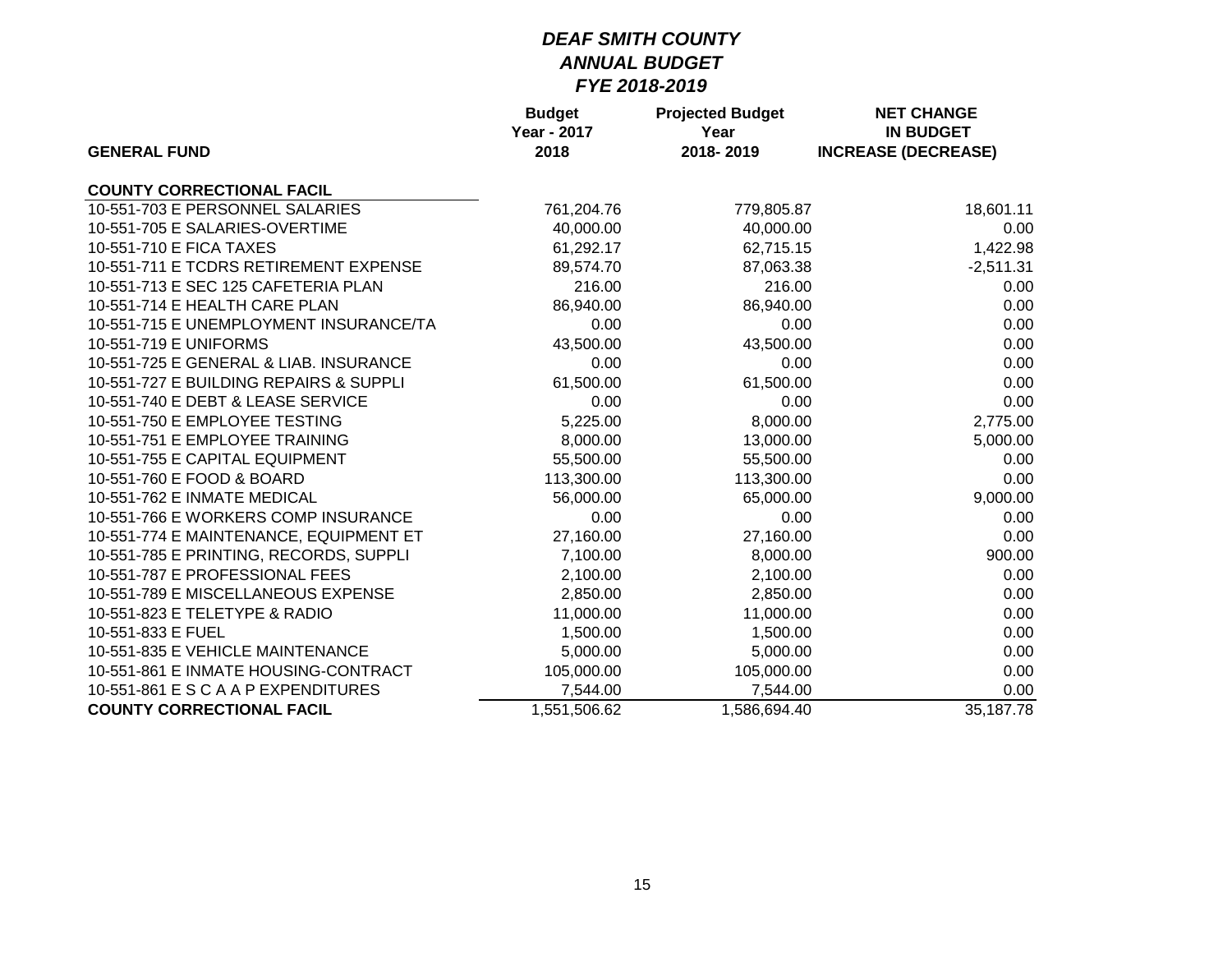# *DEAF SMITH COUNTY*
## *ANNUAL BUDGET*
### *FYE 2018-2019*

| GENERAL FUND | Budget Year - 2017 2018 | Projected Budget Year 2018- 2019 | NET CHANGE IN BUDGET INCREASE (DECREASE) |
|---|---|---|---|
| **COUNTY CORRECTIONAL FACIL** | | | |
| 10-551-703 E PERSONNEL SALARIES | 761,204.76 | 779,805.87 | 18,601.11 |
| 10-551-705 E SALARIES-OVERTIME | 40,000.00 | 40,000.00 | 0.00 |
| 10-551-710 E FICA TAXES | 61,292.17 | 62,715.15 | 1,422.98 |
| 10-551-711 E TCDRS RETIREMENT EXPENSE | 89,574.70 | 87,063.38 | -2,511.31 |
| 10-551-713 E SEC 125 CAFETERIA PLAN | 216.00 | 216.00 | 0.00 |
| 10-551-714 E HEALTH CARE PLAN | 86,940.00 | 86,940.00 | 0.00 |
| 10-551-715 E UNEMPLOYMENT INSURANCE/TA | 0.00 | 0.00 | 0.00 |
| 10-551-719 E UNIFORMS | 43,500.00 | 43,500.00 | 0.00 |
| 10-551-725 E GENERAL & LIAB. INSURANCE | 0.00 | 0.00 | 0.00 |
| 10-551-727 E BUILDING REPAIRS & SUPPLI | 61,500.00 | 61,500.00 | 0.00 |
| 10-551-740 E DEBT & LEASE SERVICE | 0.00 | 0.00 | 0.00 |
| 10-551-750 E EMPLOYEE TESTING | 5,225.00 | 8,000.00 | 2,775.00 |
| 10-551-751 E EMPLOYEE TRAINING | 8,000.00 | 13,000.00 | 5,000.00 |
| 10-551-755 E CAPITAL EQUIPMENT | 55,500.00 | 55,500.00 | 0.00 |
| 10-551-760 E FOOD & BOARD | 113,300.00 | 113,300.00 | 0.00 |
| 10-551-762 E INMATE MEDICAL | 56,000.00 | 65,000.00 | 9,000.00 |
| 10-551-766 E WORKERS COMP INSURANCE | 0.00 | 0.00 | 0.00 |
| 10-551-774 E MAINTENANCE, EQUIPMENT ET | 27,160.00 | 27,160.00 | 0.00 |
| 10-551-785 E PRINTING, RECORDS, SUPPLI | 7,100.00 | 8,000.00 | 900.00 |
| 10-551-787 E PROFESSIONAL FEES | 2,100.00 | 2,100.00 | 0.00 |
| 10-551-789 E MISCELLANEOUS EXPENSE | 2,850.00 | 2,850.00 | 0.00 |
| 10-551-823 E TELETYPE & RADIO | 11,000.00 | 11,000.00 | 0.00 |
| 10-551-833 E FUEL | 1,500.00 | 1,500.00 | 0.00 |
| 10-551-835 E VEHICLE MAINTENANCE | 5,000.00 | 5,000.00 | 0.00 |
| 10-551-861 E INMATE HOUSING-CONTRACT | 105,000.00 | 105,000.00 | 0.00 |
| 10-551-861 E S C A A P EXPENDITURES | 7,544.00 | 7,544.00 | 0.00 |
| **COUNTY CORRECTIONAL FACIL** | 1,551,506.62 | 1,586,694.40 | 35,187.78 |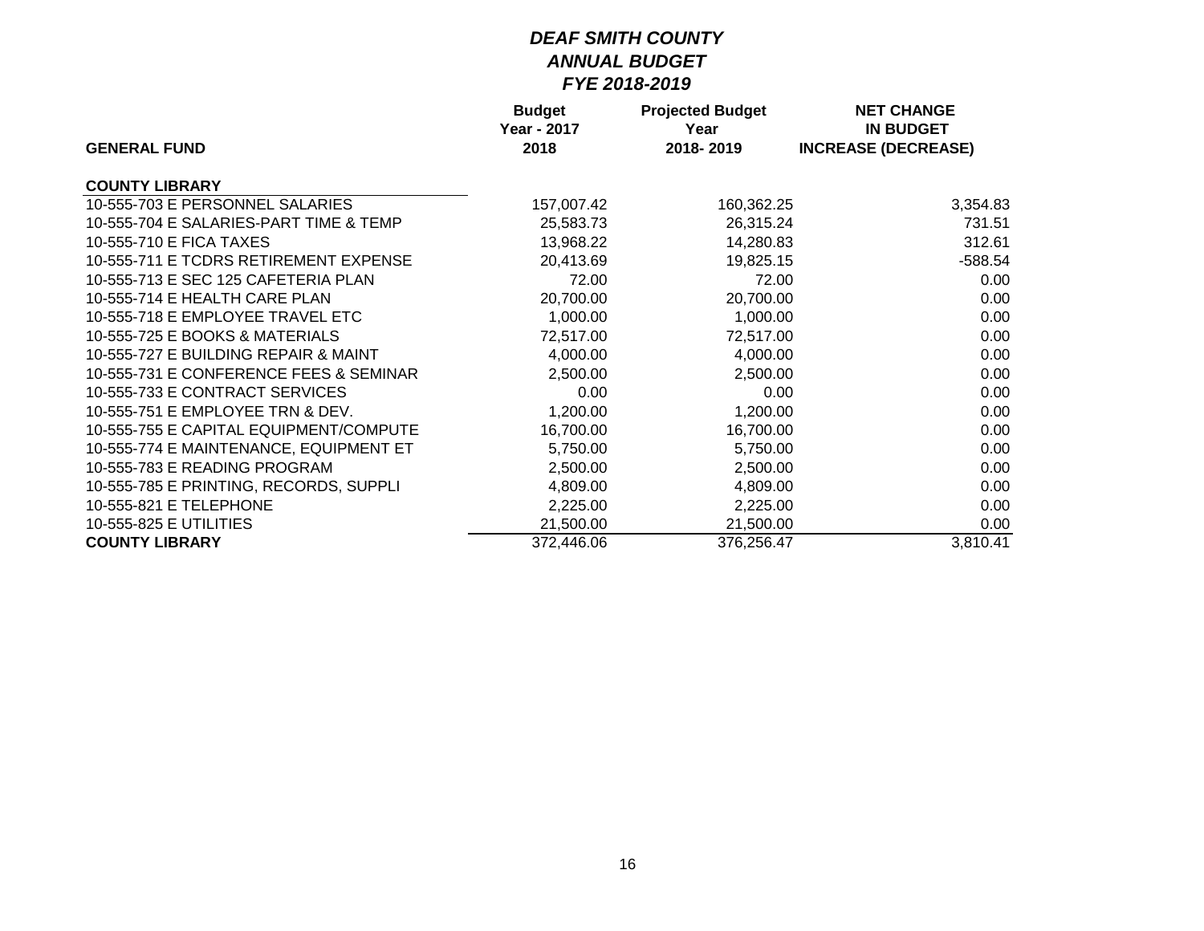# DEAF SMITH COUNTY

## ANNUAL BUDGET

## FYE 2018-2019

| GENERAL FUND | Budget Year - 2017 2018 | Projected Budget Year 2018- 2019 | NET CHANGE IN BUDGET INCREASE (DECREASE) |
|---|---|---|---|
| **COUNTY LIBRARY** | | | |
| 10-555-703 E PERSONNEL SALARIES | 157,007.42 | 160,362.25 | 3,354.83 |
| 10-555-704 E SALARIES-PART TIME & TEMP | 25,583.73 | 26,315.24 | 731.51 |
| 10-555-710 E FICA TAXES | 13,968.22 | 14,280.83 | 312.61 |
| 10-555-711 E TCDRS RETIREMENT EXPENSE | 20,413.69 | 19,825.15 | -588.54 |
| 10-555-713 E SEC 125 CAFETERIA PLAN | 72.00 | 72.00 | 0.00 |
| 10-555-714 E HEALTH CARE PLAN | 20,700.00 | 20,700.00 | 0.00 |
| 10-555-718 E EMPLOYEE TRAVEL ETC | 1,000.00 | 1,000.00 | 0.00 |
| 10-555-725 E BOOKS & MATERIALS | 72,517.00 | 72,517.00 | 0.00 |
| 10-555-727 E BUILDING REPAIR & MAINT | 4,000.00 | 4,000.00 | 0.00 |
| 10-555-731 E CONFERENCE FEES & SEMINAR | 2,500.00 | 2,500.00 | 0.00 |
| 10-555-733 E CONTRACT SERVICES | 0.00 | 0.00 | 0.00 |
| 10-555-751 E EMPLOYEE TRN & DEV. | 1,200.00 | 1,200.00 | 0.00 |
| 10-555-755 E CAPITAL EQUIPMENT/COMPUTE | 16,700.00 | 16,700.00 | 0.00 |
| 10-555-774 E MAINTENANCE, EQUIPMENT ET | 5,750.00 | 5,750.00 | 0.00 |
| 10-555-783 E READING PROGRAM | 2,500.00 | 2,500.00 | 0.00 |
| 10-555-785 E PRINTING, RECORDS, SUPPLI | 4,809.00 | 4,809.00 | 0.00 |
| 10-555-821 E TELEPHONE | 2,225.00 | 2,225.00 | 0.00 |
| 10-555-825 E UTILITIES | 21,500.00 | 21,500.00 | 0.00 |
| **COUNTY LIBRARY** | 372,446.06 | 376,256.47 | 3,810.41 |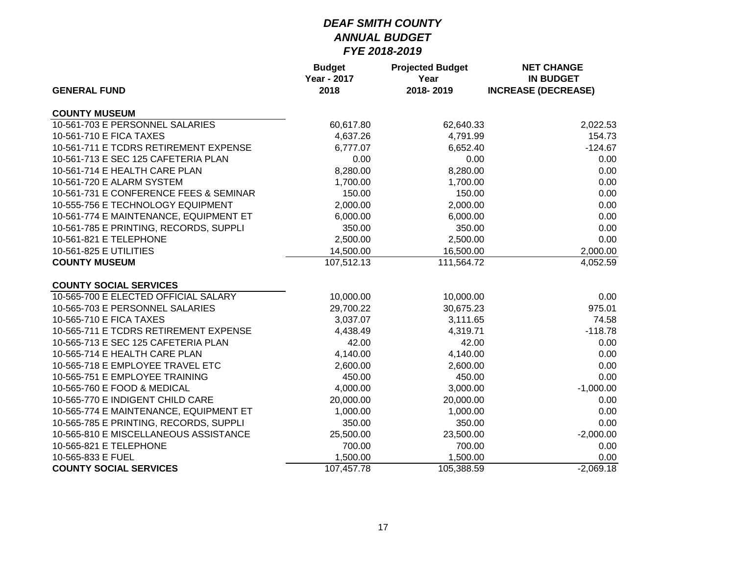# *DEAF SMITH COUNTY*
## *ANNUAL BUDGET*
## *FYE 2018-2019*

| GENERAL FUND | Budget Year - 2017 2018 | Projected Budget Year 2018- 2019 | NET CHANGE IN BUDGET INCREASE (DECREASE) |
|---|---|---|---|
| **COUNTY MUSEUM** | | | |
| 10-561-703 E PERSONNEL SALARIES | 60,617.80 | 62,640.33 | 2,022.53 |
| 10-561-710 E FICA TAXES | 4,637.26 | 4,791.99 | 154.73 |
| 10-561-711 E TCDRS RETIREMENT EXPENSE | 6,777.07 | 6,652.40 | -124.67 |
| 10-561-713 E SEC 125 CAFETERIA PLAN | 0.00 | 0.00 | 0.00 |
| 10-561-714 E HEALTH CARE PLAN | 8,280.00 | 8,280.00 | 0.00 |
| 10-561-720 E ALARM SYSTEM | 1,700.00 | 1,700.00 | 0.00 |
| 10-561-731 E CONFERENCE FEES & SEMINAR | 150.00 | 150.00 | 0.00 |
| 10-555-756 E TECHNOLOGY EQUIPMENT | 2,000.00 | 2,000.00 | 0.00 |
| 10-561-774 E MAINTENANCE, EQUIPMENT ET | 6,000.00 | 6,000.00 | 0.00 |
| 10-561-785 E PRINTING, RECORDS, SUPPLI | 350.00 | 350.00 | 0.00 |
| 10-561-821 E TELEPHONE | 2,500.00 | 2,500.00 | 0.00 |
| 10-561-825 E UTILITIES | 14,500.00 | 16,500.00 | 2,000.00 |
| **COUNTY MUSEUM** | 107,512.13 | 111,564.72 | 4,052.59 |
| | | | |
| **COUNTY SOCIAL SERVICES** | | | |
| 10-565-700 E ELECTED OFFICIAL SALARY | 10,000.00 | 10,000.00 | 0.00 |
| 10-565-703 E PERSONNEL SALARIES | 29,700.22 | 30,675.23 | 975.01 |
| 10-565-710 E FICA TAXES | 3,037.07 | 3,111.65 | 74.58 |
| 10-565-711 E TCDRS RETIREMENT EXPENSE | 4,438.49 | 4,319.71 | -118.78 |
| 10-565-713 E SEC 125 CAFETERIA PLAN | 42.00 | 42.00 | 0.00 |
| 10-565-714 E HEALTH CARE PLAN | 4,140.00 | 4,140.00 | 0.00 |
| 10-565-718 E EMPLOYEE TRAVEL ETC | 2,600.00 | 2,600.00 | 0.00 |
| 10-565-751 E EMPLOYEE TRAINING | 450.00 | 450.00 | 0.00 |
| 10-565-760 E FOOD & MEDICAL | 4,000.00 | 3,000.00 | -1,000.00 |
| 10-565-770 E INDIGENT CHILD CARE | 20,000.00 | 20,000.00 | 0.00 |
| 10-565-774 E MAINTENANCE, EQUIPMENT ET | 1,000.00 | 1,000.00 | 0.00 |
| 10-565-785 E PRINTING, RECORDS, SUPPLI | 350.00 | 350.00 | 0.00 |
| 10-565-810 E MISCELLANEOUS ASSISTANCE | 25,500.00 | 23,500.00 | -2,000.00 |
| 10-565-821 E TELEPHONE | 700.00 | 700.00 | 0.00 |
| 10-565-833 E FUEL | 1,500.00 | 1,500.00 | 0.00 |
| **COUNTY SOCIAL SERVICES** | 107,457.78 | 105,388.59 | -2,069.18 |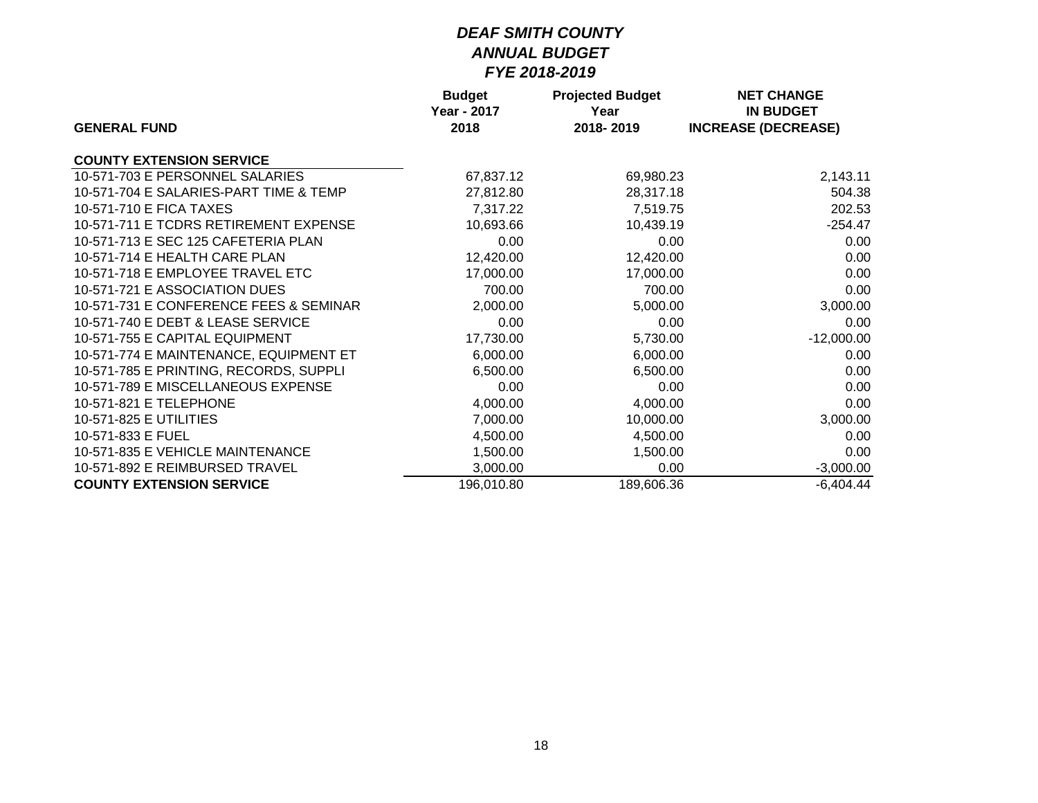# *DEAF SMITH COUNTY*
## *ANNUAL BUDGET*
### *FYE 2018-2019*

| GENERAL FUND | Budget Year - 2017 2018 | Projected Budget Year 2018- 2019 | NET CHANGE IN BUDGET INCREASE (DECREASE) |
|---|---|---|---|
| **COUNTY EXTENSION SERVICE** | | | |
| 10-571-703 E PERSONNEL SALARIES | 67,837.12 | 69,980.23 | 2,143.11 |
| 10-571-704 E SALARIES-PART TIME & TEMP | 27,812.80 | 28,317.18 | 504.38 |
| 10-571-710 E FICA TAXES | 7,317.22 | 7,519.75 | 202.53 |
| 10-571-711 E TCDRS RETIREMENT EXPENSE | 10,693.66 | 10,439.19 | -254.47 |
| 10-571-713 E SEC 125 CAFETERIA PLAN | 0.00 | 0.00 | 0.00 |
| 10-571-714 E HEALTH CARE PLAN | 12,420.00 | 12,420.00 | 0.00 |
| 10-571-718 E EMPLOYEE TRAVEL ETC | 17,000.00 | 17,000.00 | 0.00 |
| 10-571-721 E ASSOCIATION DUES | 700.00 | 700.00 | 0.00 |
| 10-571-731 E CONFERENCE FEES & SEMINAR | 2,000.00 | 5,000.00 | 3,000.00 |
| 10-571-740 E DEBT & LEASE SERVICE | 0.00 | 0.00 | 0.00 |
| 10-571-755 E CAPITAL EQUIPMENT | 17,730.00 | 5,730.00 | -12,000.00 |
| 10-571-774 E MAINTENANCE, EQUIPMENT ET | 6,000.00 | 6,000.00 | 0.00 |
| 10-571-785 E PRINTING, RECORDS, SUPPLI | 6,500.00 | 6,500.00 | 0.00 |
| 10-571-789 E MISCELLANEOUS EXPENSE | 0.00 | 0.00 | 0.00 |
| 10-571-821 E TELEPHONE | 4,000.00 | 4,000.00 | 0.00 |
| 10-571-825 E UTILITIES | 7,000.00 | 10,000.00 | 3,000.00 |
| 10-571-833 E FUEL | 4,500.00 | 4,500.00 | 0.00 |
| 10-571-835 E VEHICLE MAINTENANCE | 1,500.00 | 1,500.00 | 0.00 |
| 10-571-892 E REIMBURSED TRAVEL | 3,000.00 | 0.00 | -3,000.00 |
| **COUNTY EXTENSION SERVICE** | 196,010.80 | 189,606.36 | -6,404.44 |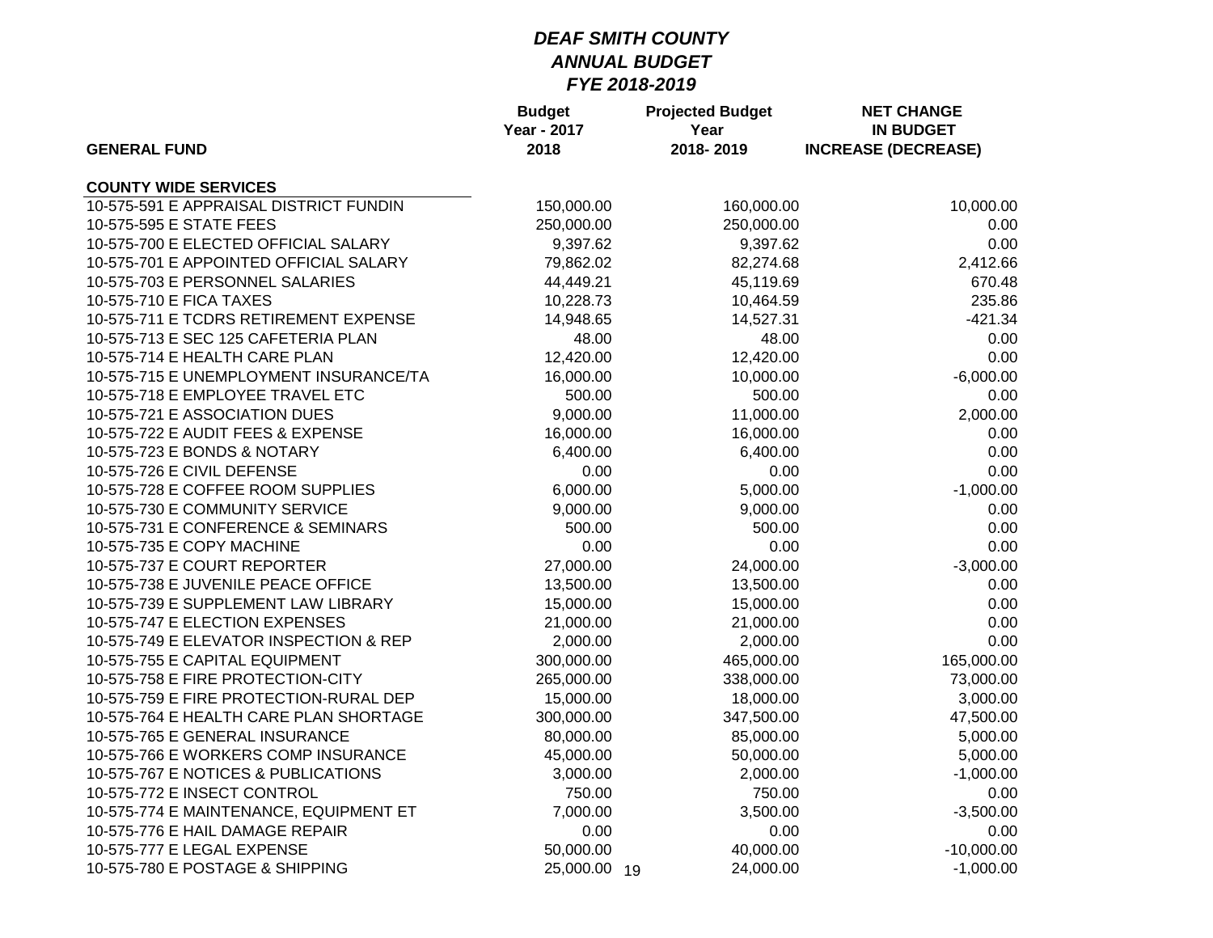# *DEAF SMITH COUNTY*
## *ANNUAL BUDGET*
### *FYE 2018-2019*

| GENERAL FUND | Budget Year - 2017 2018 | Projected Budget Year 2018- 2019 | NET CHANGE IN BUDGET INCREASE (DECREASE) |
|---|---|---|---|
| **COUNTY WIDE SERVICES** | | | |
| 10-575-591 E APPRAISAL DISTRICT FUNDIN | 150,000.00 | 160,000.00 | 10,000.00 |
| 10-575-595 E STATE FEES | 250,000.00 | 250,000.00 | 0.00 |
| 10-575-700 E ELECTED OFFICIAL SALARY | 9,397.62 | 9,397.62 | 0.00 |
| 10-575-701 E APPOINTED OFFICIAL SALARY | 79,862.02 | 82,274.68 | 2,412.66 |
| 10-575-703 E PERSONNEL SALARIES | 44,449.21 | 45,119.69 | 670.48 |
| 10-575-710 E FICA TAXES | 10,228.73 | 10,464.59 | 235.86 |
| 10-575-711 E TCDRS RETIREMENT EXPENSE | 14,948.65 | 14,527.31 | -421.34 |
| 10-575-713 E SEC 125 CAFETERIA PLAN | 48.00 | 48.00 | 0.00 |
| 10-575-714 E HEALTH CARE PLAN | 12,420.00 | 12,420.00 | 0.00 |
| 10-575-715 E UNEMPLOYMENT INSURANCE/TA | 16,000.00 | 10,000.00 | -6,000.00 |
| 10-575-718 E EMPLOYEE TRAVEL ETC | 500.00 | 500.00 | 0.00 |
| 10-575-721 E ASSOCIATION DUES | 9,000.00 | 11,000.00 | 2,000.00 |
| 10-575-722 E AUDIT FEES & EXPENSE | 16,000.00 | 16,000.00 | 0.00 |
| 10-575-723 E BONDS & NOTARY | 6,400.00 | 6,400.00 | 0.00 |
| 10-575-726 E CIVIL DEFENSE | 0.00 | 0.00 | 0.00 |
| 10-575-728 E COFFEE ROOM SUPPLIES | 6,000.00 | 5,000.00 | -1,000.00 |
| 10-575-730 E COMMUNITY SERVICE | 9,000.00 | 9,000.00 | 0.00 |
| 10-575-731 E CONFERENCE & SEMINARS | 500.00 | 500.00 | 0.00 |
| 10-575-735 E COPY MACHINE | 0.00 | 0.00 | 0.00 |
| 10-575-737 E COURT REPORTER | 27,000.00 | 24,000.00 | -3,000.00 |
| 10-575-738 E JUVENILE PEACE OFFICE | 13,500.00 | 13,500.00 | 0.00 |
| 10-575-739 E SUPPLEMENT LAW LIBRARY | 15,000.00 | 15,000.00 | 0.00 |
| 10-575-747 E ELECTION EXPENSES | 21,000.00 | 21,000.00 | 0.00 |
| 10-575-749 E ELEVATOR INSPECTION & REP | 2,000.00 | 2,000.00 | 0.00 |
| 10-575-755 E CAPITAL EQUIPMENT | 300,000.00 | 465,000.00 | 165,000.00 |
| 10-575-758 E FIRE PROTECTION-CITY | 265,000.00 | 338,000.00 | 73,000.00 |
| 10-575-759 E FIRE PROTECTION-RURAL DEP | 15,000.00 | 18,000.00 | 3,000.00 |
| 10-575-764 E HEALTH CARE PLAN SHORTAGE | 300,000.00 | 347,500.00 | 47,500.00 |
| 10-575-765 E GENERAL INSURANCE | 80,000.00 | 85,000.00 | 5,000.00 |
| 10-575-766 E WORKERS COMP INSURANCE | 45,000.00 | 50,000.00 | 5,000.00 |
| 10-575-767 E NOTICES & PUBLICATIONS | 3,000.00 | 2,000.00 | -1,000.00 |
| 10-575-772 E INSECT CONTROL | 750.00 | 750.00 | 0.00 |
| 10-575-774 E MAINTENANCE, EQUIPMENT ET | 7,000.00 | 3,500.00 | -3,500.00 |
| 10-575-776 E HAIL DAMAGE REPAIR | 0.00 | 0.00 | 0.00 |
| 10-575-777 E LEGAL EXPENSE | 50,000.00 | 40,000.00 | -10,000.00 |
| 10-575-780 E POSTAGE & SHIPPING | 25,000.00 | 24,000.00 | -1,000.00 |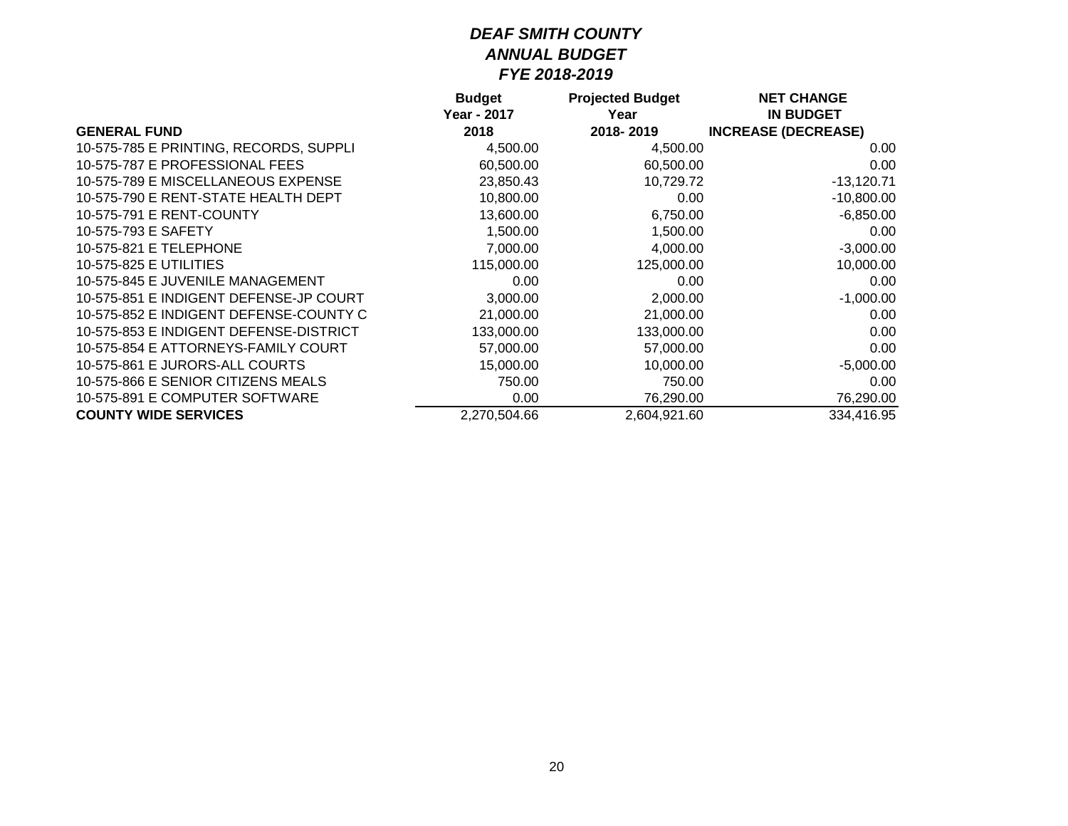# *DEAF SMITH COUNTY*
## *ANNUAL BUDGET*
### *FYE 2018-2019*

| GENERAL FUND | Budget Year - 2017 2018 | Projected Budget Year 2018- 2019 | NET CHANGE IN BUDGET INCREASE (DECREASE) |
|---|---|---|---|
| 10-575-785 E PRINTING, RECORDS, SUPPLI | 4,500.00 | 4,500.00 | 0.00 |
| 10-575-787 E PROFESSIONAL FEES | 60,500.00 | 60,500.00 | 0.00 |
| 10-575-789 E MISCELLANEOUS EXPENSE | 23,850.43 | 10,729.72 | -13,120.71 |
| 10-575-790 E RENT-STATE HEALTH DEPT | 10,800.00 | 0.00 | -10,800.00 |
| 10-575-791 E RENT-COUNTY | 13,600.00 | 6,750.00 | -6,850.00 |
| 10-575-793 E SAFETY | 1,500.00 | 1,500.00 | 0.00 |
| 10-575-821 E TELEPHONE | 7,000.00 | 4,000.00 | -3,000.00 |
| 10-575-825 E UTILITIES | 115,000.00 | 125,000.00 | 10,000.00 |
| 10-575-845 E JUVENILE MANAGEMENT | 0.00 | 0.00 | 0.00 |
| 10-575-851 E INDIGENT DEFENSE-JP COURT | 3,000.00 | 2,000.00 | -1,000.00 |
| 10-575-852 E INDIGENT DEFENSE-COUNTY C | 21,000.00 | 21,000.00 | 0.00 |
| 10-575-853 E INDIGENT DEFENSE-DISTRICT | 133,000.00 | 133,000.00 | 0.00 |
| 10-575-854 E ATTORNEYS-FAMILY COURT | 57,000.00 | 57,000.00 | 0.00 |
| 10-575-861 E JURORS-ALL COURTS | 15,000.00 | 10,000.00 | -5,000.00 |
| 10-575-866 E SENIOR CITIZENS MEALS | 750.00 | 750.00 | 0.00 |
| 10-575-891 E COMPUTER SOFTWARE | 0.00 | 76,290.00 | 76,290.00 |
| **COUNTY WIDE SERVICES** | 2,270,504.66 | 2,604,921.60 | 334,416.95 |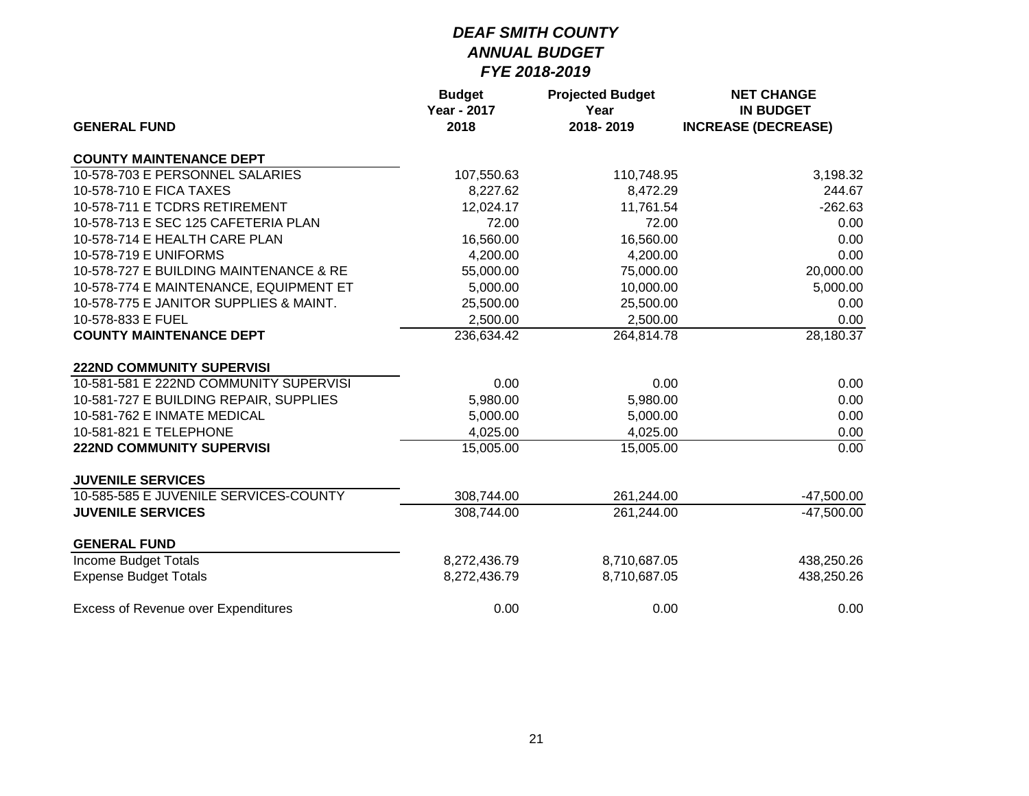# *DEAF SMITH COUNTY*
## *ANNUAL BUDGET*
### *FYE 2018-2019*

| GENERAL FUND | Budget Year - 2017 2018 | Projected Budget Year 2018- 2019 | NET CHANGE IN BUDGET INCREASE (DECREASE) |
|---|---|---|---|
| **COUNTY MAINTENANCE DEPT** | | | |
| 10-578-703 E PERSONNEL SALARIES | 107,550.63 | 110,748.95 | 3,198.32 |
| 10-578-710 E FICA TAXES | 8,227.62 | 8,472.29 | 244.67 |
| 10-578-711 E TCDRS RETIREMENT | 12,024.17 | 11,761.54 | -262.63 |
| 10-578-713 E SEC 125 CAFETERIA PLAN | 72.00 | 72.00 | 0.00 |
| 10-578-714 E HEALTH CARE PLAN | 16,560.00 | 16,560.00 | 0.00 |
| 10-578-719 E UNIFORMS | 4,200.00 | 4,200.00 | 0.00 |
| 10-578-727 E BUILDING MAINTENANCE & RE | 55,000.00 | 75,000.00 | 20,000.00 |
| 10-578-774 E MAINTENANCE, EQUIPMENT ET | 5,000.00 | 10,000.00 | 5,000.00 |
| 10-578-775 E JANITOR SUPPLIES & MAINT. | 25,500.00 | 25,500.00 | 0.00 |
| 10-578-833 E FUEL | 2,500.00 | 2,500.00 | 0.00 |
| **COUNTY MAINTENANCE DEPT** | 236,634.42 | 264,814.78 | 28,180.37 |
| **222ND COMMUNITY SUPERVISI** | | | |
| 10-581-581 E 222ND COMMUNITY SUPERVISI | 0.00 | 0.00 | 0.00 |
| 10-581-727 E BUILDING REPAIR, SUPPLIES | 5,980.00 | 5,980.00 | 0.00 |
| 10-581-762 E INMATE MEDICAL | 5,000.00 | 5,000.00 | 0.00 |
| 10-581-821 E TELEPHONE | 4,025.00 | 4,025.00 | 0.00 |
| **222ND COMMUNITY SUPERVISI** | 15,005.00 | 15,005.00 | 0.00 |
| **JUVENILE SERVICES** | | | |
| 10-585-585 E JUVENILE SERVICES-COUNTY | 308,744.00 | 261,244.00 | -47,500.00 |
| **JUVENILE SERVICES** | 308,744.00 | 261,244.00 | -47,500.00 |
| **GENERAL FUND** | | | |
| Income Budget Totals | 8,272,436.79 | 8,710,687.05 | 438,250.26 |
| Expense Budget Totals | 8,272,436.79 | 8,710,687.05 | 438,250.26 |
| Excess of Revenue over Expenditures | 0.00 | 0.00 | 0.00 |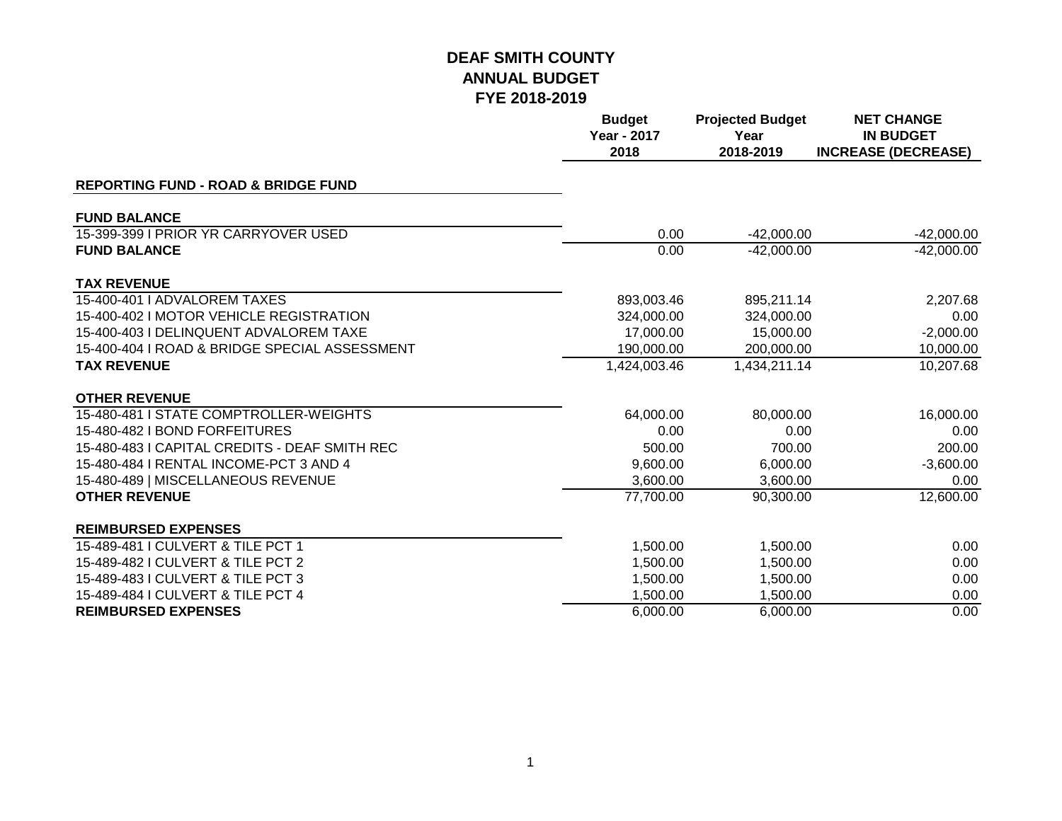# DEAF SMITH COUNTY
## ANNUAL BUDGET
## FYE 2018-2019

| | Budget Year - 2017 2018 | Projected Budget Year 2018-2019 | NET CHANGE IN BUDGET INCREASE (DECREASE) |
|---|---|---|---|
| **REPORTING FUND - ROAD & BRIDGE FUND** | | | |
| **FUND BALANCE** | | | |
| 15-399-399 I PRIOR YR CARRYOVER USED | 0.00 | -42,000.00 | -42,000.00 |
| **FUND BALANCE** | 0.00 | -42,000.00 | -42,000.00 |
| **TAX REVENUE** | | | |
| 15-400-401 I ADVALOREM TAXES | 893,003.46 | 895,211.14 | 2,207.68 |
| 15-400-402 I MOTOR VEHICLE REGISTRATION | 324,000.00 | 324,000.00 | 0.00 |
| 15-400-403 I DELINQUENT ADVALOREM TAXE | 17,000.00 | 15,000.00 | -2,000.00 |
| 15-400-404 I ROAD & BRIDGE SPECIAL ASSESSMENT | 190,000.00 | 200,000.00 | 10,000.00 |
| **TAX REVENUE** | 1,424,003.46 | 1,434,211.14 | 10,207.68 |
| **OTHER REVENUE** | | | |
| 15-480-481 I STATE COMPTROLLER-WEIGHTS | 64,000.00 | 80,000.00 | 16,000.00 |
| 15-480-482 I BOND FORFEITURES | 0.00 | 0.00 | 0.00 |
| 15-480-483 I CAPITAL CREDITS - DEAF SMITH REC | 500.00 | 700.00 | 200.00 |
| 15-480-484 I RENTAL INCOME-PCT 3 AND 4 | 9,600.00 | 6,000.00 | -3,600.00 |
| 15-480-489 \| MISCELLANEOUS REVENUE | 3,600.00 | 3,600.00 | 0.00 |
| **OTHER REVENUE** | 77,700.00 | 90,300.00 | 12,600.00 |
| **REIMBURSED EXPENSES** | | | |
| 15-489-481 I CULVERT & TILE PCT 1 | 1,500.00 | 1,500.00 | 0.00 |
| 15-489-482 I CULVERT & TILE PCT 2 | 1,500.00 | 1,500.00 | 0.00 |
| 15-489-483 I CULVERT & TILE PCT 3 | 1,500.00 | 1,500.00 | 0.00 |
| 15-489-484 I CULVERT & TILE PCT 4 | 1,500.00 | 1,500.00 | 0.00 |
| **REIMBURSED EXPENSES** | 6,000.00 | 6,000.00 | 0.00 |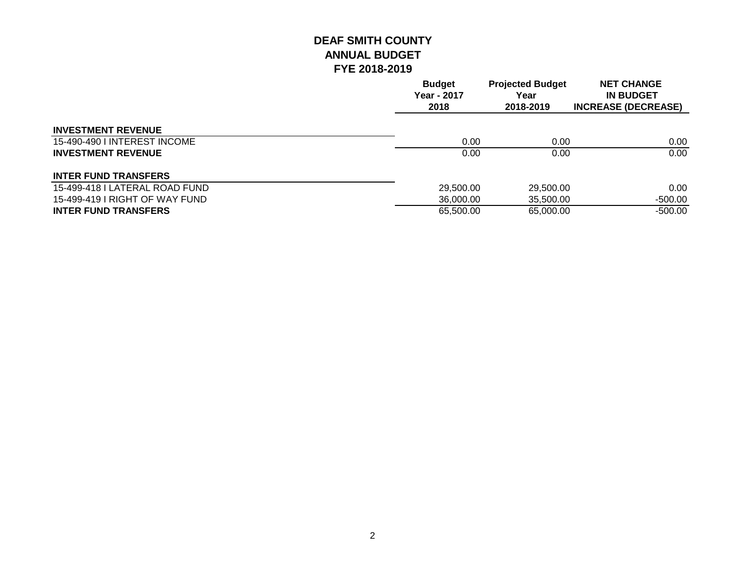# DEAF SMITH COUNTY
## ANNUAL BUDGET
## FYE 2018-2019

| | Budget Year - 2017 2018 | Projected Budget Year 2018-2019 | NET CHANGE IN BUDGET INCREASE (DECREASE) |
|---|---|---|---|
| **INVESTMENT REVENUE** | | | |
| 15-490-490 I INTEREST INCOME | 0.00 | 0.00 | 0.00 |
| **INVESTMENT REVENUE** | 0.00 | 0.00 | 0.00 |
| **INTER FUND TRANSFERS** | | | |
| 15-499-418 I LATERAL ROAD FUND | 29,500.00 | 29,500.00 | 0.00 |
| 15-499-419 I RIGHT OF WAY FUND | 36,000.00 | 35,500.00 | -500.00 |
| **INTER FUND TRANSFERS** | 65,500.00 | 65,000.00 | -500.00 |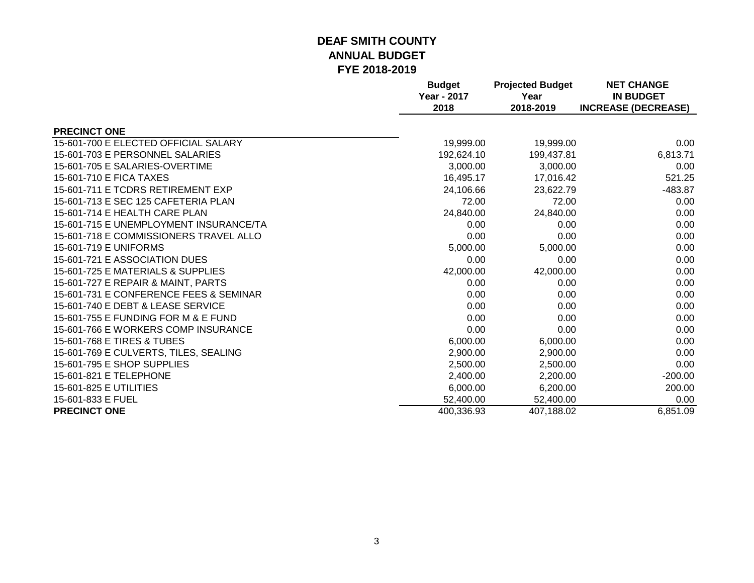# DEAF SMITH COUNTY
## ANNUAL BUDGET
## FYE 2018-2019

| | Budget Year - 2017 2018 | Projected Budget Year 2018-2019 | NET CHANGE IN BUDGET INCREASE (DECREASE) |
|---|---|---|---|
| **PRECINCT ONE** | | | |
| 15-601-700 E ELECTED OFFICIAL SALARY | 19,999.00 | 19,999.00 | 0.00 |
| 15-601-703 E PERSONNEL SALARIES | 192,624.10 | 199,437.81 | 6,813.71 |
| 15-601-705 E SALARIES-OVERTIME | 3,000.00 | 3,000.00 | 0.00 |
| 15-601-710 E FICA TAXES | 16,495.17 | 17,016.42 | 521.25 |
| 15-601-711 E TCDRS RETIREMENT EXP | 24,106.66 | 23,622.79 | -483.87 |
| 15-601-713 E SEC 125 CAFETERIA PLAN | 72.00 | 72.00 | 0.00 |
| 15-601-714 E HEALTH CARE PLAN | 24,840.00 | 24,840.00 | 0.00 |
| 15-601-715 E UNEMPLOYMENT INSURANCE/TA | 0.00 | 0.00 | 0.00 |
| 15-601-718 E COMMISSIONERS TRAVEL ALLO | 0.00 | 0.00 | 0.00 |
| 15-601-719 E UNIFORMS | 5,000.00 | 5,000.00 | 0.00 |
| 15-601-721 E ASSOCIATION DUES | 0.00 | 0.00 | 0.00 |
| 15-601-725 E MATERIALS & SUPPLIES | 42,000.00 | 42,000.00 | 0.00 |
| 15-601-727 E REPAIR & MAINT, PARTS | 0.00 | 0.00 | 0.00 |
| 15-601-731 E CONFERENCE FEES & SEMINAR | 0.00 | 0.00 | 0.00 |
| 15-601-740 E DEBT & LEASE SERVICE | 0.00 | 0.00 | 0.00 |
| 15-601-755 E FUNDING FOR M & E FUND | 0.00 | 0.00 | 0.00 |
| 15-601-766 E WORKERS COMP INSURANCE | 0.00 | 0.00 | 0.00 |
| 15-601-768 E TIRES & TUBES | 6,000.00 | 6,000.00 | 0.00 |
| 15-601-769 E CULVERTS, TILES, SEALING | 2,900.00 | 2,900.00 | 0.00 |
| 15-601-795 E SHOP SUPPLIES | 2,500.00 | 2,500.00 | 0.00 |
| 15-601-821 E TELEPHONE | 2,400.00 | 2,200.00 | -200.00 |
| 15-601-825 E UTILITIES | 6,000.00 | 6,200.00 | 200.00 |
| 15-601-833 E FUEL | 52,400.00 | 52,400.00 | 0.00 |
| **PRECINCT ONE** | 400,336.93 | 407,188.02 | 6,851.09 |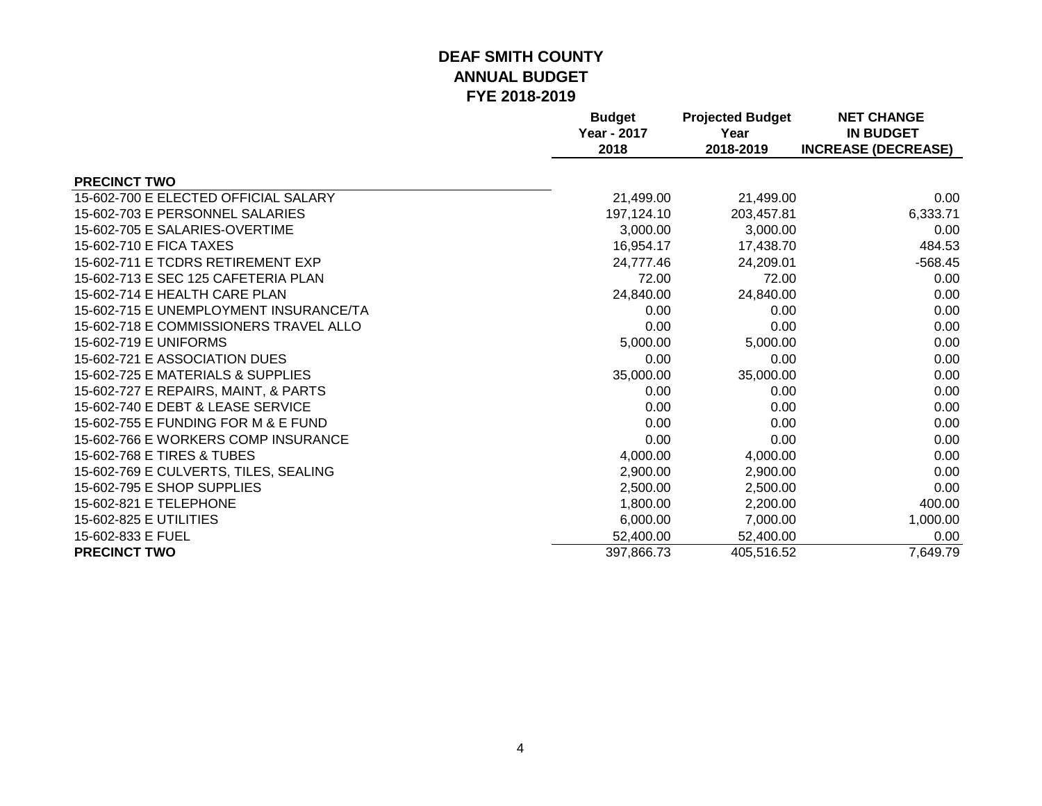# DEAF SMITH COUNTY
## ANNUAL BUDGET
## FYE 2018-2019

| | Budget Year - 2017 2018 | Projected Budget Year 2018-2019 | NET CHANGE IN BUDGET INCREASE (DECREASE) |
|---|---|---|---|
| **PRECINCT TWO** | | | |
| 15-602-700 E ELECTED OFFICIAL SALARY | 21,499.00 | 21,499.00 | 0.00 |
| 15-602-703 E PERSONNEL SALARIES | 197,124.10 | 203,457.81 | 6,333.71 |
| 15-602-705 E SALARIES-OVERTIME | 3,000.00 | 3,000.00 | 0.00 |
| 15-602-710 E FICA TAXES | 16,954.17 | 17,438.70 | 484.53 |
| 15-602-711 E TCDRS RETIREMENT EXP | 24,777.46 | 24,209.01 | -568.45 |
| 15-602-713 E SEC 125 CAFETERIA PLAN | 72.00 | 72.00 | 0.00 |
| 15-602-714 E HEALTH CARE PLAN | 24,840.00 | 24,840.00 | 0.00 |
| 15-602-715 E UNEMPLOYMENT INSURANCE/TA | 0.00 | 0.00 | 0.00 |
| 15-602-718 E COMMISSIONERS TRAVEL ALLO | 0.00 | 0.00 | 0.00 |
| 15-602-719 E UNIFORMS | 5,000.00 | 5,000.00 | 0.00 |
| 15-602-721 E ASSOCIATION DUES | 0.00 | 0.00 | 0.00 |
| 15-602-725 E MATERIALS & SUPPLIES | 35,000.00 | 35,000.00 | 0.00 |
| 15-602-727 E REPAIRS, MAINT, & PARTS | 0.00 | 0.00 | 0.00 |
| 15-602-740 E DEBT & LEASE SERVICE | 0.00 | 0.00 | 0.00 |
| 15-602-755 E FUNDING FOR M & E FUND | 0.00 | 0.00 | 0.00 |
| 15-602-766 E WORKERS COMP INSURANCE | 0.00 | 0.00 | 0.00 |
| 15-602-768 E TIRES & TUBES | 4,000.00 | 4,000.00 | 0.00 |
| 15-602-769 E CULVERTS, TILES, SEALING | 2,900.00 | 2,900.00 | 0.00 |
| 15-602-795 E SHOP SUPPLIES | 2,500.00 | 2,500.00 | 0.00 |
| 15-602-821 E TELEPHONE | 1,800.00 | 2,200.00 | 400.00 |
| 15-602-825 E UTILITIES | 6,000.00 | 7,000.00 | 1,000.00 |
| 15-602-833 E FUEL | 52,400.00 | 52,400.00 | 0.00 |
| **PRECINCT TWO** | 397,866.73 | 405,516.52 | 7,649.79 |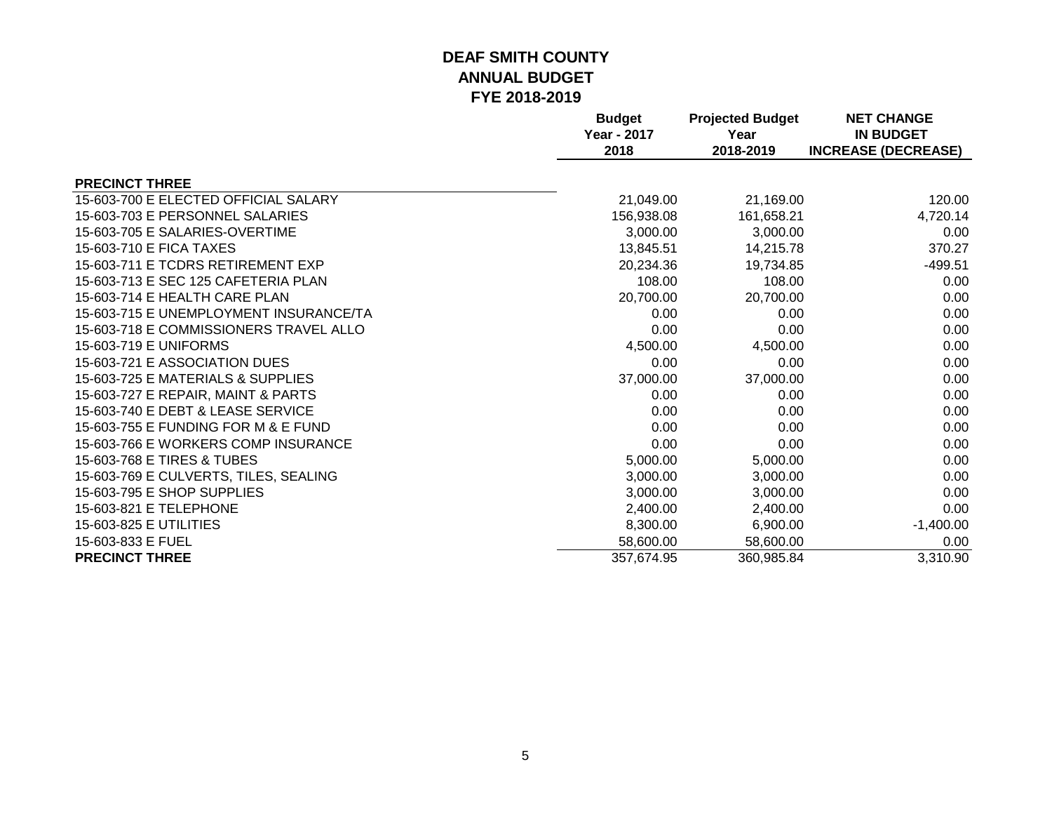# DEAF SMITH COUNTY
## ANNUAL BUDGET
## FYE 2018-2019

| | Budget Year - 2017 2018 | Projected Budget Year 2018-2019 | NET CHANGE IN BUDGET INCREASE (DECREASE) |
|---|---|---|---|
| **PRECINCT THREE** | | | |
| 15-603-700 E ELECTED OFFICIAL SALARY | 21,049.00 | 21,169.00 | 120.00 |
| 15-603-703 E PERSONNEL SALARIES | 156,938.08 | 161,658.21 | 4,720.14 |
| 15-603-705 E SALARIES-OVERTIME | 3,000.00 | 3,000.00 | 0.00 |
| 15-603-710 E FICA TAXES | 13,845.51 | 14,215.78 | 370.27 |
| 15-603-711 E TCDRS RETIREMENT EXP | 20,234.36 | 19,734.85 | -499.51 |
| 15-603-713 E SEC 125 CAFETERIA PLAN | 108.00 | 108.00 | 0.00 |
| 15-603-714 E HEALTH CARE PLAN | 20,700.00 | 20,700.00 | 0.00 |
| 15-603-715 E UNEMPLOYMENT INSURANCE/TA | 0.00 | 0.00 | 0.00 |
| 15-603-718 E COMMISSIONERS TRAVEL ALLO | 0.00 | 0.00 | 0.00 |
| 15-603-719 E UNIFORMS | 4,500.00 | 4,500.00 | 0.00 |
| 15-603-721 E ASSOCIATION DUES | 0.00 | 0.00 | 0.00 |
| 15-603-725 E MATERIALS & SUPPLIES | 37,000.00 | 37,000.00 | 0.00 |
| 15-603-727 E REPAIR, MAINT & PARTS | 0.00 | 0.00 | 0.00 |
| 15-603-740 E DEBT & LEASE SERVICE | 0.00 | 0.00 | 0.00 |
| 15-603-755 E FUNDING FOR M & E FUND | 0.00 | 0.00 | 0.00 |
| 15-603-766 E WORKERS COMP INSURANCE | 0.00 | 0.00 | 0.00 |
| 15-603-768 E TIRES & TUBES | 5,000.00 | 5,000.00 | 0.00 |
| 15-603-769 E CULVERTS, TILES, SEALING | 3,000.00 | 3,000.00 | 0.00 |
| 15-603-795 E SHOP SUPPLIES | 3,000.00 | 3,000.00 | 0.00 |
| 15-603-821 E TELEPHONE | 2,400.00 | 2,400.00 | 0.00 |
| 15-603-825 E UTILITIES | 8,300.00 | 6,900.00 | -1,400.00 |
| 15-603-833 E FUEL | 58,600.00 | 58,600.00 | 0.00 |
| **PRECINCT THREE** | 357,674.95 | 360,985.84 | 3,310.90 |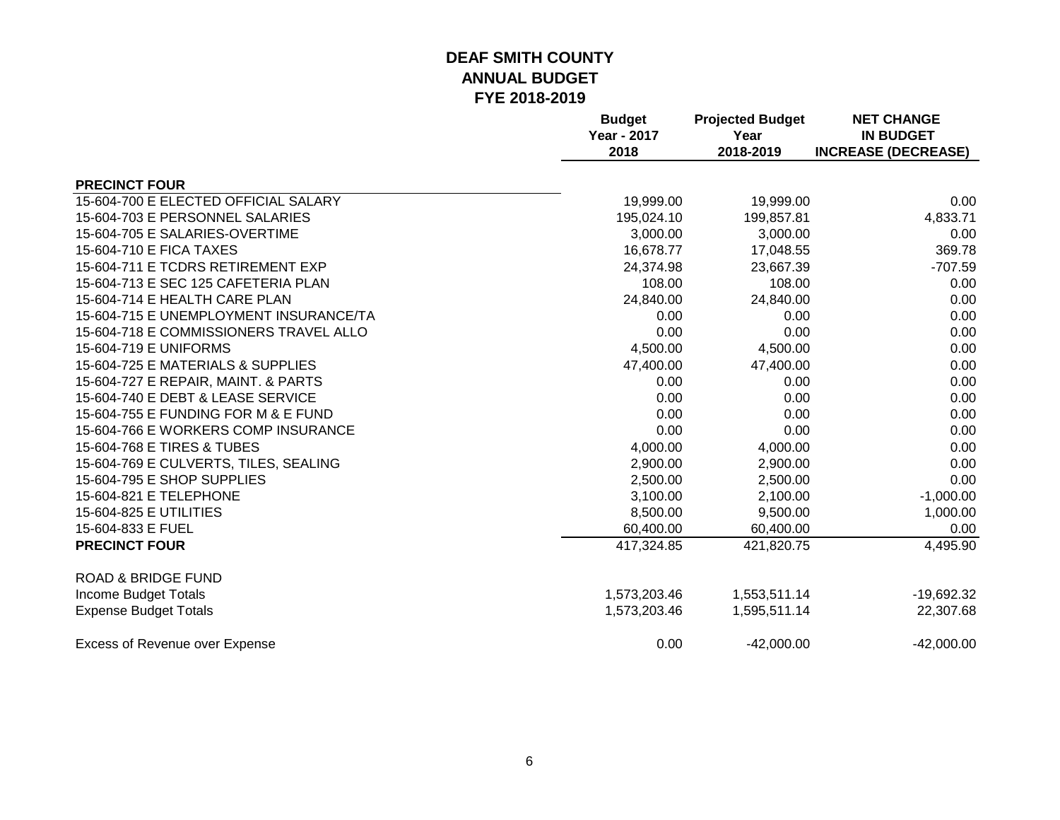# DEAF SMITH COUNTY
## ANNUAL BUDGET
## FYE 2018-2019

| | Budget Year - 2017 2018 | Projected Budget Year 2018-2019 | NET CHANGE IN BUDGET INCREASE (DECREASE) |
|---|---|---|---|
| **PRECINCT FOUR** | | | |
| 15-604-700 E ELECTED OFFICIAL SALARY | 19,999.00 | 19,999.00 | 0.00 |
| 15-604-703 E PERSONNEL SALARIES | 195,024.10 | 199,857.81 | 4,833.71 |
| 15-604-705 E SALARIES-OVERTIME | 3,000.00 | 3,000.00 | 0.00 |
| 15-604-710 E FICA TAXES | 16,678.77 | 17,048.55 | 369.78 |
| 15-604-711 E TCDRS RETIREMENT EXP | 24,374.98 | 23,667.39 | -707.59 |
| 15-604-713 E SEC 125 CAFETERIA PLAN | 108.00 | 108.00 | 0.00 |
| 15-604-714 E HEALTH CARE PLAN | 24,840.00 | 24,840.00 | 0.00 |
| 15-604-715 E UNEMPLOYMENT INSURANCE/TA | 0.00 | 0.00 | 0.00 |
| 15-604-718 E COMMISSIONERS TRAVEL ALLO | 0.00 | 0.00 | 0.00 |
| 15-604-719 E UNIFORMS | 4,500.00 | 4,500.00 | 0.00 |
| 15-604-725 E MATERIALS & SUPPLIES | 47,400.00 | 47,400.00 | 0.00 |
| 15-604-727 E REPAIR, MAINT. & PARTS | 0.00 | 0.00 | 0.00 |
| 15-604-740 E DEBT & LEASE SERVICE | 0.00 | 0.00 | 0.00 |
| 15-604-755 E FUNDING FOR M & E FUND | 0.00 | 0.00 | 0.00 |
| 15-604-766 E WORKERS COMP INSURANCE | 0.00 | 0.00 | 0.00 |
| 15-604-768 E TIRES & TUBES | 4,000.00 | 4,000.00 | 0.00 |
| 15-604-769 E CULVERTS, TILES, SEALING | 2,900.00 | 2,900.00 | 0.00 |
| 15-604-795 E SHOP SUPPLIES | 2,500.00 | 2,500.00 | 0.00 |
| 15-604-821 E TELEPHONE | 3,100.00 | 2,100.00 | -1,000.00 |
| 15-604-825 E UTILITIES | 8,500.00 | 9,500.00 | 1,000.00 |
| 15-604-833 E FUEL | 60,400.00 | 60,400.00 | 0.00 |
| **PRECINCT FOUR** | 417,324.85 | 421,820.75 | 4,495.90 |
| | | | |
| ROAD & BRIDGE FUND | | | |
| Income Budget Totals | 1,573,203.46 | 1,553,511.14 | -19,692.32 |
| Expense Budget Totals | 1,573,203.46 | 1,595,511.14 | 22,307.68 |
| | | | |
| Excess of Revenue over Expense | 0.00 | -42,000.00 | -42,000.00 |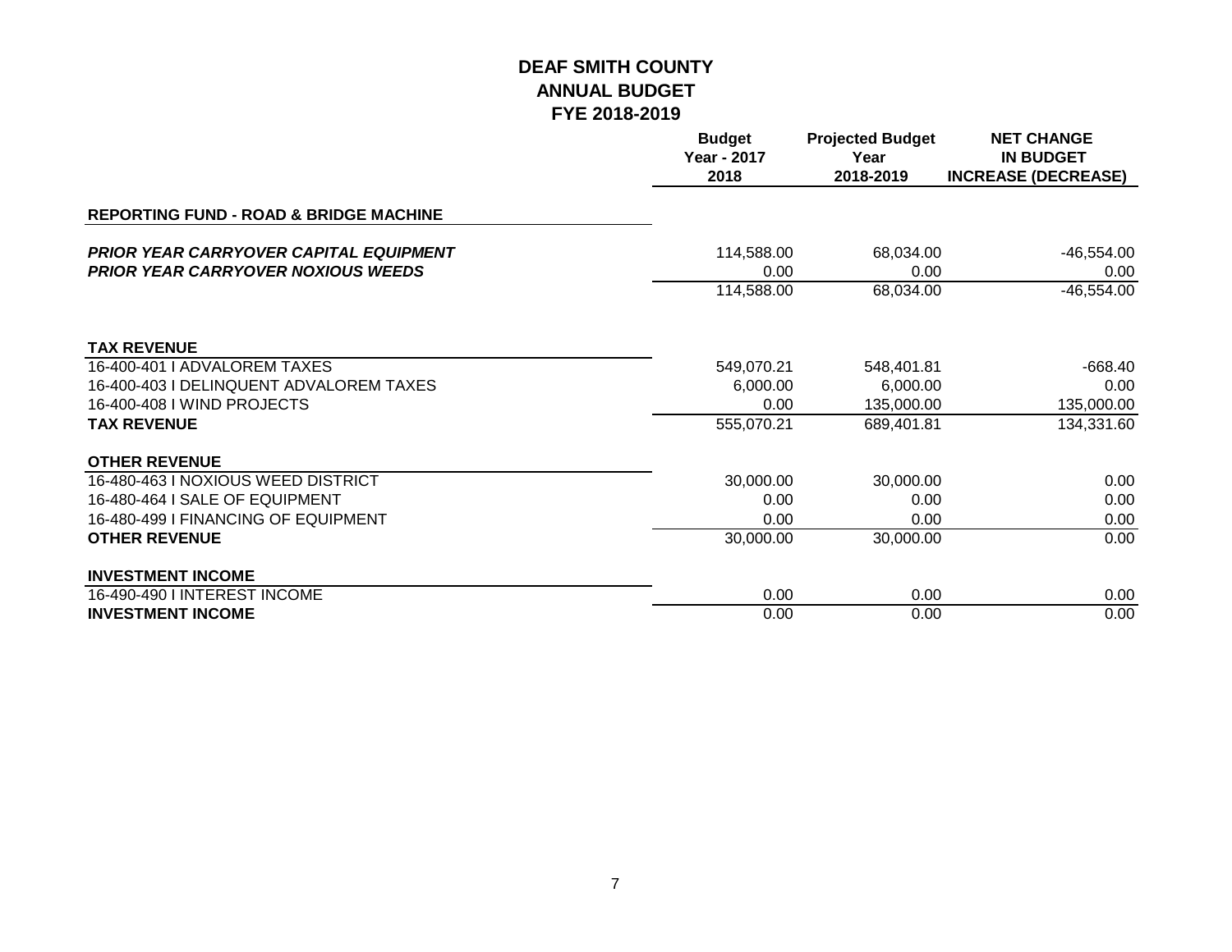# DEAF SMITH COUNTY
## ANNUAL BUDGET
## FYE 2018-2019

| | Budget Year - 2017 2018 | Projected Budget Year 2018-2019 | NET CHANGE IN BUDGET INCREASE (DECREASE) |
|---|---|---|---|
| **REPORTING FUND - ROAD & BRIDGE MACHINE** | | | |
| ***PRIOR YEAR CARRYOVER CAPITAL EQUIPMENT*** | 114,588.00 | 68,034.00 | -46,554.00 |
| ***PRIOR YEAR CARRYOVER NOXIOUS WEEDS*** | 0.00 | 0.00 | 0.00 |
| | 114,588.00 | 68,034.00 | -46,554.00 |
| **TAX REVENUE** | | | |
| 16-400-401 I ADVALOREM TAXES | 549,070.21 | 548,401.81 | -668.40 |
| 16-400-403 I DELINQUENT ADVALOREM TAXES | 6,000.00 | 6,000.00 | 0.00 |
| 16-400-408 I WIND PROJECTS | 0.00 | 135,000.00 | 135,000.00 |
| **TAX REVENUE** | 555,070.21 | 689,401.81 | 134,331.60 |
| **OTHER REVENUE** | | | |
| 16-480-463 I NOXIOUS WEED DISTRICT | 30,000.00 | 30,000.00 | 0.00 |
| 16-480-464 I SALE OF EQUIPMENT | 0.00 | 0.00 | 0.00 |
| 16-480-499 I FINANCING OF EQUIPMENT | 0.00 | 0.00 | 0.00 |
| **OTHER REVENUE** | 30,000.00 | 30,000.00 | 0.00 |
| **INVESTMENT INCOME** | | | |
| 16-490-490 I INTEREST INCOME | 0.00 | 0.00 | 0.00 |
| **INVESTMENT INCOME** | 0.00 | 0.00 | 0.00 |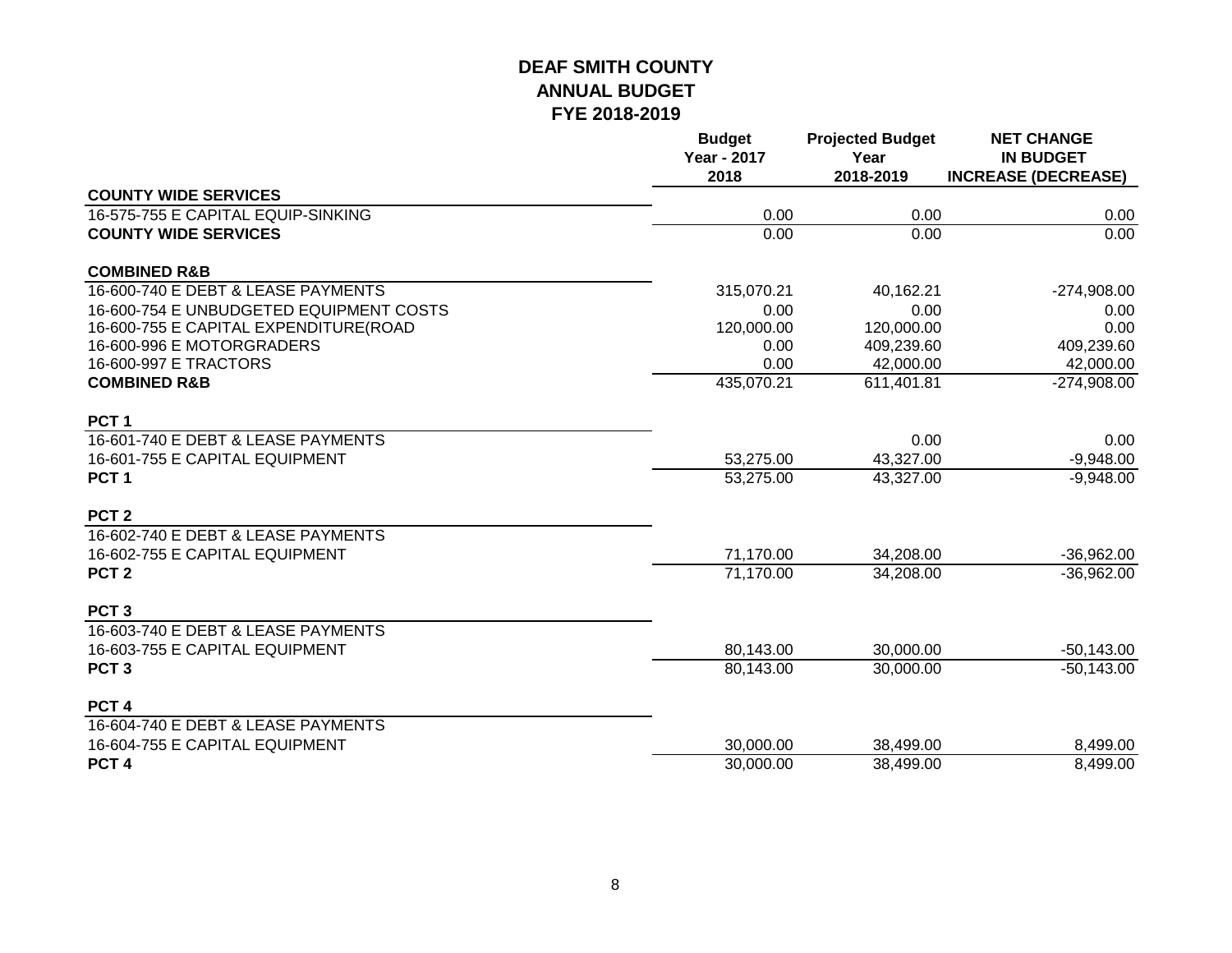# DEAF SMITH COUNTY
## ANNUAL BUDGET
## FYE 2018-2019

| | Budget Year - 2017 2018 | Projected Budget Year 2018-2019 | NET CHANGE IN BUDGET INCREASE (DECREASE) |
|---|---|---|---|
| **COUNTY WIDE SERVICES** | | | |
| 16-575-755 E CAPITAL EQUIP-SINKING | 0.00 | 0.00 | 0.00 |
| **COUNTY WIDE SERVICES** | 0.00 | 0.00 | 0.00 |
| | | | |
| **COMBINED R&B** | | | |
| 16-600-740 E DEBT & LEASE PAYMENTS | 315,070.21 | 40,162.21 | -274,908.00 |
| 16-600-754 E UNBUDGETED EQUIPMENT COSTS | 0.00 | 0.00 | 0.00 |
| 16-600-755 E CAPITAL EXPENDITURE(ROAD | 120,000.00 | 120,000.00 | 0.00 |
| 16-600-996 E MOTORGRADERS | 0.00 | 409,239.60 | 409,239.60 |
| 16-600-997 E TRACTORS | 0.00 | 42,000.00 | 42,000.00 |
| **COMBINED R&B** | 435,070.21 | 611,401.81 | -274,908.00 |
| | | | |
| **PCT 1** | | | |
| 16-601-740 E DEBT & LEASE PAYMENTS | | 0.00 | 0.00 |
| 16-601-755 E CAPITAL EQUIPMENT | 53,275.00 | 43,327.00 | -9,948.00 |
| **PCT 1** | 53,275.00 | 43,327.00 | -9,948.00 |
| | | | |
| **PCT 2** | | | |
| 16-602-740 E DEBT & LEASE PAYMENTS | | | |
| 16-602-755 E CAPITAL EQUIPMENT | 71,170.00 | 34,208.00 | -36,962.00 |
| **PCT 2** | 71,170.00 | 34,208.00 | -36,962.00 |
| | | | |
| **PCT 3** | | | |
| 16-603-740 E DEBT & LEASE PAYMENTS | | | |
| 16-603-755 E CAPITAL EQUIPMENT | 80,143.00 | 30,000.00 | -50,143.00 |
| **PCT 3** | 80,143.00 | 30,000.00 | -50,143.00 |
| | | | |
| **PCT 4** | | | |
| 16-604-740 E DEBT & LEASE PAYMENTS | | | |
| 16-604-755 E CAPITAL EQUIPMENT | 30,000.00 | 38,499.00 | 8,499.00 |
| **PCT 4** | 30,000.00 | 38,499.00 | 8,499.00 |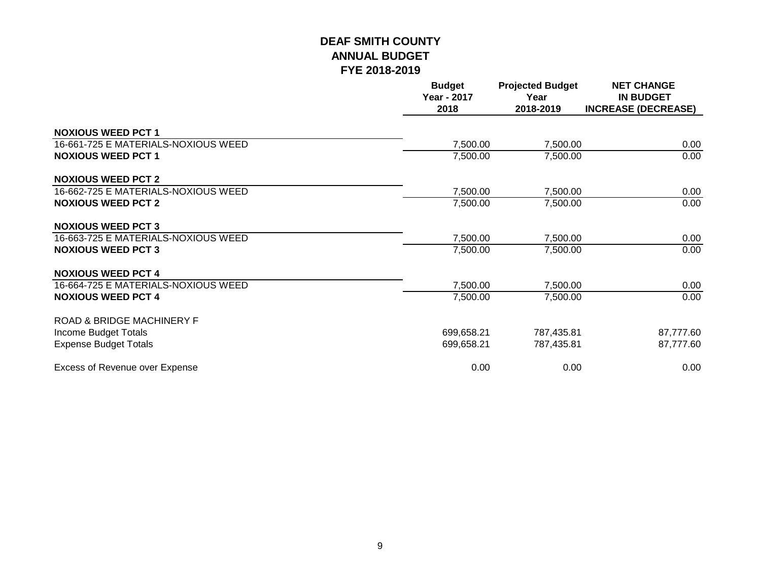# DEAF SMITH COUNTY
## ANNUAL BUDGET
## FYE 2018-2019

| | Budget Year - 2017 2018 | Projected Budget Year 2018-2019 | NET CHANGE IN BUDGET INCREASE (DECREASE) |
|---|---|---|---|
| **NOXIOUS WEED PCT 1** | | | |
| 16-661-725 E MATERIALS-NOXIOUS WEED | 7,500.00 | 7,500.00 | 0.00 |
| **NOXIOUS WEED PCT 1** | 7,500.00 | 7,500.00 | 0.00 |
| **NOXIOUS WEED PCT 2** | | | |
| 16-662-725 E MATERIALS-NOXIOUS WEED | 7,500.00 | 7,500.00 | 0.00 |
| **NOXIOUS WEED PCT 2** | 7,500.00 | 7,500.00 | 0.00 |
| **NOXIOUS WEED PCT 3** | | | |
| 16-663-725 E MATERIALS-NOXIOUS WEED | 7,500.00 | 7,500.00 | 0.00 |
| **NOXIOUS WEED PCT 3** | 7,500.00 | 7,500.00 | 0.00 |
| **NOXIOUS WEED PCT 4** | | | |
| 16-664-725 E MATERIALS-NOXIOUS WEED | 7,500.00 | 7,500.00 | 0.00 |
| **NOXIOUS WEED PCT 4** | 7,500.00 | 7,500.00 | 0.00 |
| ROAD & BRIDGE MACHINERY F | | | |
| Income Budget Totals | 699,658.21 | 787,435.81 | 87,777.60 |
| Expense Budget Totals | 699,658.21 | 787,435.81 | 87,777.60 |
| Excess of Revenue over Expense | 0.00 | 0.00 | 0.00 |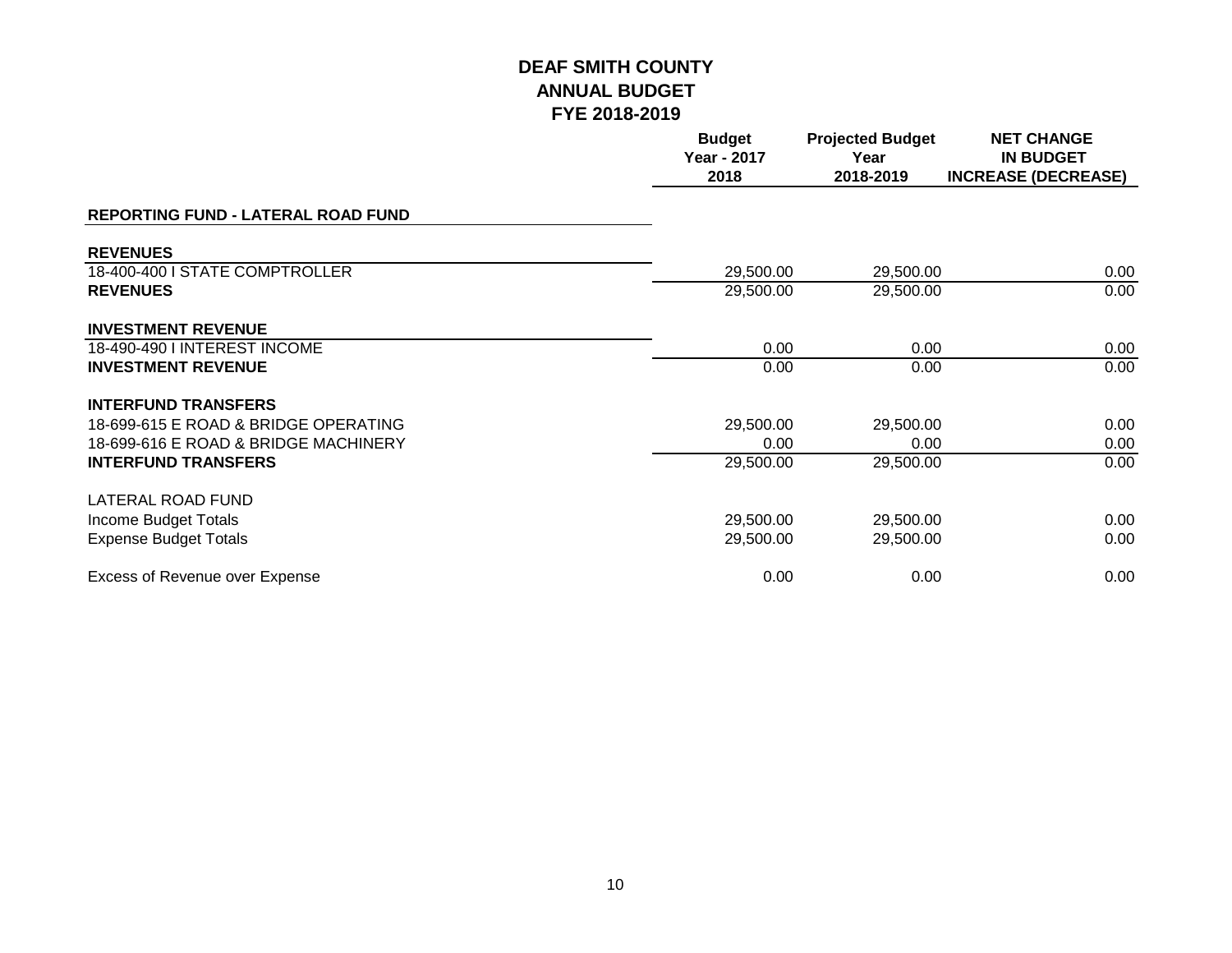# DEAF SMITH COUNTY
## ANNUAL BUDGET
## FYE 2018-2019

| | Budget Year - 2017 2018 | Projected Budget Year 2018-2019 | NET CHANGE IN BUDGET INCREASE (DECREASE) |
|---|---|---|---|
| **REPORTING FUND - LATERAL ROAD FUND** | | | |
| **REVENUES** | | | |
| 18-400-400 I STATE COMPTROLLER | 29,500.00 | 29,500.00 | 0.00 |
| **REVENUES** | 29,500.00 | 29,500.00 | 0.00 |
| **INVESTMENT REVENUE** | | | |
| 18-490-490 I INTEREST INCOME | 0.00 | 0.00 | 0.00 |
| **INVESTMENT REVENUE** | 0.00 | 0.00 | 0.00 |
| **INTERFUND TRANSFERS** | | | |
| 18-699-615 E ROAD & BRIDGE OPERATING | 29,500.00 | 29,500.00 | 0.00 |
| 18-699-616 E ROAD & BRIDGE MACHINERY | 0.00 | 0.00 | 0.00 |
| **INTERFUND TRANSFERS** | 29,500.00 | 29,500.00 | 0.00 |
| LATERAL ROAD FUND | | | |
| Income Budget Totals | 29,500.00 | 29,500.00 | 0.00 |
| Expense Budget Totals | 29,500.00 | 29,500.00 | 0.00 |
| Excess of Revenue over Expense | 0.00 | 0.00 | 0.00 |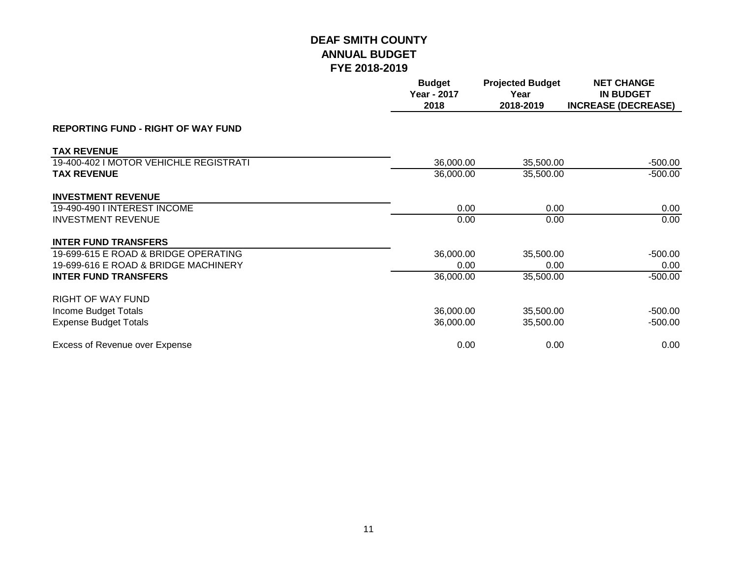# DEAF SMITH COUNTY
## ANNUAL BUDGET
## FYE 2018-2019

| | Budget Year - 2017 2018 | Projected Budget Year 2018-2019 | NET CHANGE IN BUDGET INCREASE (DECREASE) |
|---|---|---|---|
| **REPORTING FUND - RIGHT OF WAY FUND** | | | |
| **TAX REVENUE** | | | |
| 19-400-402 I MOTOR VEHICHLE REGISTRATI | 36,000.00 | 35,500.00 | -500.00 |
| **TAX REVENUE** | 36,000.00 | 35,500.00 | -500.00 |
| **INVESTMENT REVENUE** | | | |
| 19-490-490 I INTEREST INCOME | 0.00 | 0.00 | 0.00 |
| INVESTMENT REVENUE | 0.00 | 0.00 | 0.00 |
| **INTER FUND TRANSFERS** | | | |
| 19-699-615 E ROAD & BRIDGE OPERATING | 36,000.00 | 35,500.00 | -500.00 |
| 19-699-616 E ROAD & BRIDGE MACHINERY | 0.00 | 0.00 | 0.00 |
| **INTER FUND TRANSFERS** | 36,000.00 | 35,500.00 | -500.00 |
| RIGHT OF WAY FUND | | | |
| Income Budget Totals | 36,000.00 | 35,500.00 | -500.00 |
| Expense Budget Totals | 36,000.00 | 35,500.00 | -500.00 |
| Excess of Revenue over Expense | 0.00 | 0.00 | 0.00 |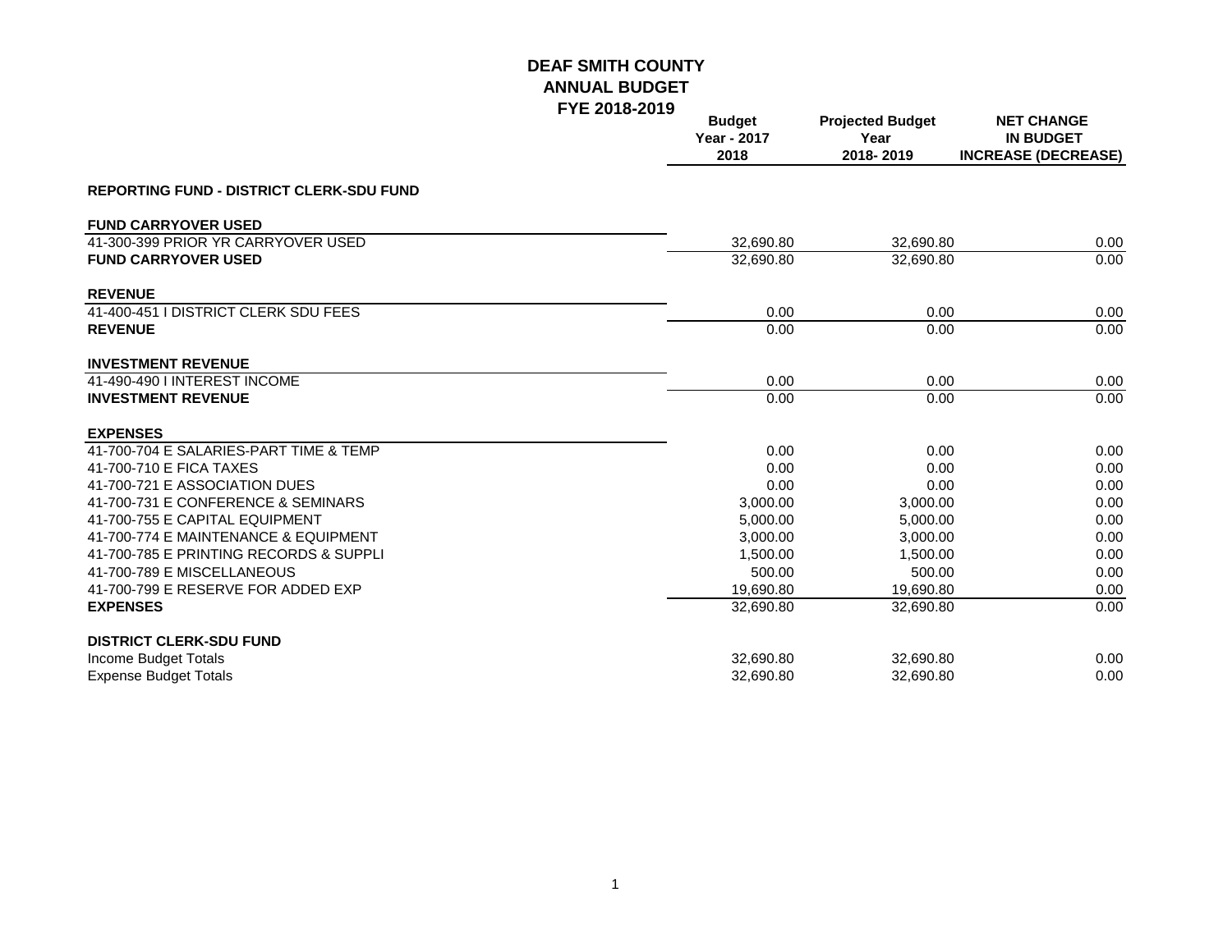# DEAF SMITH COUNTY
## ANNUAL BUDGET
## FYE 2018-2019

| | Budget Year - 2017 2018 | Projected Budget Year 2018- 2019 | NET CHANGE IN BUDGET INCREASE (DECREASE) |
|---|---|---|---|
| **REPORTING FUND - DISTRICT CLERK-SDU FUND** | | | |
| **FUND CARRYOVER USED** | | | |
| 41-300-399 PRIOR YR CARRYOVER USED | 32,690.80 | 32,690.80 | 0.00 |
| **FUND CARRYOVER USED** | 32,690.80 | 32,690.80 | 0.00 |
| **REVENUE** | | | |
| 41-400-451 I DISTRICT CLERK SDU FEES | 0.00 | 0.00 | 0.00 |
| **REVENUE** | 0.00 | 0.00 | 0.00 |
| **INVESTMENT REVENUE** | | | |
| 41-490-490 I INTEREST INCOME | 0.00 | 0.00 | 0.00 |
| **INVESTMENT REVENUE** | 0.00 | 0.00 | 0.00 |
| **EXPENSES** | | | |
| 41-700-704 E SALARIES-PART TIME & TEMP | 0.00 | 0.00 | 0.00 |
| 41-700-710 E FICA TAXES | 0.00 | 0.00 | 0.00 |
| 41-700-721 E ASSOCIATION DUES | 0.00 | 0.00 | 0.00 |
| 41-700-731 E CONFERENCE & SEMINARS | 3,000.00 | 3,000.00 | 0.00 |
| 41-700-755 E CAPITAL EQUIPMENT | 5,000.00 | 5,000.00 | 0.00 |
| 41-700-774 E MAINTENANCE & EQUIPMENT | 3,000.00 | 3,000.00 | 0.00 |
| 41-700-785 E PRINTING RECORDS & SUPPLI | 1,500.00 | 1,500.00 | 0.00 |
| 41-700-789 E MISCELLANEOUS | 500.00 | 500.00 | 0.00 |
| 41-700-799 E RESERVE FOR ADDED EXP | 19,690.80 | 19,690.80 | 0.00 |
| **EXPENSES** | 32,690.80 | 32,690.80 | 0.00 |
| **DISTRICT CLERK-SDU FUND** | | | |
| Income Budget Totals | 32,690.80 | 32,690.80 | 0.00 |
| Expense Budget Totals | 32,690.80 | 32,690.80 | 0.00 |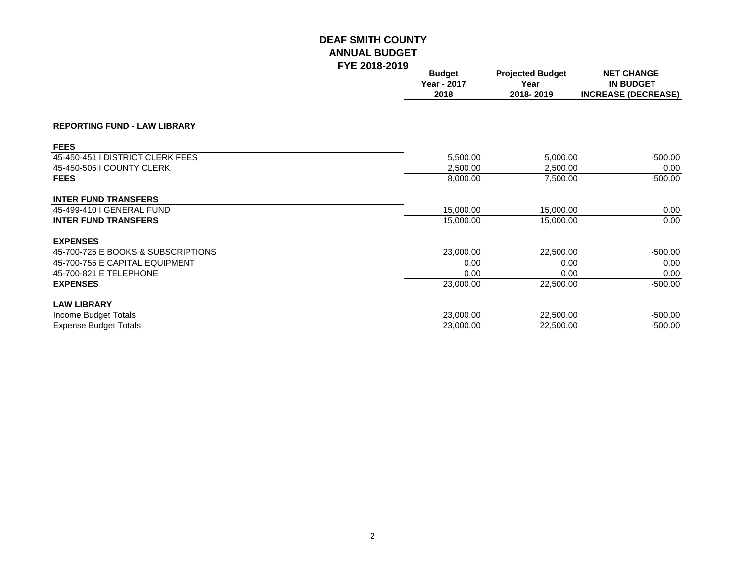# DEAF SMITH COUNTY
## ANNUAL BUDGET
## FYE 2018-2019

| | Budget Year - 2017 2018 | Projected Budget Year 2018- 2019 | NET CHANGE IN BUDGET INCREASE (DECREASE) |
|---|---|---|---|
| **REPORTING FUND - LAW LIBRARY** | | | |
| **FEES** | | | |
| 45-450-451 I DISTRICT CLERK FEES | 5,500.00 | 5,000.00 | -500.00 |
| 45-450-505 I COUNTY CLERK | 2,500.00 | 2,500.00 | 0.00 |
| **FEES** | 8,000.00 | 7,500.00 | -500.00 |
| **INTER FUND TRANSFERS** | | | |
| 45-499-410 I GENERAL FUND | 15,000.00 | 15,000.00 | 0.00 |
| **INTER FUND TRANSFERS** | 15,000.00 | 15,000.00 | 0.00 |
| **EXPENSES** | | | |
| 45-700-725 E BOOKS & SUBSCRIPTIONS | 23,000.00 | 22,500.00 | -500.00 |
| 45-700-755 E CAPITAL EQUIPMENT | 0.00 | 0.00 | 0.00 |
| 45-700-821 E TELEPHONE | 0.00 | 0.00 | 0.00 |
| **EXPENSES** | 23,000.00 | 22,500.00 | -500.00 |
| **LAW LIBRARY** | | | |
| Income Budget Totals | 23,000.00 | 22,500.00 | -500.00 |
| Expense Budget Totals | 23,000.00 | 22,500.00 | -500.00 |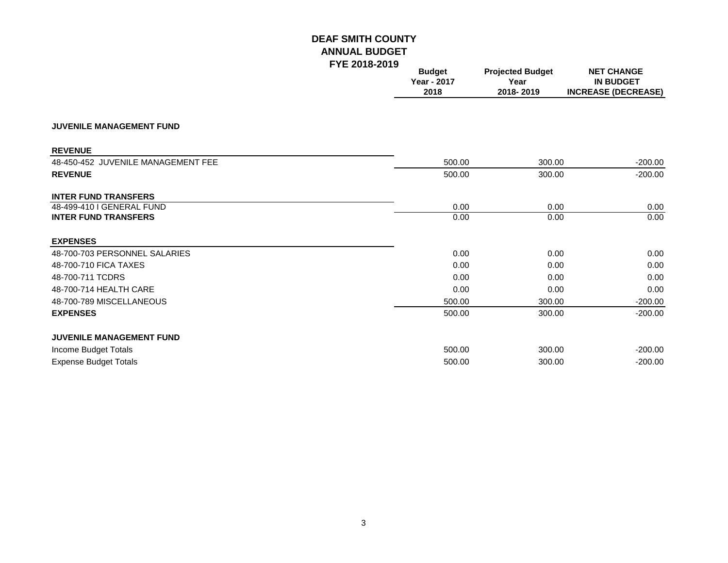# DEAF SMITH COUNTY
## ANNUAL BUDGET
## FYE 2018-2019

| | Budget Year - 2017 2018 | Projected Budget Year 2018- 2019 | NET CHANGE IN BUDGET INCREASE (DECREASE) |
|---|---|---|---|
| **JUVENILE MANAGEMENT FUND** | | | |
| **REVENUE** | | | |
| 48-450-452 JUVENILE MANAGEMENT FEE | 500.00 | 300.00 | -200.00 |
| **REVENUE** | 500.00 | 300.00 | -200.00 |
| **INTER FUND TRANSFERS** | | | |
| 48-499-410 I GENERAL FUND | 0.00 | 0.00 | 0.00 |
| **INTER FUND TRANSFERS** | 0.00 | 0.00 | 0.00 |
| **EXPENSES** | | | |
| 48-700-703 PERSONNEL SALARIES | 0.00 | 0.00 | 0.00 |
| 48-700-710 FICA TAXES | 0.00 | 0.00 | 0.00 |
| 48-700-711 TCDRS | 0.00 | 0.00 | 0.00 |
| 48-700-714 HEALTH CARE | 0.00 | 0.00 | 0.00 |
| 48-700-789 MISCELLANEOUS | 500.00 | 300.00 | -200.00 |
| **EXPENSES** | 500.00 | 300.00 | -200.00 |
| **JUVENILE MANAGEMENT FUND** | | | |
| Income Budget Totals | 500.00 | 300.00 | -200.00 |
| Expense Budget Totals | 500.00 | 300.00 | -200.00 |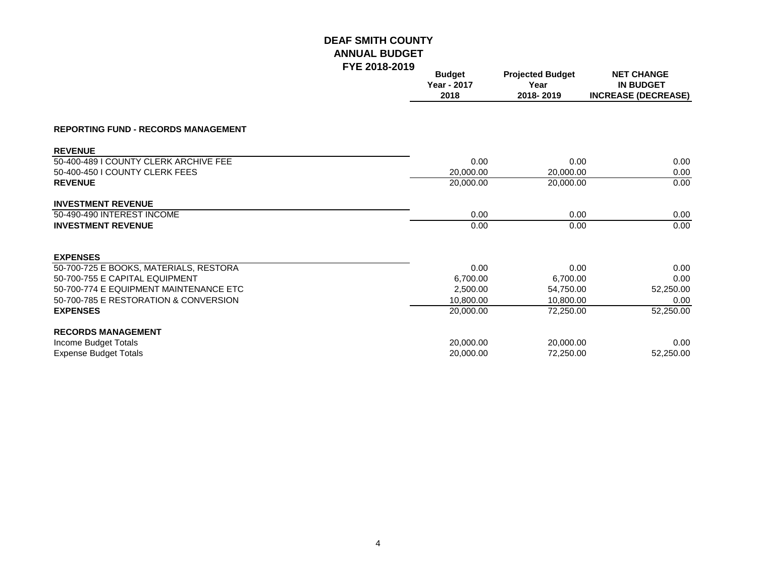# DEAF SMITH COUNTY
## ANNUAL BUDGET
## FYE 2018-2019

| | Budget Year - 2017 2018 | Projected Budget Year 2018- 2019 | NET CHANGE IN BUDGET INCREASE (DECREASE) |
|---|---|---|---|
| **REPORTING FUND - RECORDS MANAGEMENT** | | | |
| **REVENUE** | | | |
| 50-400-489 I COUNTY CLERK ARCHIVE FEE | 0.00 | 0.00 | 0.00 |
| 50-400-450 I COUNTY CLERK FEES | 20,000.00 | 20,000.00 | 0.00 |
| **REVENUE** | 20,000.00 | 20,000.00 | 0.00 |
| **INVESTMENT REVENUE** | | | |
| 50-490-490 INTEREST INCOME | 0.00 | 0.00 | 0.00 |
| **INVESTMENT REVENUE** | 0.00 | 0.00 | 0.00 |
| **EXPENSES** | | | |
| 50-700-725 E BOOKS, MATERIALS, RESTORA | 0.00 | 0.00 | 0.00 |
| 50-700-755 E CAPITAL EQUIPMENT | 6,700.00 | 6,700.00 | 0.00 |
| 50-700-774 E EQUIPMENT MAINTENANCE ETC | 2,500.00 | 54,750.00 | 52,250.00 |
| 50-700-785 E RESTORATION & CONVERSION | 10,800.00 | 10,800.00 | 0.00 |
| **EXPENSES** | 20,000.00 | 72,250.00 | 52,250.00 |
| **RECORDS MANAGEMENT** | | | |
| Income Budget Totals | 20,000.00 | 20,000.00 | 0.00 |
| Expense Budget Totals | 20,000.00 | 72,250.00 | 52,250.00 |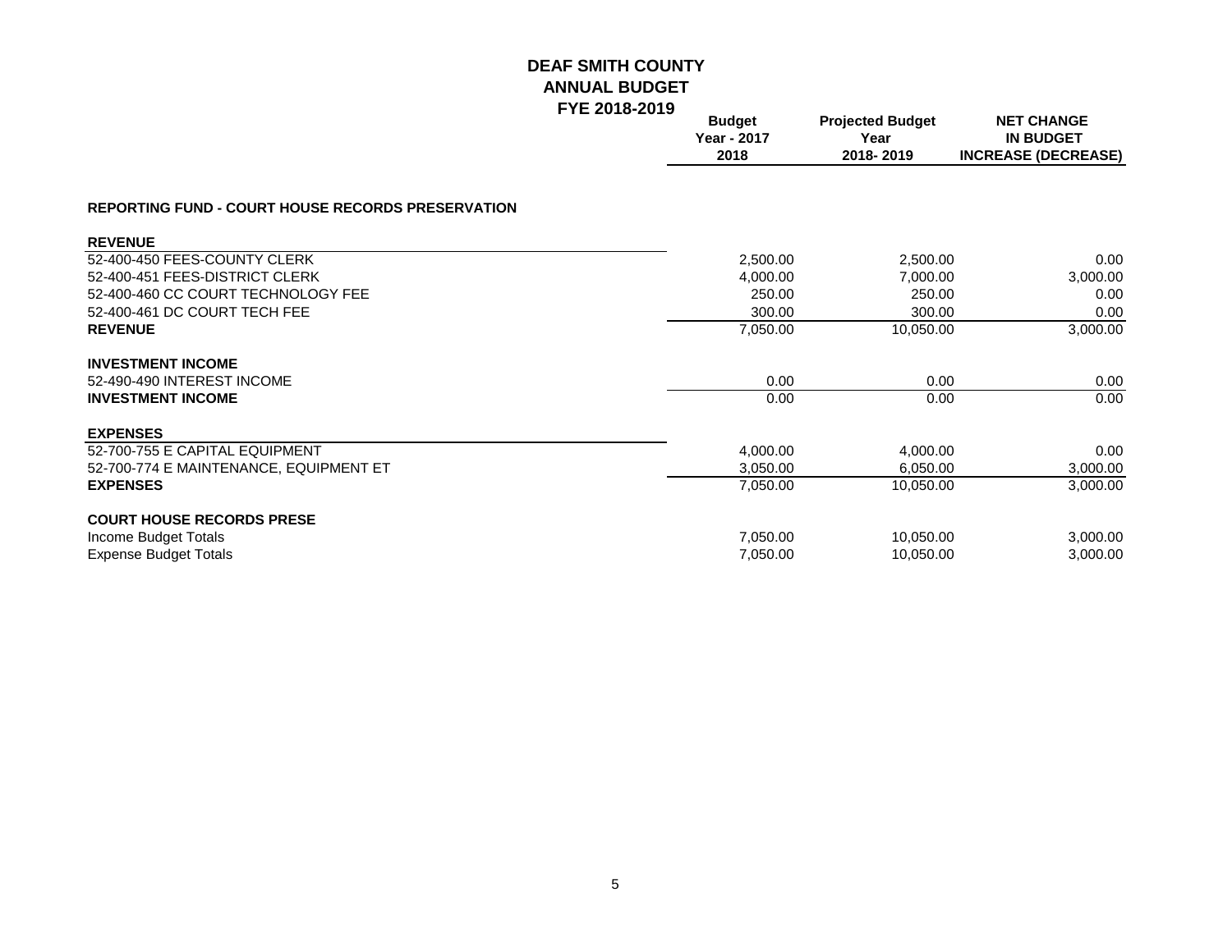# DEAF SMITH COUNTY
## ANNUAL BUDGET
### FYE 2018-2019

| | Budget Year - 2017 2018 | Projected Budget Year 2018- 2019 | NET CHANGE IN BUDGET INCREASE (DECREASE) |
|---|---|---|---|
| **REPORTING FUND - COURT HOUSE RECORDS PRESERVATION** | | | |
| **REVENUE** | | | |
| 52-400-450 FEES-COUNTY CLERK | 2,500.00 | 2,500.00 | 0.00 |
| 52-400-451 FEES-DISTRICT CLERK | 4,000.00 | 7,000.00 | 3,000.00 |
| 52-400-460 CC COURT TECHNOLOGY FEE | 250.00 | 250.00 | 0.00 |
| 52-400-461 DC COURT TECH FEE | 300.00 | 300.00 | 0.00 |
| **REVENUE** | 7,050.00 | 10,050.00 | 3,000.00 |
| **INVESTMENT INCOME** | | | |
| 52-490-490 INTEREST INCOME | 0.00 | 0.00 | 0.00 |
| **INVESTMENT INCOME** | 0.00 | 0.00 | 0.00 |
| **EXPENSES** | | | |
| 52-700-755 E CAPITAL EQUIPMENT | 4,000.00 | 4,000.00 | 0.00 |
| 52-700-774 E MAINTENANCE, EQUIPMENT ET | 3,050.00 | 6,050.00 | 3,000.00 |
| **EXPENSES** | 7,050.00 | 10,050.00 | 3,000.00 |
| **COURT HOUSE RECORDS PRESE** | | | |
| Income Budget Totals | 7,050.00 | 10,050.00 | 3,000.00 |
| Expense Budget Totals | 7,050.00 | 10,050.00 | 3,000.00 |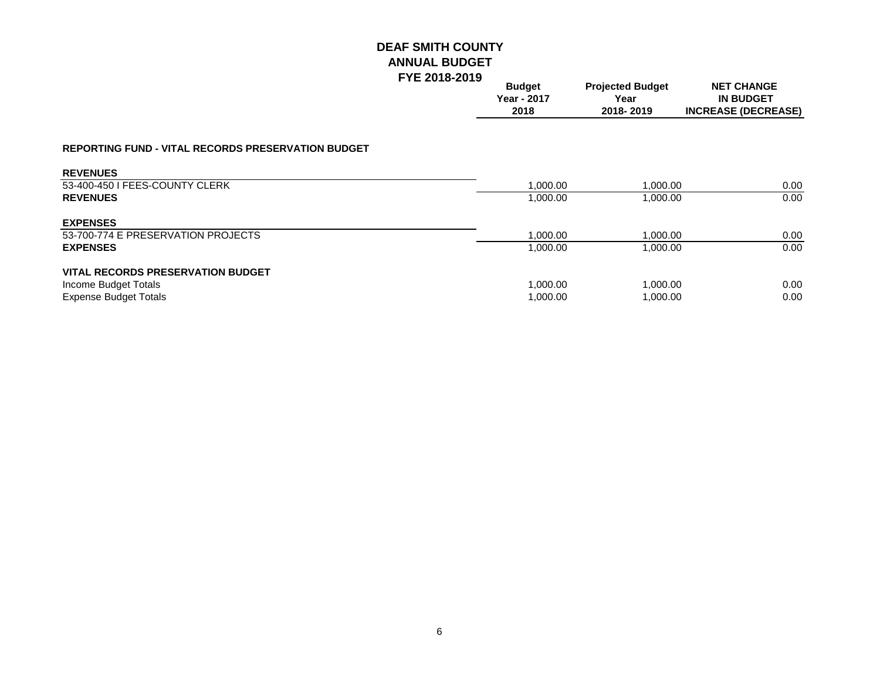# DEAF SMITH COUNTY
## ANNUAL BUDGET
## FYE 2018-2019

| | Budget Year - 2017 2018 | Projected Budget Year 2018- 2019 | NET CHANGE IN BUDGET INCREASE (DECREASE) |
|---|---|---|---|
| **REPORTING FUND - VITAL RECORDS PRESERVATION BUDGET** | | | |
| **REVENUES** | | | |
| 53-400-450 I FEES-COUNTY CLERK | 1,000.00 | 1,000.00 | 0.00 |
| **REVENUES** | 1,000.00 | 1,000.00 | 0.00 |
| **EXPENSES** | | | |
| 53-700-774 E PRESERVATION PROJECTS | 1,000.00 | 1,000.00 | 0.00 |
| **EXPENSES** | 1,000.00 | 1,000.00 | 0.00 |
| **VITAL RECORDS PRESERVATION BUDGET** | | | |
| Income Budget Totals | 1,000.00 | 1,000.00 | 0.00 |
| Expense Budget Totals | 1,000.00 | 1,000.00 | 0.00 |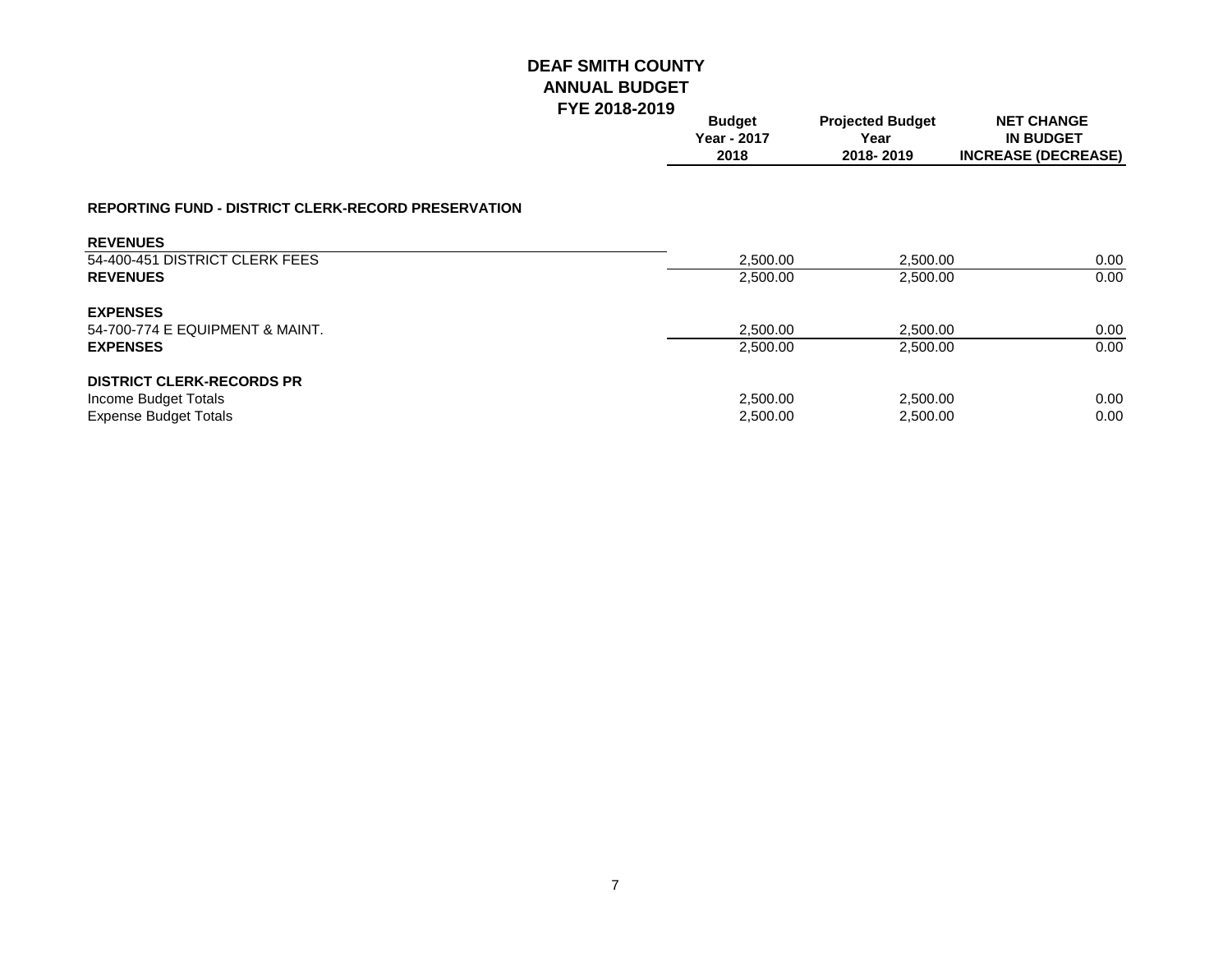# DEAF SMITH COUNTY
## ANNUAL BUDGET
## FYE 2018-2019

| | Budget Year - 2017 2018 | Projected Budget Year 2018- 2019 | NET CHANGE IN BUDGET INCREASE (DECREASE) |
|---|---|---|---|
| **REPORTING FUND - DISTRICT CLERK-RECORD PRESERVATION** | | | |
| **REVENUES** | | | |
| 54-400-451 DISTRICT CLERK FEES | 2,500.00 | 2,500.00 | 0.00 |
| **REVENUES** | 2,500.00 | 2,500.00 | 0.00 |
| **EXPENSES** | | | |
| 54-700-774 E EQUIPMENT & MAINT. | 2,500.00 | 2,500.00 | 0.00 |
| **EXPENSES** | 2,500.00 | 2,500.00 | 0.00 |
| **DISTRICT CLERK-RECORDS PR** | | | |
| Income Budget Totals | 2,500.00 | 2,500.00 | 0.00 |
| Expense Budget Totals | 2,500.00 | 2,500.00 | 0.00 |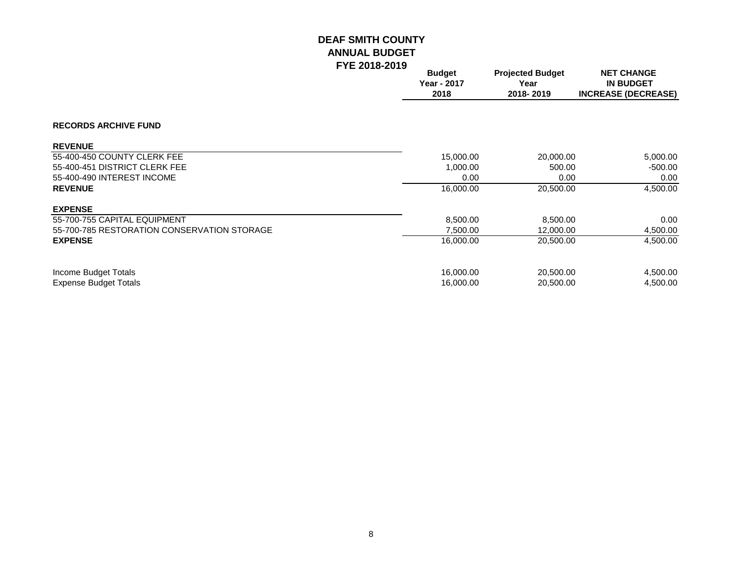# DEAF SMITH COUNTY
## ANNUAL BUDGET
### FYE 2018-2019

| | Budget Year - 2017 2018 | Projected Budget Year 2018- 2019 | NET CHANGE IN BUDGET INCREASE (DECREASE) |
|---|---|---|---|
| **RECORDS ARCHIVE FUND** | | | |
| **REVENUE** | | | |
| 55-400-450 COUNTY CLERK FEE | 15,000.00 | 20,000.00 | 5,000.00 |
| 55-400-451 DISTRICT CLERK FEE | 1,000.00 | 500.00 | -500.00 |
| 55-400-490 INTEREST INCOME | 0.00 | 0.00 | 0.00 |
| **REVENUE** | 16,000.00 | 20,500.00 | 4,500.00 |
| **EXPENSE** | | | |
| 55-700-755 CAPITAL EQUIPMENT | 8,500.00 | 8,500.00 | 0.00 |
| 55-700-785 RESTORATION CONSERVATION STORAGE | 7,500.00 | 12,000.00 | 4,500.00 |
| **EXPENSE** | 16,000.00 | 20,500.00 | 4,500.00 |
| Income Budget Totals | 16,000.00 | 20,500.00 | 4,500.00 |
| Expense Budget Totals | 16,000.00 | 20,500.00 | 4,500.00 |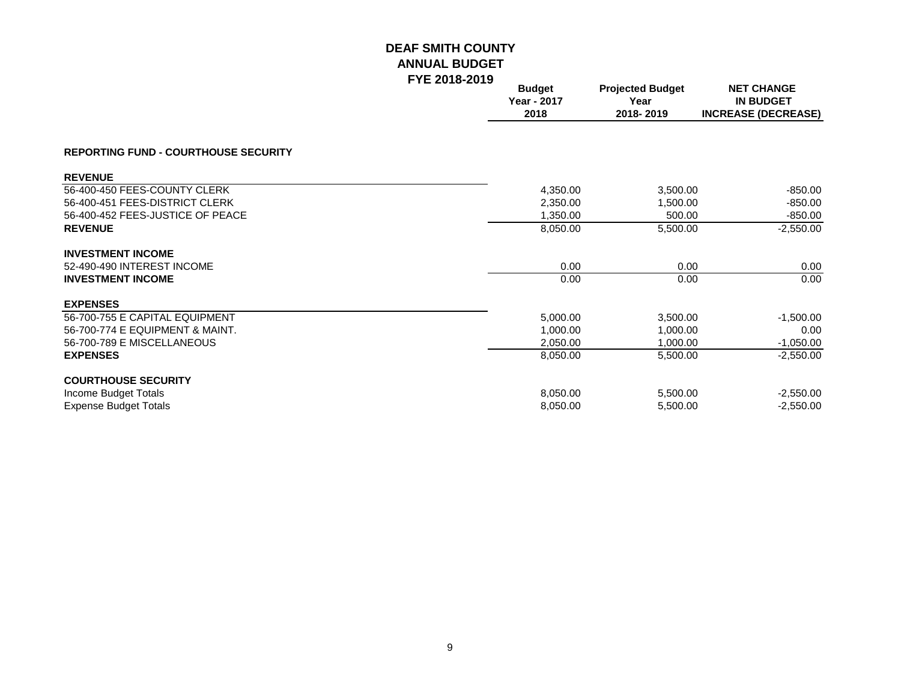# DEAF SMITH COUNTY
## ANNUAL BUDGET
## FYE 2018-2019

| | Budget Year - 2017 2018 | Projected Budget Year 2018- 2019 | NET CHANGE IN BUDGET INCREASE (DECREASE) |
|---|---|---|---|
| **REPORTING FUND - COURTHOUSE SECURITY** | | | |
| **REVENUE** | | | |
| 56-400-450 FEES-COUNTY CLERK | 4,350.00 | 3,500.00 | -850.00 |
| 56-400-451 FEES-DISTRICT CLERK | 2,350.00 | 1,500.00 | -850.00 |
| 56-400-452 FEES-JUSTICE OF PEACE | 1,350.00 | 500.00 | -850.00 |
| **REVENUE** | 8,050.00 | 5,500.00 | -2,550.00 |
| **INVESTMENT INCOME** | | | |
| 52-490-490 INTEREST INCOME | 0.00 | 0.00 | 0.00 |
| **INVESTMENT INCOME** | 0.00 | 0.00 | 0.00 |
| **EXPENSES** | | | |
| 56-700-755 E CAPITAL EQUIPMENT | 5,000.00 | 3,500.00 | -1,500.00 |
| 56-700-774 E EQUIPMENT & MAINT. | 1,000.00 | 1,000.00 | 0.00 |
| 56-700-789 E MISCELLANEOUS | 2,050.00 | 1,000.00 | -1,050.00 |
| **EXPENSES** | 8,050.00 | 5,500.00 | -2,550.00 |
| **COURTHOUSE SECURITY** | | | |
| Income Budget Totals | 8,050.00 | 5,500.00 | -2,550.00 |
| Expense Budget Totals | 8,050.00 | 5,500.00 | -2,550.00 |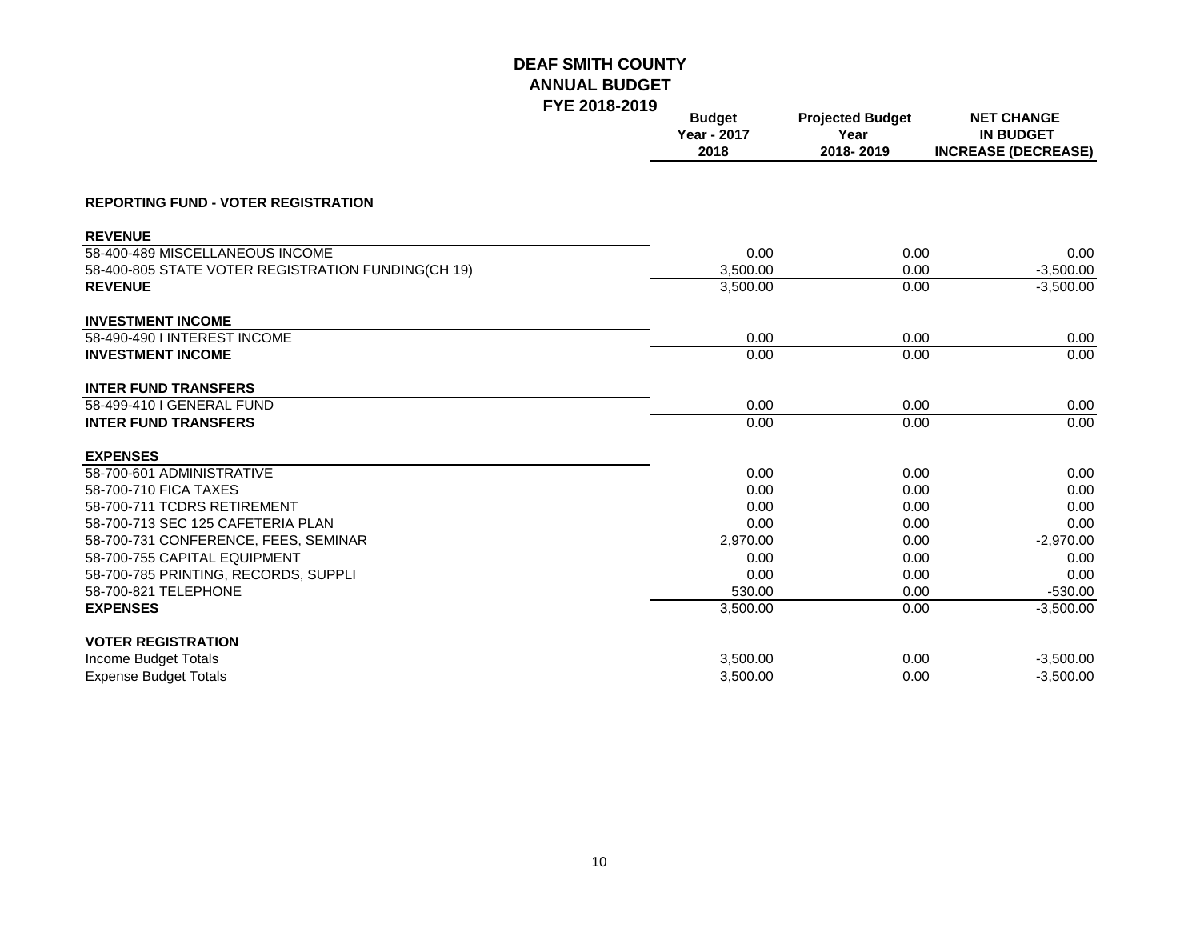# DEAF SMITH COUNTY
## ANNUAL BUDGET
### FYE 2018-2019

| | Budget Year - 2017 2018 | Projected Budget Year 2018- 2019 | NET CHANGE IN BUDGET INCREASE (DECREASE) |
|---|---|---|---|
| **REPORTING FUND - VOTER REGISTRATION** | | | |
| **REVENUE** | | | |
| 58-400-489 MISCELLANEOUS INCOME | 0.00 | 0.00 | 0.00 |
| 58-400-805 STATE VOTER REGISTRATION FUNDING(CH 19) | 3,500.00 | 0.00 | -3,500.00 |
| **REVENUE** | 3,500.00 | 0.00 | -3,500.00 |
| **INVESTMENT INCOME** | | | |
| 58-490-490 I INTEREST INCOME | 0.00 | 0.00 | 0.00 |
| **INVESTMENT INCOME** | 0.00 | 0.00 | 0.00 |
| **INTER FUND TRANSFERS** | | | |
| 58-499-410 I GENERAL FUND | 0.00 | 0.00 | 0.00 |
| **INTER FUND TRANSFERS** | 0.00 | 0.00 | 0.00 |
| **EXPENSES** | | | |
| 58-700-601 ADMINISTRATIVE | 0.00 | 0.00 | 0.00 |
| 58-700-710 FICA TAXES | 0.00 | 0.00 | 0.00 |
| 58-700-711 TCDRS RETIREMENT | 0.00 | 0.00 | 0.00 |
| 58-700-713 SEC 125 CAFETERIA PLAN | 0.00 | 0.00 | 0.00 |
| 58-700-731 CONFERENCE, FEES, SEMINAR | 2,970.00 | 0.00 | -2,970.00 |
| 58-700-755 CAPITAL EQUIPMENT | 0.00 | 0.00 | 0.00 |
| 58-700-785 PRINTING, RECORDS, SUPPLI | 0.00 | 0.00 | 0.00 |
| 58-700-821 TELEPHONE | 530.00 | 0.00 | -530.00 |
| **EXPENSES** | 3,500.00 | 0.00 | -3,500.00 |
| **VOTER REGISTRATION** | | | |
| Income Budget Totals | 3,500.00 | 0.00 | -3,500.00 |
| Expense Budget Totals | 3,500.00 | 0.00 | -3,500.00 |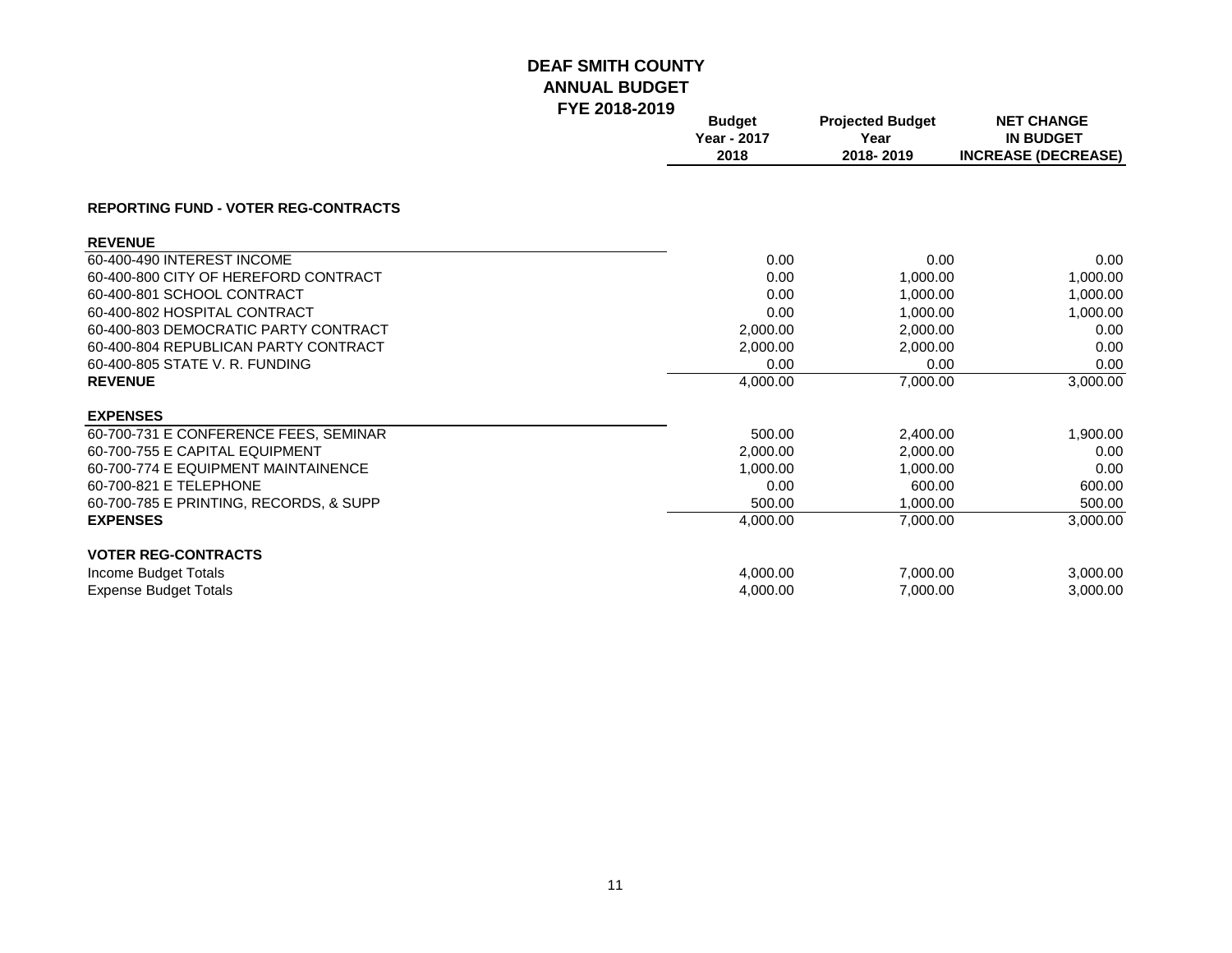# DEAF SMITH COUNTY
## ANNUAL BUDGET
## FYE 2018-2019

| | Budget Year - 2017 2018 | Projected Budget Year 2018- 2019 | NET CHANGE IN BUDGET INCREASE (DECREASE) |
|---|---|---|---|
| **REPORTING FUND - VOTER REG-CONTRACTS** | | | |
| **REVENUE** | | | |
| 60-400-490 INTEREST INCOME | 0.00 | 0.00 | 0.00 |
| 60-400-800 CITY OF HEREFORD CONTRACT | 0.00 | 1,000.00 | 1,000.00 |
| 60-400-801 SCHOOL CONTRACT | 0.00 | 1,000.00 | 1,000.00 |
| 60-400-802 HOSPITAL CONTRACT | 0.00 | 1,000.00 | 1,000.00 |
| 60-400-803 DEMOCRATIC PARTY CONTRACT | 2,000.00 | 2,000.00 | 0.00 |
| 60-400-804 REPUBLICAN PARTY CONTRACT | 2,000.00 | 2,000.00 | 0.00 |
| 60-400-805 STATE V. R. FUNDING | 0.00 | 0.00 | 0.00 |
| **REVENUE** | 4,000.00 | 7,000.00 | 3,000.00 |
| **EXPENSES** | | | |
| 60-700-731 E CONFERENCE FEES, SEMINAR | 500.00 | 2,400.00 | 1,900.00 |
| 60-700-755 E CAPITAL EQUIPMENT | 2,000.00 | 2,000.00 | 0.00 |
| 60-700-774 E EQUIPMENT MAINTAINENCE | 1,000.00 | 1,000.00 | 0.00 |
| 60-700-821 E TELEPHONE | 0.00 | 600.00 | 600.00 |
| 60-700-785 E PRINTING, RECORDS, & SUPP | 500.00 | 1,000.00 | 500.00 |
| **EXPENSES** | 4,000.00 | 7,000.00 | 3,000.00 |
| **VOTER REG-CONTRACTS** | | | |
| Income Budget Totals | 4,000.00 | 7,000.00 | 3,000.00 |
| Expense Budget Totals | 4,000.00 | 7,000.00 | 3,000.00 |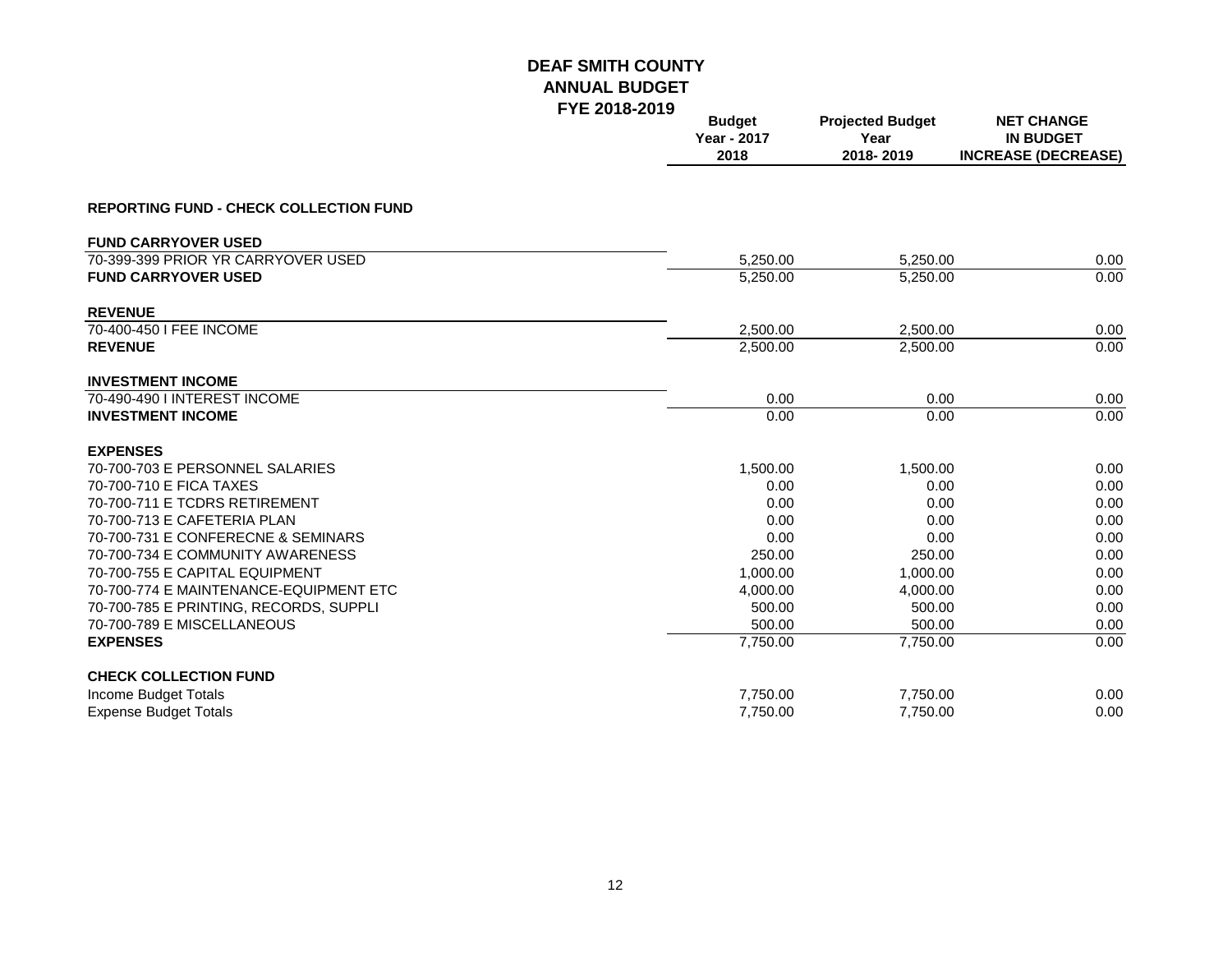# DEAF SMITH COUNTY
## ANNUAL BUDGET
## FYE 2018-2019

| | Budget Year - 2017 2018 | Projected Budget Year 2018- 2019 | NET CHANGE IN BUDGET INCREASE (DECREASE) |
|---|---|---|---|
| **REPORTING FUND - CHECK COLLECTION FUND** | | | |
| **FUND CARRYOVER USED** | | | |
| 70-399-399 PRIOR YR CARRYOVER USED | 5,250.00 | 5,250.00 | 0.00 |
| **FUND CARRYOVER USED** | 5,250.00 | 5,250.00 | 0.00 |
| **REVENUE** | | | |
| 70-400-450 I FEE INCOME | 2,500.00 | 2,500.00 | 0.00 |
| **REVENUE** | 2,500.00 | 2,500.00 | 0.00 |
| **INVESTMENT INCOME** | | | |
| 70-490-490 I INTEREST INCOME | 0.00 | 0.00 | 0.00 |
| **INVESTMENT INCOME** | 0.00 | 0.00 | 0.00 |
| **EXPENSES** | | | |
| 70-700-703 E PERSONNEL SALARIES | 1,500.00 | 1,500.00 | 0.00 |
| 70-700-710 E FICA TAXES | 0.00 | 0.00 | 0.00 |
| 70-700-711 E TCDRS RETIREMENT | 0.00 | 0.00 | 0.00 |
| 70-700-713 E CAFETERIA PLAN | 0.00 | 0.00 | 0.00 |
| 70-700-731 E CONFERECNE & SEMINARS | 0.00 | 0.00 | 0.00 |
| 70-700-734 E COMMUNITY AWARENESS | 250.00 | 250.00 | 0.00 |
| 70-700-755 E CAPITAL EQUIPMENT | 1,000.00 | 1,000.00 | 0.00 |
| 70-700-774 E MAINTENANCE-EQUIPMENT ETC | 4,000.00 | 4,000.00 | 0.00 |
| 70-700-785 E PRINTING, RECORDS, SUPPLI | 500.00 | 500.00 | 0.00 |
| 70-700-789 E MISCELLANEOUS | 500.00 | 500.00 | 0.00 |
| **EXPENSES** | 7,750.00 | 7,750.00 | 0.00 |
| **CHECK COLLECTION FUND** | | | |
| Income Budget Totals | 7,750.00 | 7,750.00 | 0.00 |
| Expense Budget Totals | 7,750.00 | 7,750.00 | 0.00 |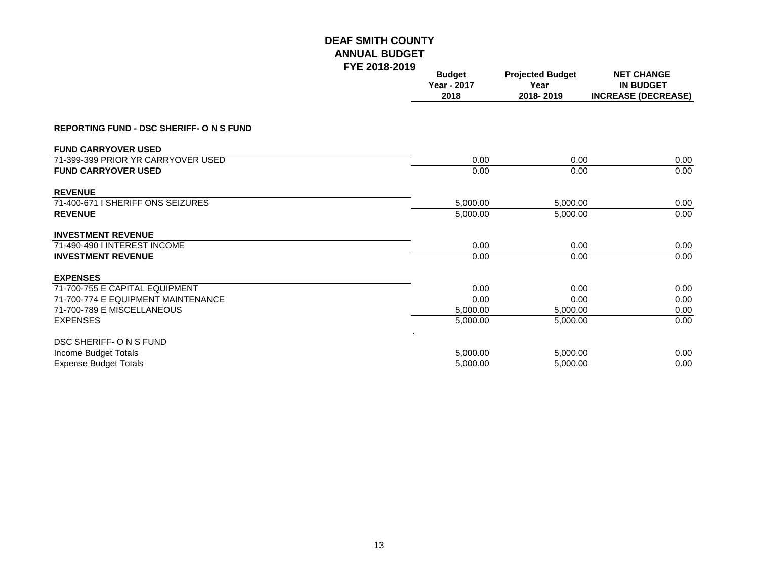# DEAF SMITH COUNTY
## ANNUAL BUDGET
## FYE 2018-2019

| | Budget Year - 2017 2018 | Projected Budget Year 2018- 2019 | NET CHANGE IN BUDGET INCREASE (DECREASE) |
|---|---|---|---|
| **REPORTING FUND - DSC SHERIFF- O N S FUND** | | | |
| **FUND CARRYOVER USED** | | | |
| 71-399-399 PRIOR YR CARRYOVER USED | 0.00 | 0.00 | 0.00 |
| **FUND CARRYOVER USED** | 0.00 | 0.00 | 0.00 |
| **REVENUE** | | | |
| 71-400-671 I SHERIFF ONS SEIZURES | 5,000.00 | 5,000.00 | 0.00 |
| **REVENUE** | 5,000.00 | 5,000.00 | 0.00 |
| **INVESTMENT REVENUE** | | | |
| 71-490-490 I INTEREST INCOME | 0.00 | 0.00 | 0.00 |
| **INVESTMENT REVENUE** | 0.00 | 0.00 | 0.00 |
| **EXPENSES** | | | |
| 71-700-755 E CAPITAL EQUIPMENT | 0.00 | 0.00 | 0.00 |
| 71-700-774 E EQUIPMENT MAINTENANCE | 0.00 | 0.00 | 0.00 |
| 71-700-789 E MISCELLANEOUS | 5,000.00 | 5,000.00 | 0.00 |
| EXPENSES | 5,000.00 | 5,000.00 | 0.00 |
| DSC SHERIFF- O N S FUND | | | |
| Income Budget Totals | 5,000.00 | 5,000.00 | 0.00 |
| Expense Budget Totals | 5,000.00 | 5,000.00 | 0.00 |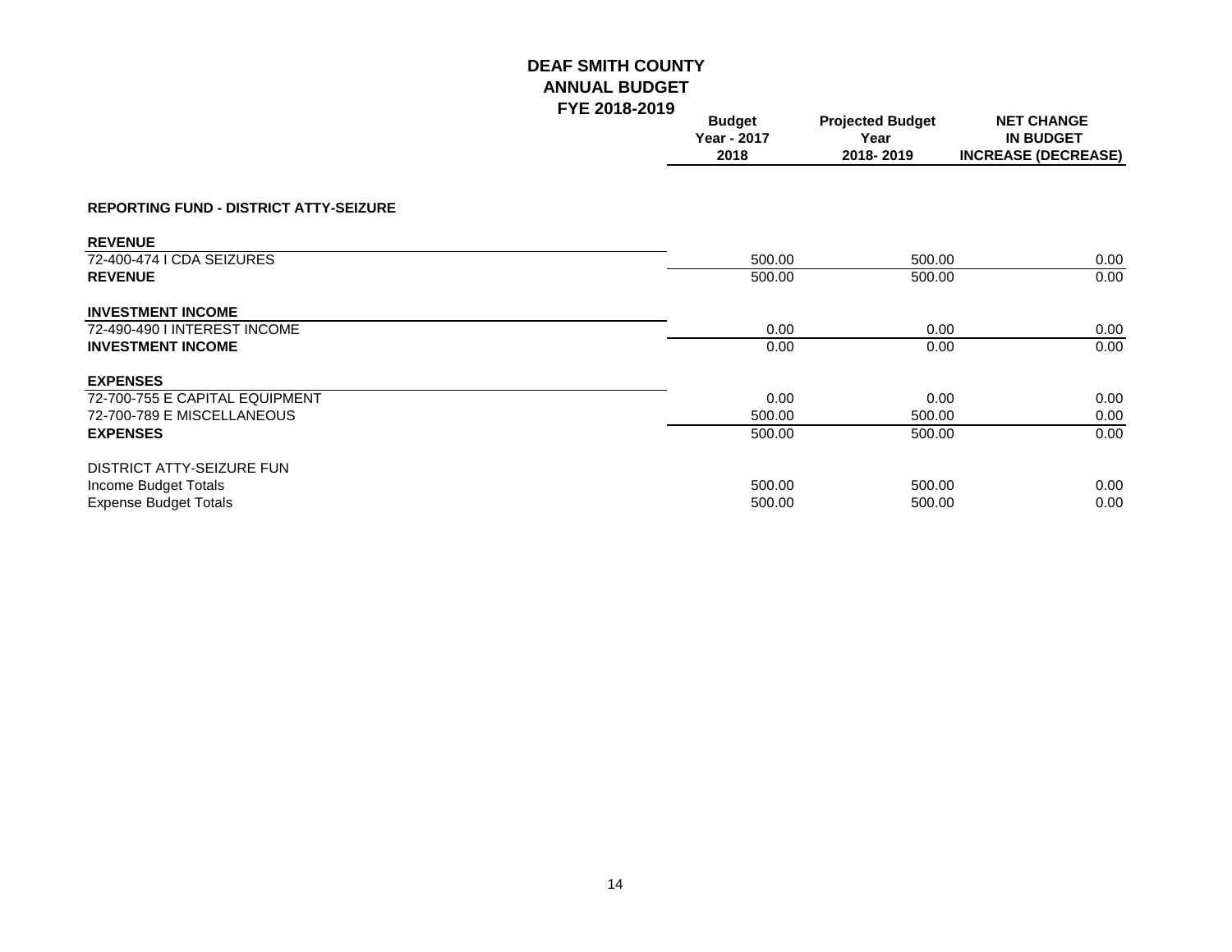# DEAF SMITH COUNTY
## ANNUAL BUDGET
## FYE 2018-2019

| | Budget Year - 2017 2018 | Projected Budget Year 2018- 2019 | NET CHANGE IN BUDGET INCREASE (DECREASE) |
|---|---|---|---|
| **REPORTING FUND - DISTRICT ATTY-SEIZURE** | | | |
| **REVENUE** | | | |
| 72-400-474 I CDA SEIZURES | 500.00 | 500.00 | 0.00 |
| **REVENUE** | 500.00 | 500.00 | 0.00 |
| **INVESTMENT INCOME** | | | |
| 72-490-490 I INTEREST INCOME | 0.00 | 0.00 | 0.00 |
| **INVESTMENT INCOME** | 0.00 | 0.00 | 0.00 |
| **EXPENSES** | | | |
| 72-700-755 E CAPITAL EQUIPMENT | 0.00 | 0.00 | 0.00 |
| 72-700-789 E MISCELLANEOUS | 500.00 | 500.00 | 0.00 |
| **EXPENSES** | 500.00 | 500.00 | 0.00 |
| DISTRICT ATTY-SEIZURE FUN | | | |
| Income Budget Totals | 500.00 | 500.00 | 0.00 |
| Expense Budget Totals | 500.00 | 500.00 | 0.00 |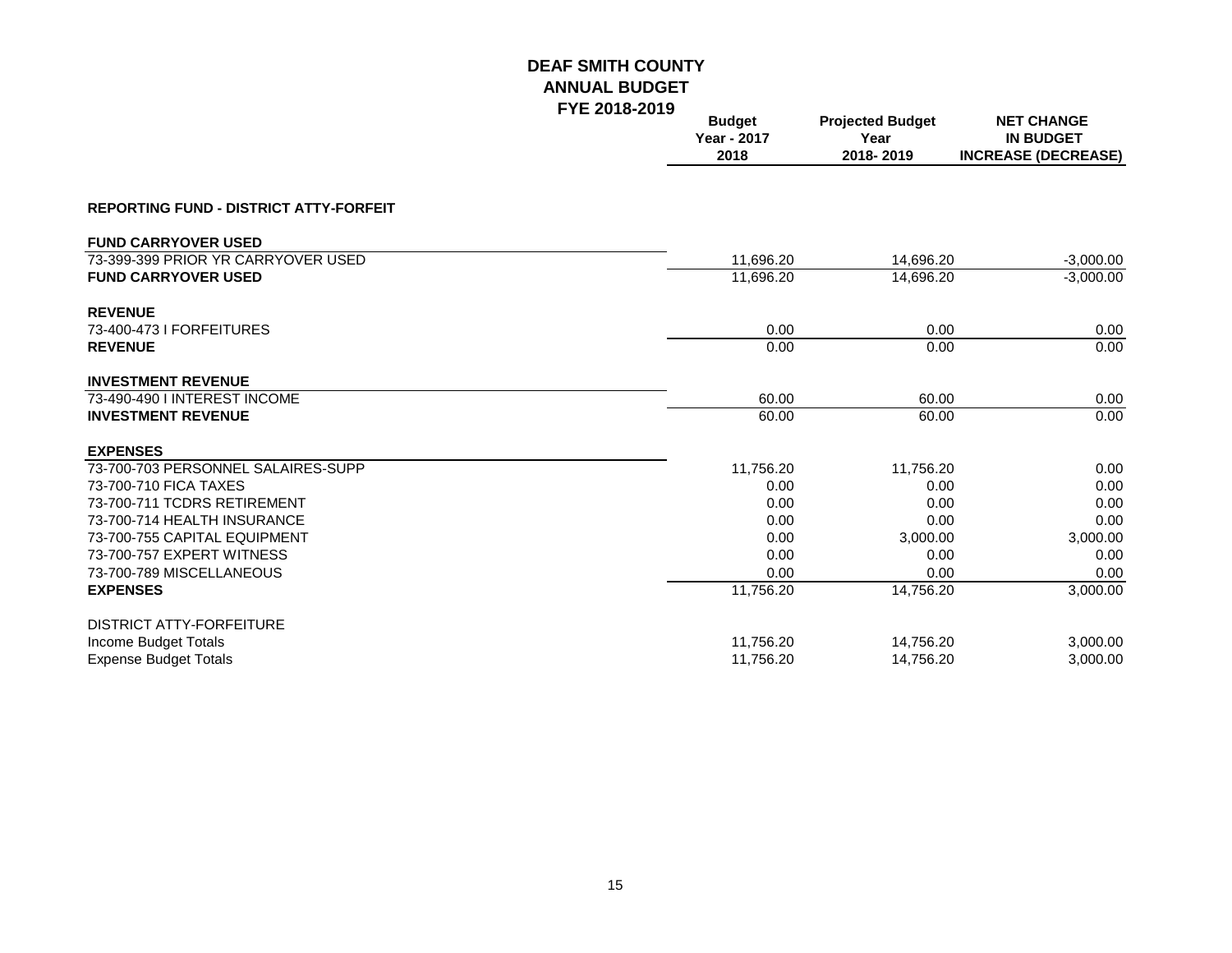# DEAF SMITH COUNTY
## ANNUAL BUDGET
## FYE 2018-2019

| | Budget Year - 2017 2018 | Projected Budget Year 2018- 2019 | NET CHANGE IN BUDGET INCREASE (DECREASE) |
|---|---|---|---|
| **REPORTING FUND - DISTRICT ATTY-FORFEIT** | | | |
| **FUND CARRYOVER USED** | | | |
| 73-399-399 PRIOR YR CARRYOVER USED | 11,696.20 | 14,696.20 | -3,000.00 |
| **FUND CARRYOVER USED** | 11,696.20 | 14,696.20 | -3,000.00 |
| **REVENUE** | | | |
| 73-400-473 I FORFEITURES | 0.00 | 0.00 | 0.00 |
| **REVENUE** | 0.00 | 0.00 | 0.00 |
| **INVESTMENT REVENUE** | | | |
| 73-490-490 I INTEREST INCOME | 60.00 | 60.00 | 0.00 |
| **INVESTMENT REVENUE** | 60.00 | 60.00 | 0.00 |
| **EXPENSES** | | | |
| 73-700-703 PERSONNEL SALAIRES-SUPP | 11,756.20 | 11,756.20 | 0.00 |
| 73-700-710 FICA TAXES | 0.00 | 0.00 | 0.00 |
| 73-700-711 TCDRS RETIREMENT | 0.00 | 0.00 | 0.00 |
| 73-700-714 HEALTH INSURANCE | 0.00 | 0.00 | 0.00 |
| 73-700-755 CAPITAL EQUIPMENT | 0.00 | 3,000.00 | 3,000.00 |
| 73-700-757 EXPERT WITNESS | 0.00 | 0.00 | 0.00 |
| 73-700-789 MISCELLANEOUS | 0.00 | 0.00 | 0.00 |
| **EXPENSES** | 11,756.20 | 14,756.20 | 3,000.00 |
| DISTRICT ATTY-FORFEITURE | | | |
| Income Budget Totals | 11,756.20 | 14,756.20 | 3,000.00 |
| Expense Budget Totals | 11,756.20 | 14,756.20 | 3,000.00 |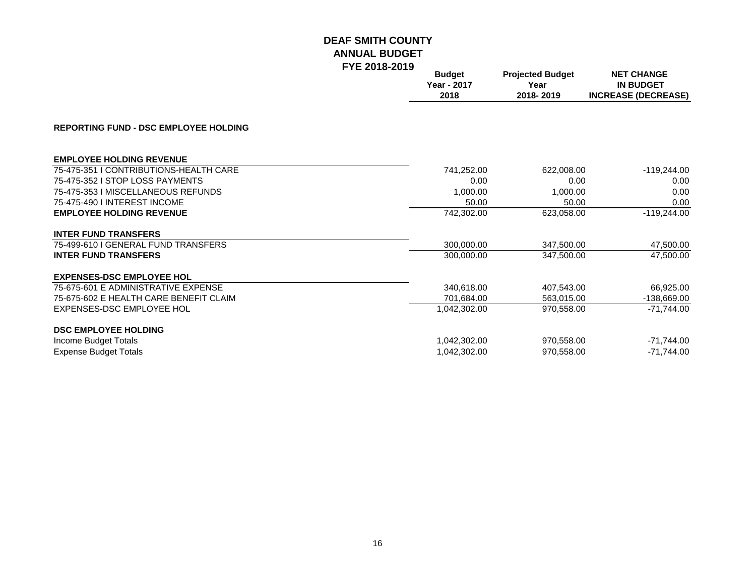# DEAF SMITH COUNTY
## ANNUAL BUDGET
## FYE 2018-2019

| | Budget Year - 2017 2018 | Projected Budget Year 2018- 2019 | NET CHANGE IN BUDGET INCREASE (DECREASE) |
|---|---|---|---|
| **REPORTING FUND - DSC EMPLOYEE HOLDING** | | | |
| **EMPLOYEE HOLDING REVENUE** | | | |
| 75-475-351 I CONTRIBUTIONS-HEALTH CARE | 741,252.00 | 622,008.00 | -119,244.00 |
| 75-475-352 I STOP LOSS PAYMENTS | 0.00 | 0.00 | 0.00 |
| 75-475-353 I MISCELLANEOUS REFUNDS | 1,000.00 | 1,000.00 | 0.00 |
| 75-475-490 I INTEREST INCOME | 50.00 | 50.00 | 0.00 |
| **EMPLOYEE HOLDING REVENUE** | 742,302.00 | 623,058.00 | -119,244.00 |
| **INTER FUND TRANSFERS** | | | |
| 75-499-610 I GENERAL FUND TRANSFERS | 300,000.00 | 347,500.00 | 47,500.00 |
| **INTER FUND TRANSFERS** | 300,000.00 | 347,500.00 | 47,500.00 |
| **EXPENSES-DSC EMPLOYEE HOL** | | | |
| 75-675-601 E ADMINISTRATIVE EXPENSE | 340,618.00 | 407,543.00 | 66,925.00 |
| 75-675-602 E HEALTH CARE BENEFIT CLAIM | 701,684.00 | 563,015.00 | -138,669.00 |
| EXPENSES-DSC EMPLOYEE HOL | 1,042,302.00 | 970,558.00 | -71,744.00 |
| **DSC EMPLOYEE HOLDING** | | | |
| Income Budget Totals | 1,042,302.00 | 970,558.00 | -71,744.00 |
| Expense Budget Totals | 1,042,302.00 | 970,558.00 | -71,744.00 |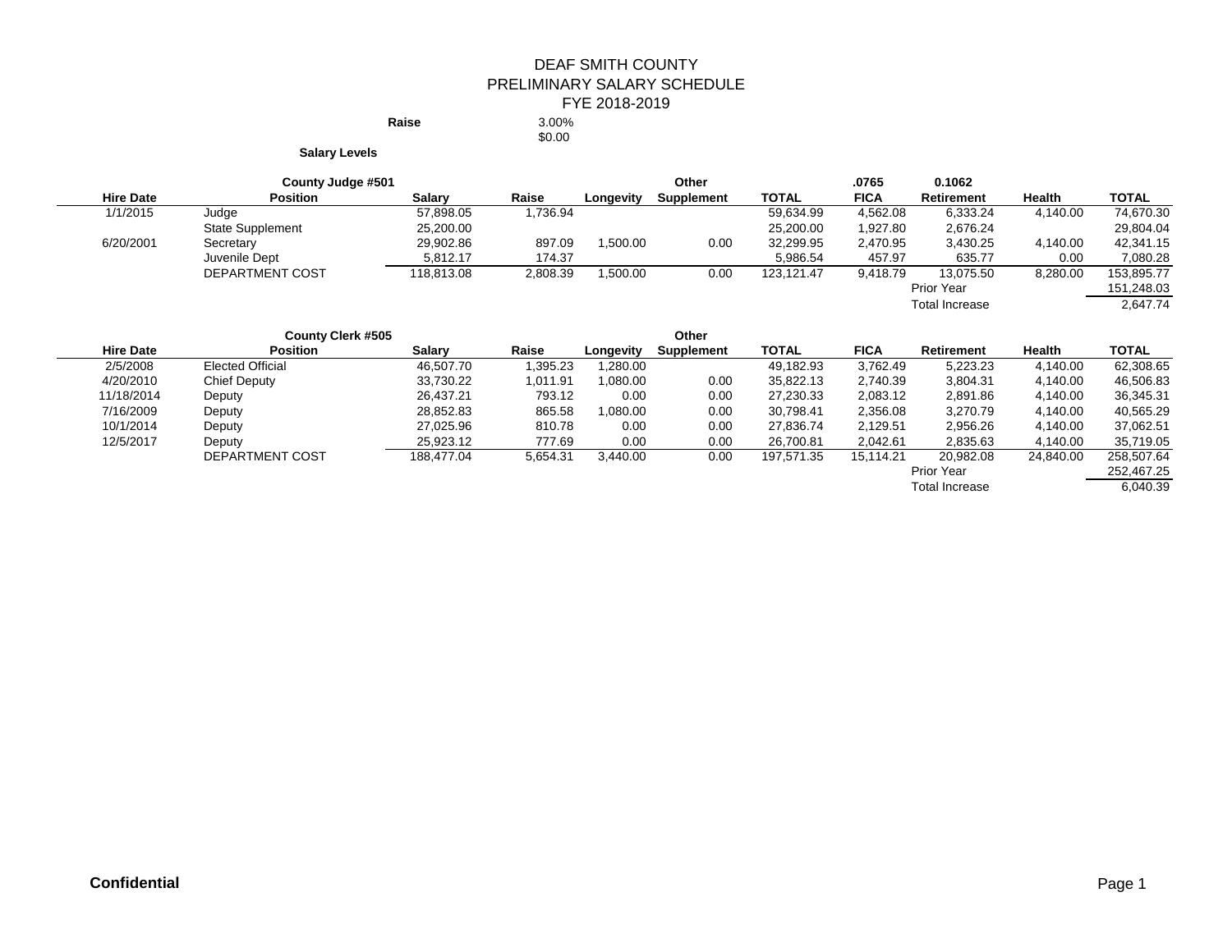# DEAF SMITH COUNTY
## PRELIMINARY SALARY SCHEDULE
## FYE 2018-2019

**Raise** 3.00%
$0.00

**Salary Levels**

| | **County Judge #501** | | | | **Other** | | **.0765** | **0.1062** | | |
|---|---|---|---|---|---|---|---|---|---|---|
| **Hire Date** | **Position** | **Salary** | **Raise** | **Longevity** | **Supplement** | **TOTAL** | **FICA** | **Retirement** | **Health** | **TOTAL** |
| 1/1/2015 | Judge | 57,898.05 | 1,736.94 | | | 59,634.99 | 4,562.08 | 6,333.24 | 4,140.00 | 74,670.30 |
| | State Supplement | 25,200.00 | | | | 25,200.00 | 1,927.80 | 2,676.24 | | 29,804.04 |
| 6/20/2001 | Secretary | 29,902.86 | 897.09 | 1,500.00 | 0.00 | 32,299.95 | 2,470.95 | 3,430.25 | 4,140.00 | 42,341.15 |
| | Juvenile Dept | 5,812.17 | 174.37 | | | 5,986.54 | 457.97 | 635.77 | 0.00 | 7,080.28 |
| | DEPARTMENT COST | 118,813.08 | 2,808.39 | 1,500.00 | 0.00 | 123,121.47 | 9,418.79 | 13,075.50 | 8,280.00 | 153,895.77 |
| | | | | | | | | Prior Year | | 151,248.03 |
| | | | | | | | | Total Increase | | 2,647.74 |

| | **County Clerk #505** | | | | **Other** | | | | | |
|---|---|---|---|---|---|---|---|---|---|---|
| **Hire Date** | **Position** | **Salary** | **Raise** | **Longevity** | **Supplement** | **TOTAL** | **FICA** | **Retirement** | **Health** | **TOTAL** |
| 2/5/2008 | Elected Official | 46,507.70 | 1,395.23 | 1,280.00 | | 49,182.93 | 3,762.49 | 5,223.23 | 4,140.00 | 62,308.65 |
| 4/20/2010 | Chief Deputy | 33,730.22 | 1,011.91 | 1,080.00 | 0.00 | 35,822.13 | 2,740.39 | 3,804.31 | 4,140.00 | 46,506.83 |
| 11/18/2014 | Deputy | 26,437.21 | 793.12 | 0.00 | 0.00 | 27,230.33 | 2,083.12 | 2,891.86 | 4,140.00 | 36,345.31 |
| 7/16/2009 | Deputy | 28,852.83 | 865.58 | 1,080.00 | 0.00 | 30,798.41 | 2,356.08 | 3,270.79 | 4,140.00 | 40,565.29 |
| 10/1/2014 | Deputy | 27,025.96 | 810.78 | 0.00 | 0.00 | 27,836.74 | 2,129.51 | 2,956.26 | 4,140.00 | 37,062.51 |
| 12/5/2017 | Deputy | 25,923.12 | 777.69 | 0.00 | 0.00 | 26,700.81 | 2,042.61 | 2,835.63 | 4,140.00 | 35,719.05 |
| | DEPARTMENT COST | 188,477.04 | 5,654.31 | 3,440.00 | 0.00 | 197,571.35 | 15,114.21 | 20,982.08 | 24,840.00 | 258,507.64 |
| | | | | | | | | Prior Year | | 252,467.25 |
| | | | | | | | | Total Increase | | 6,040.39 |

**Confidential**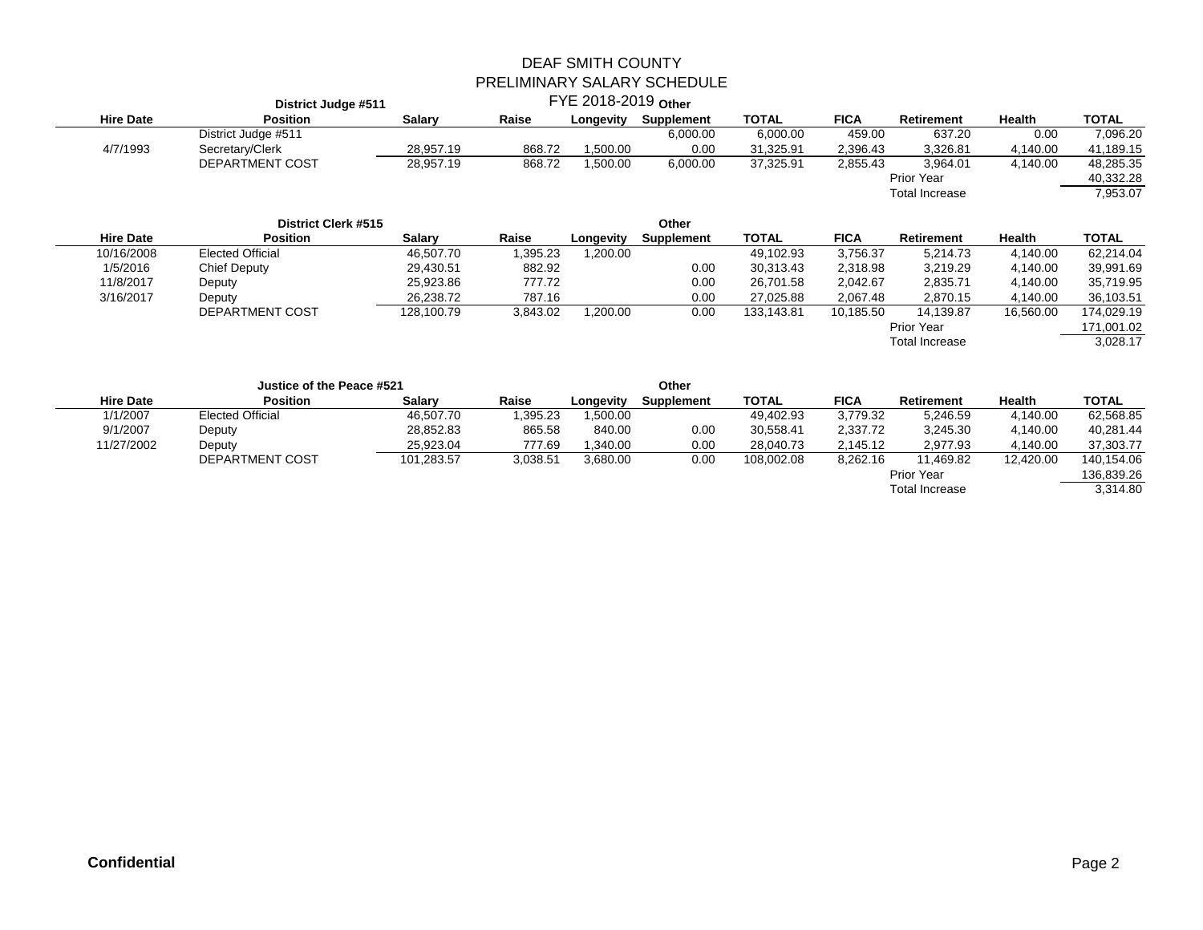# DEAF SMITH COUNTY
## PRELIMINARY SALARY SCHEDULE
### FYE 2018-2019

**District Judge #511**

| Hire Date | Position | Salary | Raise | Longevity | Other Supplement | TOTAL | FICA | Retirement | Health | TOTAL |
|---|---|---|---|---|---|---|---|---|---|---|
| | District Judge #511 | | | | 6,000.00 | 6,000.00 | 459.00 | 637.20 | 0.00 | 7,096.20 |
| 4/7/1993 | Secretary/Clerk | 28,957.19 | 868.72 | 1,500.00 | 0.00 | 31,325.91 | 2,396.43 | 3,326.81 | 4,140.00 | 41,189.15 |
| | DEPARTMENT COST | 28,957.19 | 868.72 | 1,500.00 | 6,000.00 | 37,325.91 | 2,855.43 | 3,964.01 | 4,140.00 | 48,285.35 |
| | | | | | | | | Prior Year | | 40,332.28 |
| | | | | | | | | Total Increase | | 7,953.07 |

**District Clerk #515**

| Hire Date | Position | Salary | Raise | Longevity | Other Supplement | TOTAL | FICA | Retirement | Health | TOTAL |
|---|---|---|---|---|---|---|---|---|---|---|
| 10/16/2008 | Elected Official | 46,507.70 | 1,395.23 | 1,200.00 | | 49,102.93 | 3,756.37 | 5,214.73 | 4,140.00 | 62,214.04 |
| 1/5/2016 | Chief Deputy | 29,430.51 | 882.92 | | 0.00 | 30,313.43 | 2,318.98 | 3,219.29 | 4,140.00 | 39,991.69 |
| 11/8/2017 | Deputy | 25,923.86 | 777.72 | | 0.00 | 26,701.58 | 2,042.67 | 2,835.71 | 4,140.00 | 35,719.95 |
| 3/16/2017 | Deputy | 26,238.72 | 787.16 | | 0.00 | 27,025.88 | 2,067.48 | 2,870.15 | 4,140.00 | 36,103.51 |
| | DEPARTMENT COST | 128,100.79 | 3,843.02 | 1,200.00 | 0.00 | 133,143.81 | 10,185.50 | 14,139.87 | 16,560.00 | 174,029.19 |
| | | | | | | | | Prior Year | | 171,001.02 |
| | | | | | | | | Total Increase | | 3,028.17 |

**Justice of the Peace #521**

| Hire Date | Position | Salary | Raise | Longevity | Other Supplement | TOTAL | FICA | Retirement | Health | TOTAL |
|---|---|---|---|---|---|---|---|---|---|---|
| 1/1/2007 | Elected Official | 46,507.70 | 1,395.23 | 1,500.00 | | 49,402.93 | 3,779.32 | 5,246.59 | 4,140.00 | 62,568.85 |
| 9/1/2007 | Deputy | 28,852.83 | 865.58 | 840.00 | 0.00 | 30,558.41 | 2,337.72 | 3,245.30 | 4,140.00 | 40,281.44 |
| 11/27/2002 | Deputy | 25,923.04 | 777.69 | 1,340.00 | 0.00 | 28,040.73 | 2,145.12 | 2,977.93 | 4,140.00 | 37,303.77 |
| | DEPARTMENT COST | 101,283.57 | 3,038.51 | 3,680.00 | 0.00 | 108,002.08 | 8,262.16 | 11,469.82 | 12,420.00 | 140,154.06 |
| | | | | | | | | Prior Year | | 136,839.26 |
| | | | | | | | | Total Increase | | 3,314.80 |

**Confidential**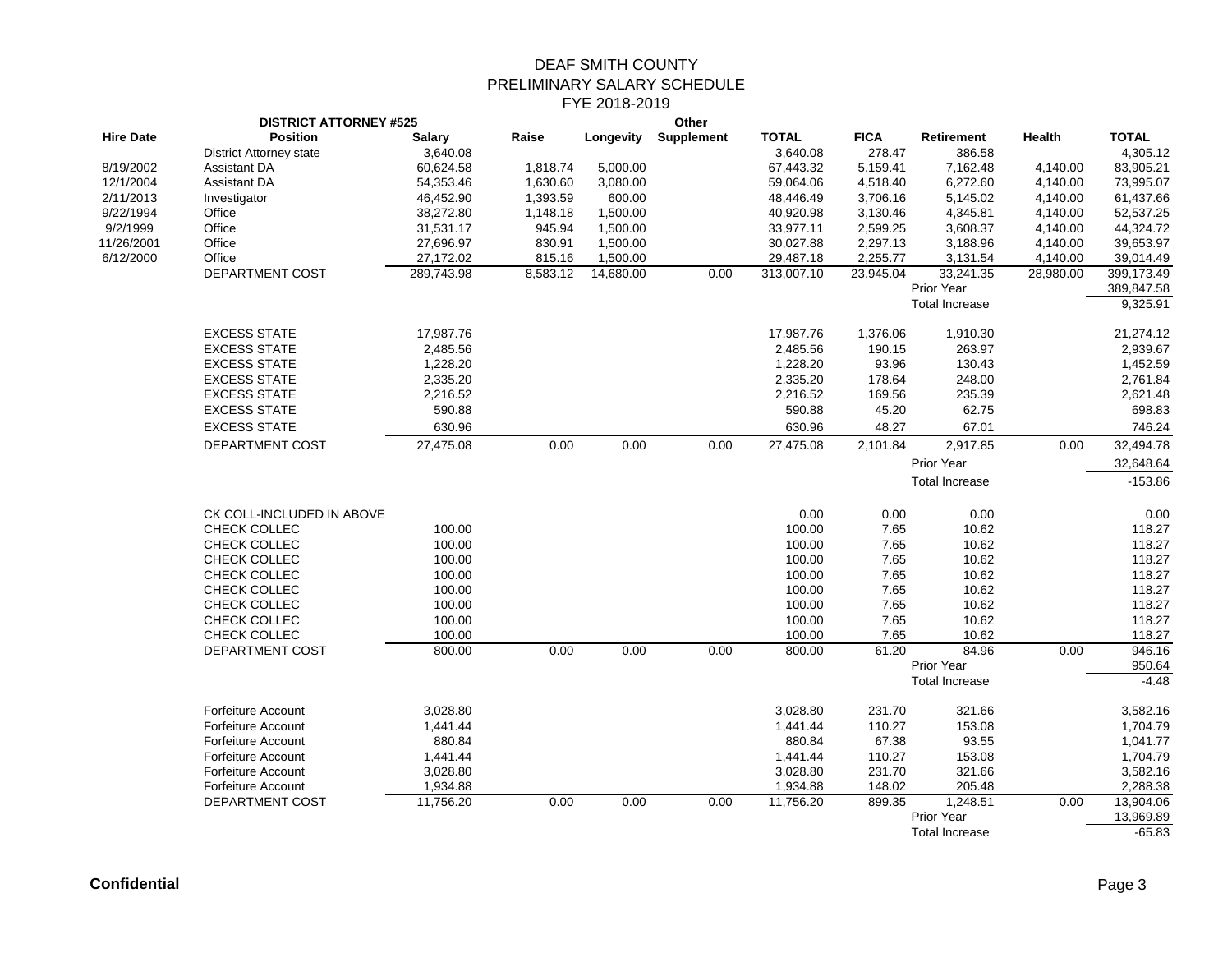# DEAF SMITH COUNTY
## PRELIMINARY SALARY SCHEDULE
### FYE 2018-2019

| Hire Date | DISTRICT ATTORNEY #525<br>Position | Salary | Raise | Longevity | Other<br>Supplement | TOTAL | FICA | Retirement | Health | TOTAL |
|---|---|---|---|---|---|---|---|---|---|---|
| | District Attorney state | 3,640.08 | | | | 3,640.08 | 278.47 | 386.58 | | 4,305.12 |
| 8/19/2002 | Assistant DA | 60,624.58 | 1,818.74 | 5,000.00 | | 67,443.32 | 5,159.41 | 7,162.48 | 4,140.00 | 83,905.21 |
| 12/1/2004 | Assistant DA | 54,353.46 | 1,630.60 | 3,080.00 | | 59,064.06 | 4,518.40 | 6,272.60 | 4,140.00 | 73,995.07 |
| 2/11/2013 | Investigator | 46,452.90 | 1,393.59 | 600.00 | | 48,446.49 | 3,706.16 | 5,145.02 | 4,140.00 | 61,437.66 |
| 9/22/1994 | Office | 38,272.80 | 1,148.18 | 1,500.00 | | 40,920.98 | 3,130.46 | 4,345.81 | 4,140.00 | 52,537.25 |
| 9/2/1999 | Office | 31,531.17 | 945.94 | 1,500.00 | | 33,977.11 | 2,599.25 | 3,608.37 | 4,140.00 | 44,324.72 |
| 11/26/2001 | Office | 27,696.97 | 830.91 | 1,500.00 | | 30,027.88 | 2,297.13 | 3,188.96 | 4,140.00 | 39,653.97 |
| 6/12/2000 | Office | 27,172.02 | 815.16 | 1,500.00 | | 29,487.18 | 2,255.77 | 3,131.54 | 4,140.00 | 39,014.49 |
| | DEPARTMENT COST | 289,743.98 | 8,583.12 | 14,680.00 | 0.00 | 313,007.10 | 23,945.04 | 33,241.35 | 28,980.00 | 399,173.49 |
| | | | | | | | | Prior Year | | 389,847.58 |
| | | | | | | | | Total Increase | | 9,325.91 |
| | | | | | | | | | | |
| | EXCESS STATE | 17,987.76 | | | | 17,987.76 | 1,376.06 | 1,910.30 | | 21,274.12 |
| | EXCESS STATE | 2,485.56 | | | | 2,485.56 | 190.15 | 263.97 | | 2,939.67 |
| | EXCESS STATE | 1,228.20 | | | | 1,228.20 | 93.96 | 130.43 | | 1,452.59 |
| | EXCESS STATE | 2,335.20 | | | | 2,335.20 | 178.64 | 248.00 | | 2,761.84 |
| | EXCESS STATE | 2,216.52 | | | | 2,216.52 | 169.56 | 235.39 | | 2,621.48 |
| | EXCESS STATE | 590.88 | | | | 590.88 | 45.20 | 62.75 | | 698.83 |
| | EXCESS STATE | 630.96 | | | | 630.96 | 48.27 | 67.01 | | 746.24 |
| | DEPARTMENT COST | 27,475.08 | 0.00 | 0.00 | 0.00 | 27,475.08 | 2,101.84 | 2,917.85 | 0.00 | 32,494.78 |
| | | | | | | | | Prior Year | | 32,648.64 |
| | | | | | | | | Total Increase | | -153.86 |
| | | | | | | | | | | |
| | CK COLL-INCLUDED IN ABOVE | | | | | 0.00 | 0.00 | 0.00 | | 0.00 |
| | CHECK COLLEC | 100.00 | | | | 100.00 | 7.65 | 10.62 | | 118.27 |
| | CHECK COLLEC | 100.00 | | | | 100.00 | 7.65 | 10.62 | | 118.27 |
| | CHECK COLLEC | 100.00 | | | | 100.00 | 7.65 | 10.62 | | 118.27 |
| | CHECK COLLEC | 100.00 | | | | 100.00 | 7.65 | 10.62 | | 118.27 |
| | CHECK COLLEC | 100.00 | | | | 100.00 | 7.65 | 10.62 | | 118.27 |
| | CHECK COLLEC | 100.00 | | | | 100.00 | 7.65 | 10.62 | | 118.27 |
| | CHECK COLLEC | 100.00 | | | | 100.00 | 7.65 | 10.62 | | 118.27 |
| | CHECK COLLEC | 100.00 | | | | 100.00 | 7.65 | 10.62 | | 118.27 |
| | DEPARTMENT COST | 800.00 | 0.00 | 0.00 | 0.00 | 800.00 | 61.20 | 84.96 | 0.00 | 946.16 |
| | | | | | | | | Prior Year | | 950.64 |
| | | | | | | | | Total Increase | | -4.48 |
| | | | | | | | | | | |
| | Forfeiture Account | 3,028.80 | | | | 3,028.80 | 231.70 | 321.66 | | 3,582.16 |
| | Forfeiture Account | 1,441.44 | | | | 1,441.44 | 110.27 | 153.08 | | 1,704.79 |
| | Forfeiture Account | 880.84 | | | | 880.84 | 67.38 | 93.55 | | 1,041.77 |
| | Forfeiture Account | 1,441.44 | | | | 1,441.44 | 110.27 | 153.08 | | 1,704.79 |
| | Forfeiture Account | 3,028.80 | | | | 3,028.80 | 231.70 | 321.66 | | 3,582.16 |
| | Forfeiture Account | 1,934.88 | | | | 1,934.88 | 148.02 | 205.48 | | 2,288.38 |
| | DEPARTMENT COST | 11,756.20 | 0.00 | 0.00 | 0.00 | 11,756.20 | 899.35 | 1,248.51 | 0.00 | 13,904.06 |
| | | | | | | | | Prior Year | | 13,969.89 |
| | | | | | | | | Total Increase | | -65.83 |

**Confidential**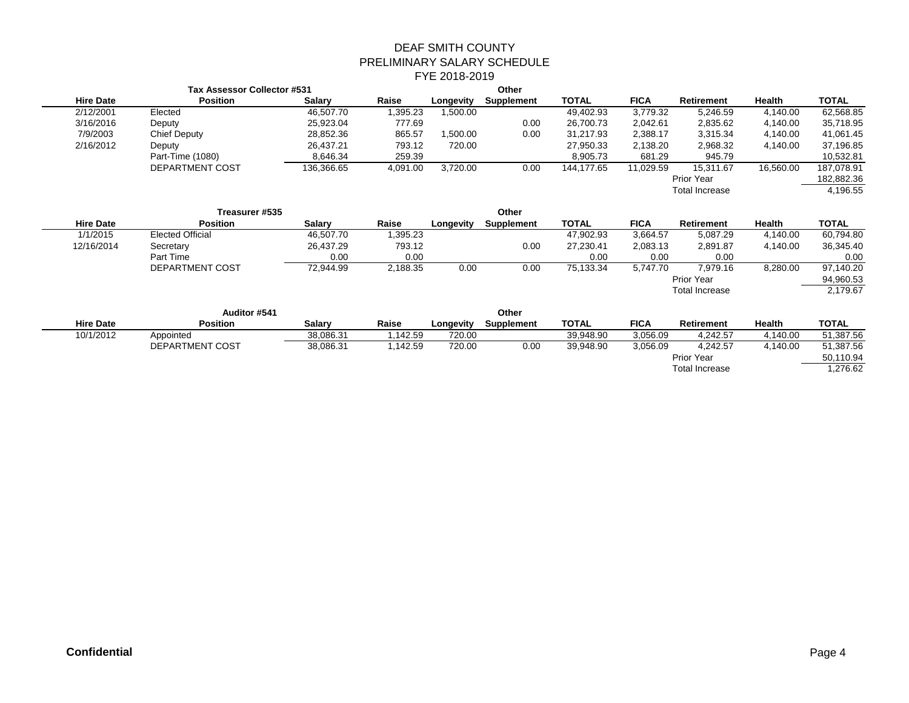# DEAF SMITH COUNTY
## PRELIMINARY SALARY SCHEDULE
### FYE 2018-2019

| Hire Date | Tax Assessor Collector #531<br>Position | Salary | Raise | Longevity | Other<br>Supplement | TOTAL | FICA | Retirement | Health | TOTAL |
|---|---|---|---|---|---|---|---|---|---|---|
| 2/12/2001 | Elected | 46,507.70 | 1,395.23 | 1,500.00 | | 49,402.93 | 3,779.32 | 5,246.59 | 4,140.00 | 62,568.85 |
| 3/16/2016 | Deputy | 25,923.04 | 777.69 | | 0.00 | 26,700.73 | 2,042.61 | 2,835.62 | 4,140.00 | 35,718.95 |
| 7/9/2003 | Chief Deputy | 28,852.36 | 865.57 | 1,500.00 | 0.00 | 31,217.93 | 2,388.17 | 3,315.34 | 4,140.00 | 41,061.45 |
| 2/16/2012 | Deputy | 26,437.21 | 793.12 | 720.00 | | 27,950.33 | 2,138.20 | 2,968.32 | 4,140.00 | 37,196.85 |
| | Part-Time (1080) | 8,646.34 | 259.39 | | | 8,905.73 | 681.29 | 945.79 | | 10,532.81 |
| | DEPARTMENT COST | 136,366.65 | 4,091.00 | 3,720.00 | 0.00 | 144,177.65 | 11,029.59 | 15,311.67 | 16,560.00 | 187,078.91 |
| | | | | | | | | Prior Year | | 182,882.36 |
| | | | | | | | | Total Increase | | 4,196.55 |

| Hire Date | Treasurer #535<br>Position | Salary | Raise | Longevity | Other<br>Supplement | TOTAL | FICA | Retirement | Health | TOTAL |
|---|---|---|---|---|---|---|---|---|---|---|
| 1/1/2015 | Elected Official | 46,507.70 | 1,395.23 | | | 47,902.93 | 3,664.57 | 5,087.29 | 4,140.00 | 60,794.80 |
| 12/16/2014 | Secretary | 26,437.29 | 793.12 | | 0.00 | 27,230.41 | 2,083.13 | 2,891.87 | 4,140.00 | 36,345.40 |
| | Part Time | 0.00 | 0.00 | | | 0.00 | 0.00 | 0.00 | | 0.00 |
| | DEPARTMENT COST | 72,944.99 | 2,188.35 | 0.00 | 0.00 | 75,133.34 | 5,747.70 | 7,979.16 | 8,280.00 | 97,140.20 |
| | | | | | | | | Prior Year | | 94,960.53 |
| | | | | | | | | Total Increase | | 2,179.67 |

| Hire Date | Auditor #541<br>Position | Salary | Raise | Longevity | Other<br>Supplement | TOTAL | FICA | Retirement | Health | TOTAL |
|---|---|---|---|---|---|---|---|---|---|---|
| 10/1/2012 | Appointed | 38,086.31 | 1,142.59 | 720.00 | | 39,948.90 | 3,056.09 | 4,242.57 | 4,140.00 | 51,387.56 |
| | DEPARTMENT COST | 38,086.31 | 1,142.59 | 720.00 | 0.00 | 39,948.90 | 3,056.09 | 4,242.57 | 4,140.00 | 51,387.56 |
| | | | | | | | | Prior Year | | 50,110.94 |
| | | | | | | | | Total Increase | | 1,276.62 |

**Confidential**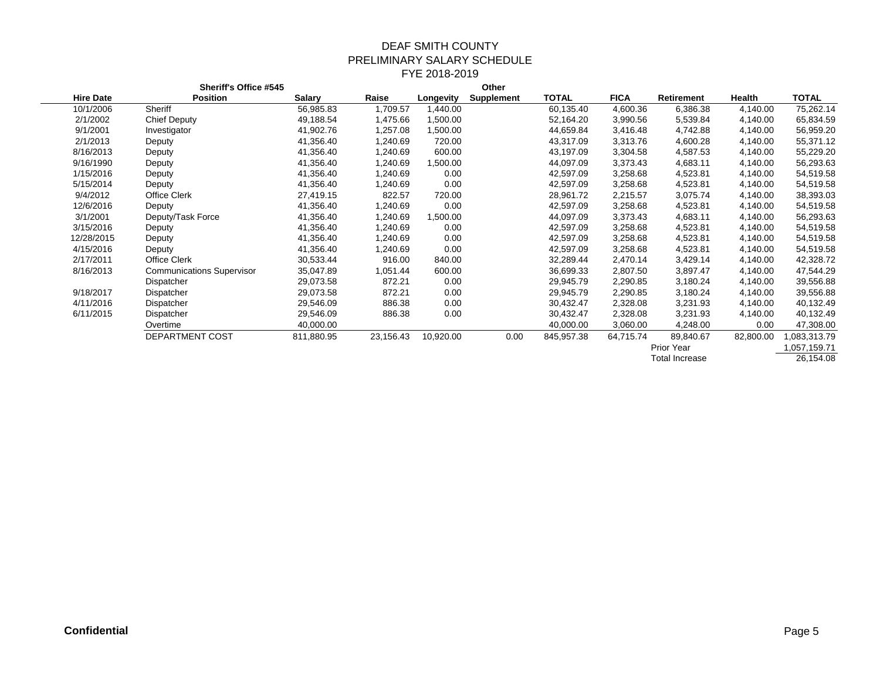# DEAF SMITH COUNTY
## PRELIMINARY SALARY SCHEDULE
## FYE 2018-2019

| Hire Date | Sheriff's Office #545<br>Position | Salary | Raise | Longevity | Other<br>Supplement | TOTAL | FICA | Retirement | Health | TOTAL |
|---|---|---|---|---|---|---|---|---|---|---|
| 10/1/2006 | Sheriff | 56,985.83 | 1,709.57 | 1,440.00 | | 60,135.40 | 4,600.36 | 6,386.38 | 4,140.00 | 75,262.14 |
| 2/1/2002 | Chief Deputy | 49,188.54 | 1,475.66 | 1,500.00 | | 52,164.20 | 3,990.56 | 5,539.84 | 4,140.00 | 65,834.59 |
| 9/1/2001 | Investigator | 41,902.76 | 1,257.08 | 1,500.00 | | 44,659.84 | 3,416.48 | 4,742.88 | 4,140.00 | 56,959.20 |
| 2/1/2013 | Deputy | 41,356.40 | 1,240.69 | 720.00 | | 43,317.09 | 3,313.76 | 4,600.28 | 4,140.00 | 55,371.12 |
| 8/16/2013 | Deputy | 41,356.40 | 1,240.69 | 600.00 | | 43,197.09 | 3,304.58 | 4,587.53 | 4,140.00 | 55,229.20 |
| 9/16/1990 | Deputy | 41,356.40 | 1,240.69 | 1,500.00 | | 44,097.09 | 3,373.43 | 4,683.11 | 4,140.00 | 56,293.63 |
| 1/15/2016 | Deputy | 41,356.40 | 1,240.69 | 0.00 | | 42,597.09 | 3,258.68 | 4,523.81 | 4,140.00 | 54,519.58 |
| 5/15/2014 | Deputy | 41,356.40 | 1,240.69 | 0.00 | | 42,597.09 | 3,258.68 | 4,523.81 | 4,140.00 | 54,519.58 |
| 9/4/2012 | Office Clerk | 27,419.15 | 822.57 | 720.00 | | 28,961.72 | 2,215.57 | 3,075.74 | 4,140.00 | 38,393.03 |
| 12/6/2016 | Deputy | 41,356.40 | 1,240.69 | 0.00 | | 42,597.09 | 3,258.68 | 4,523.81 | 4,140.00 | 54,519.58 |
| 3/1/2001 | Deputy/Task Force | 41,356.40 | 1,240.69 | 1,500.00 | | 44,097.09 | 3,373.43 | 4,683.11 | 4,140.00 | 56,293.63 |
| 3/15/2016 | Deputy | 41,356.40 | 1,240.69 | 0.00 | | 42,597.09 | 3,258.68 | 4,523.81 | 4,140.00 | 54,519.58 |
| 12/28/2015 | Deputy | 41,356.40 | 1,240.69 | 0.00 | | 42,597.09 | 3,258.68 | 4,523.81 | 4,140.00 | 54,519.58 |
| 4/15/2016 | Deputy | 41,356.40 | 1,240.69 | 0.00 | | 42,597.09 | 3,258.68 | 4,523.81 | 4,140.00 | 54,519.58 |
| 2/17/2011 | Office Clerk | 30,533.44 | 916.00 | 840.00 | | 32,289.44 | 2,470.14 | 3,429.14 | 4,140.00 | 42,328.72 |
| 8/16/2013 | Communications Supervisor | 35,047.89 | 1,051.44 | 600.00 | | 36,699.33 | 2,807.50 | 3,897.47 | 4,140.00 | 47,544.29 |
| | Dispatcher | 29,073.58 | 872.21 | 0.00 | | 29,945.79 | 2,290.85 | 3,180.24 | 4,140.00 | 39,556.88 |
| 9/18/2017 | Dispatcher | 29,073.58 | 872.21 | 0.00 | | 29,945.79 | 2,290.85 | 3,180.24 | 4,140.00 | 39,556.88 |
| 4/11/2016 | Dispatcher | 29,546.09 | 886.38 | 0.00 | | 30,432.47 | 2,328.08 | 3,231.93 | 4,140.00 | 40,132.49 |
| 6/11/2015 | Dispatcher | 29,546.09 | 886.38 | 0.00 | | 30,432.47 | 2,328.08 | 3,231.93 | 4,140.00 | 40,132.49 |
| | Overtime | 40,000.00 | | | | 40,000.00 | 3,060.00 | 4,248.00 | 0.00 | 47,308.00 |
| | DEPARTMENT COST | 811,880.95 | 23,156.43 | 10,920.00 | 0.00 | 845,957.38 | 64,715.74 | 89,840.67 | 82,800.00 | 1,083,313.79 |
| | | | | | | | | Prior Year | | 1,057,159.71 |
| | | | | | | | | Total Increase | | 26,154.08 |

**Confidential**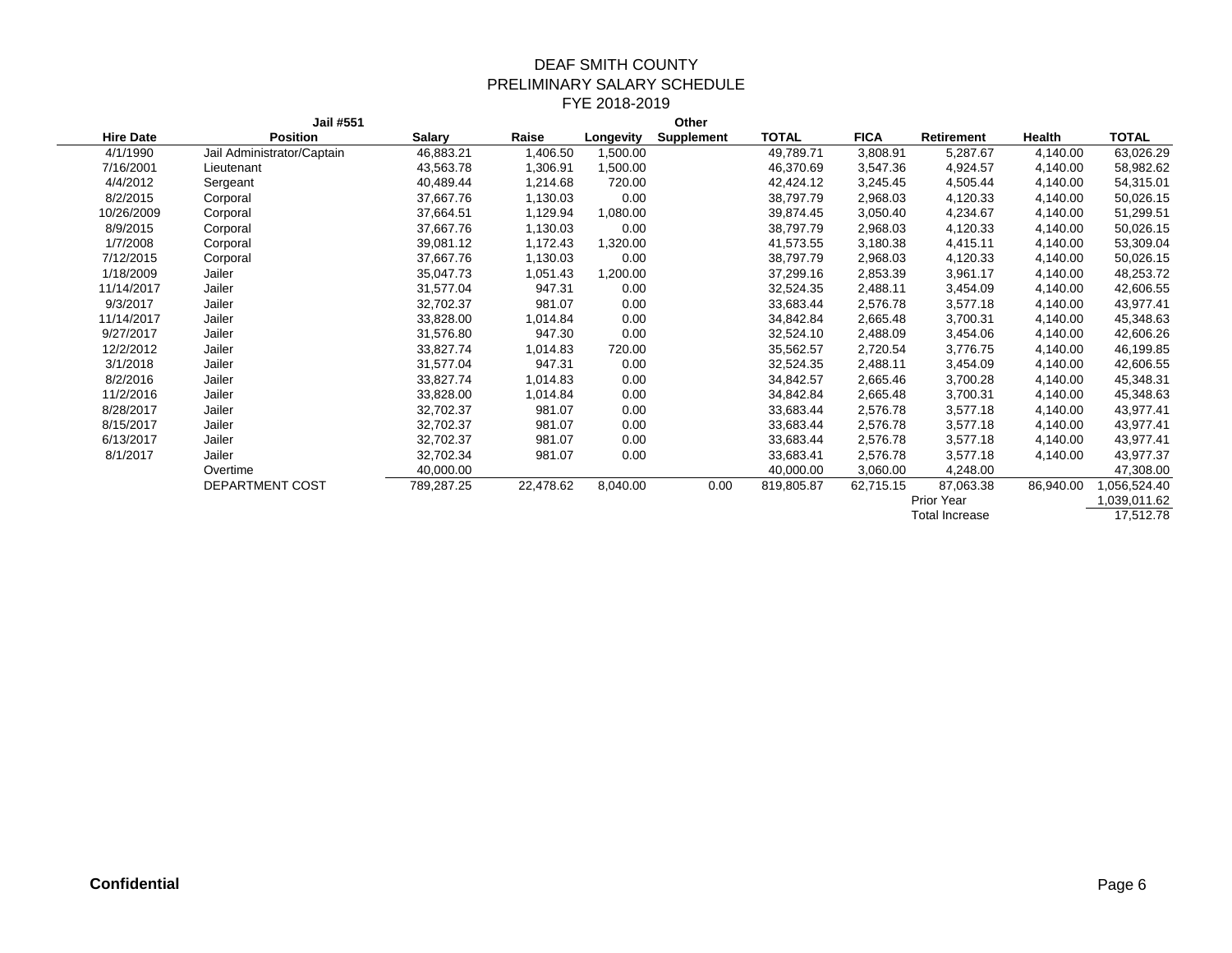# DEAF SMITH COUNTY
## PRELIMINARY SALARY SCHEDULE
## FYE 2018-2019

| Hire Date | Jail #551 Position | Salary | Raise | Longevity | Other Supplement | TOTAL | FICA | Retirement | Health | TOTAL |
|---|---|---|---|---|---|---|---|---|---|---|
| 4/1/1990 | Jail Administrator/Captain | 46,883.21 | 1,406.50 | 1,500.00 | | 49,789.71 | 3,808.91 | 5,287.67 | 4,140.00 | 63,026.29 |
| 7/16/2001 | Lieutenant | 43,563.78 | 1,306.91 | 1,500.00 | | 46,370.69 | 3,547.36 | 4,924.57 | 4,140.00 | 58,982.62 |
| 4/4/2012 | Sergeant | 40,489.44 | 1,214.68 | 720.00 | | 42,424.12 | 3,245.45 | 4,505.44 | 4,140.00 | 54,315.01 |
| 8/2/2015 | Corporal | 37,667.76 | 1,130.03 | 0.00 | | 38,797.79 | 2,968.03 | 4,120.33 | 4,140.00 | 50,026.15 |
| 10/26/2009 | Corporal | 37,664.51 | 1,129.94 | 1,080.00 | | 39,874.45 | 3,050.40 | 4,234.67 | 4,140.00 | 51,299.51 |
| 8/9/2015 | Corporal | 37,667.76 | 1,130.03 | 0.00 | | 38,797.79 | 2,968.03 | 4,120.33 | 4,140.00 | 50,026.15 |
| 1/7/2008 | Corporal | 39,081.12 | 1,172.43 | 1,320.00 | | 41,573.55 | 3,180.38 | 4,415.11 | 4,140.00 | 53,309.04 |
| 7/12/2015 | Corporal | 37,667.76 | 1,130.03 | 0.00 | | 38,797.79 | 2,968.03 | 4,120.33 | 4,140.00 | 50,026.15 |
| 1/18/2009 | Jailer | 35,047.73 | 1,051.43 | 1,200.00 | | 37,299.16 | 2,853.39 | 3,961.17 | 4,140.00 | 48,253.72 |
| 11/14/2017 | Jailer | 31,577.04 | 947.31 | 0.00 | | 32,524.35 | 2,488.11 | 3,454.09 | 4,140.00 | 42,606.55 |
| 9/3/2017 | Jailer | 32,702.37 | 981.07 | 0.00 | | 33,683.44 | 2,576.78 | 3,577.18 | 4,140.00 | 43,977.41 |
| 11/14/2017 | Jailer | 33,828.00 | 1,014.84 | 0.00 | | 34,842.84 | 2,665.48 | 3,700.31 | 4,140.00 | 45,348.63 |
| 9/27/2017 | Jailer | 31,576.80 | 947.30 | 0.00 | | 32,524.10 | 2,488.09 | 3,454.06 | 4,140.00 | 42,606.26 |
| 12/2/2012 | Jailer | 33,827.74 | 1,014.83 | 720.00 | | 35,562.57 | 2,720.54 | 3,776.75 | 4,140.00 | 46,199.85 |
| 3/1/2018 | Jailer | 31,577.04 | 947.31 | 0.00 | | 32,524.35 | 2,488.11 | 3,454.09 | 4,140.00 | 42,606.55 |
| 8/2/2016 | Jailer | 33,827.74 | 1,014.83 | 0.00 | | 34,842.57 | 2,665.46 | 3,700.28 | 4,140.00 | 45,348.31 |
| 11/2/2016 | Jailer | 33,828.00 | 1,014.84 | 0.00 | | 34,842.84 | 2,665.48 | 3,700.31 | 4,140.00 | 45,348.63 |
| 8/28/2017 | Jailer | 32,702.37 | 981.07 | 0.00 | | 33,683.44 | 2,576.78 | 3,577.18 | 4,140.00 | 43,977.41 |
| 8/15/2017 | Jailer | 32,702.37 | 981.07 | 0.00 | | 33,683.44 | 2,576.78 | 3,577.18 | 4,140.00 | 43,977.41 |
| 6/13/2017 | Jailer | 32,702.37 | 981.07 | 0.00 | | 33,683.44 | 2,576.78 | 3,577.18 | 4,140.00 | 43,977.41 |
| 8/1/2017 | Jailer | 32,702.34 | 981.07 | 0.00 | | 33,683.41 | 2,576.78 | 3,577.18 | 4,140.00 | 43,977.37 |
| | Overtime | 40,000.00 | | | | 40,000.00 | 3,060.00 | 4,248.00 | | 47,308.00 |
| | DEPARTMENT COST | 789,287.25 | 22,478.62 | 8,040.00 | 0.00 | 819,805.87 | 62,715.15 | 87,063.38 | 86,940.00 | 1,056,524.40 |
| | | | | | | | | Prior Year | | 1,039,011.62 |
| | | | | | | | | Total Increase | | 17,512.78 |

**Confidential**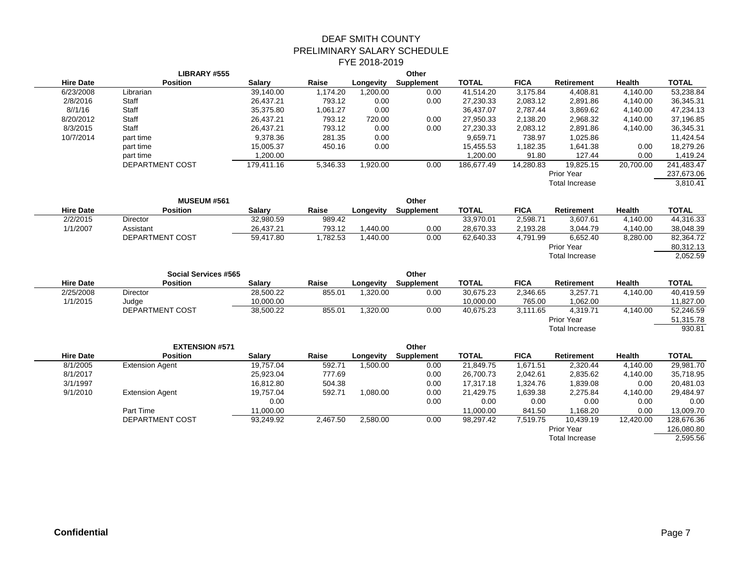# DEAF SMITH COUNTY
## PRELIMINARY SALARY SCHEDULE
### FYE 2018-2019

**LIBRARY #555**

| Hire Date | Position | Salary | Raise | Longevity | Other Supplement | TOTAL | FICA | Retirement | Health | TOTAL |
|---|---|---|---|---|---|---|---|---|---|---|
| 6/23/2008 | Librarian | 39,140.00 | 1,174.20 | 1,200.00 | 0.00 | 41,514.20 | 3,175.84 | 4,408.81 | 4,140.00 | 53,238.84 |
| 2/8/2016 | Staff | 26,437.21 | 793.12 | 0.00 | 0.00 | 27,230.33 | 2,083.12 | 2,891.86 | 4,140.00 | 36,345.31 |
| 8//1/16 | Staff | 35,375.80 | 1,061.27 | 0.00 | | 36,437.07 | 2,787.44 | 3,869.62 | 4,140.00 | 47,234.13 |
| 8/20/2012 | Staff | 26,437.21 | 793.12 | 720.00 | 0.00 | 27,950.33 | 2,138.20 | 2,968.32 | 4,140.00 | 37,196.85 |
| 8/3/2015 | Staff | 26,437.21 | 793.12 | 0.00 | 0.00 | 27,230.33 | 2,083.12 | 2,891.86 | 4,140.00 | 36,345.31 |
| 10/7/2014 | part time | 9,378.36 | 281.35 | 0.00 | | 9,659.71 | 738.97 | 1,025.86 | | 11,424.54 |
| | part time | 15,005.37 | 450.16 | 0.00 | | 15,455.53 | 1,182.35 | 1,641.38 | 0.00 | 18,279.26 |
| | part time | 1,200.00 | | | | 1,200.00 | 91.80 | 127.44 | 0.00 | 1,419.24 |
| | DEPARTMENT COST | 179,411.16 | 5,346.33 | 1,920.00 | 0.00 | 186,677.49 | 14,280.83 | 19,825.15 | 20,700.00 | 241,483.47 |
| | | | | | | | | Prior Year | | 237,673.06 |
| | | | | | | | | Total Increase | | 3,810.41 |

**MUSEUM #561**

| Hire Date | Position | Salary | Raise | Longevity | Other Supplement | TOTAL | FICA | Retirement | Health | TOTAL |
|---|---|---|---|---|---|---|---|---|---|---|
| 2/2/2015 | Director | 32,980.59 | 989.42 | | | 33,970.01 | 2,598.71 | 3,607.61 | 4,140.00 | 44,316.33 |
| 1/1/2007 | Assistant | 26,437.21 | 793.12 | 1,440.00 | 0.00 | 28,670.33 | 2,193.28 | 3,044.79 | 4,140.00 | 38,048.39 |
| | DEPARTMENT COST | 59,417.80 | 1,782.53 | 1,440.00 | 0.00 | 62,640.33 | 4,791.99 | 6,652.40 | 8,280.00 | 82,364.72 |
| | | | | | | | | Prior Year | | 80,312.13 |
| | | | | | | | | Total Increase | | 2,052.59 |

**Social Services #565**

| Hire Date | Position | Salary | Raise | Longevity | Other Supplement | TOTAL | FICA | Retirement | Health | TOTAL |
|---|---|---|---|---|---|---|---|---|---|---|
| 2/25/2008 | Director | 28,500.22 | 855.01 | 1,320.00 | 0.00 | 30,675.23 | 2,346.65 | 3,257.71 | 4,140.00 | 40,419.59 |
| 1/1/2015 | Judge | 10,000.00 | | | | 10,000.00 | 765.00 | 1,062.00 | | 11,827.00 |
| | DEPARTMENT COST | 38,500.22 | 855.01 | 1,320.00 | 0.00 | 40,675.23 | 3,111.65 | 4,319.71 | 4,140.00 | 52,246.59 |
| | | | | | | | | Prior Year | | 51,315.78 |
| | | | | | | | | Total Increase | | 930.81 |

**EXTENSION #571**

| Hire Date | Position | Salary | Raise | Longevity | Other Supplement | TOTAL | FICA | Retirement | Health | TOTAL |
|---|---|---|---|---|---|---|---|---|---|---|
| 8/1/2005 | Extension Agent | 19,757.04 | 592.71 | 1,500.00 | 0.00 | 21,849.75 | 1,671.51 | 2,320.44 | 4,140.00 | 29,981.70 |
| 8/1/2017 | | 25,923.04 | 777.69 | | 0.00 | 26,700.73 | 2,042.61 | 2,835.62 | 4,140.00 | 35,718.95 |
| 3/1/1997 | | 16,812.80 | 504.38 | | 0.00 | 17,317.18 | 1,324.76 | 1,839.08 | 0.00 | 20,481.03 |
| 9/1/2010 | Extension Agent | 19,757.04 | 592.71 | 1,080.00 | 0.00 | 21,429.75 | 1,639.38 | 2,275.84 | 4,140.00 | 29,484.97 |
| | | 0.00 | | | 0.00 | 0.00 | 0.00 | 0.00 | 0.00 | 0.00 |
| | Part Time | 11,000.00 | | | | 11,000.00 | 841.50 | 1,168.20 | 0.00 | 13,009.70 |
| | DEPARTMENT COST | 93,249.92 | 2,467.50 | 2,580.00 | 0.00 | 98,297.42 | 7,519.75 | 10,439.19 | 12,420.00 | 128,676.36 |
| | | | | | | | | Prior Year | | 126,080.80 |
| | | | | | | | | Total Increase | | 2,595.56 |

**Confidential**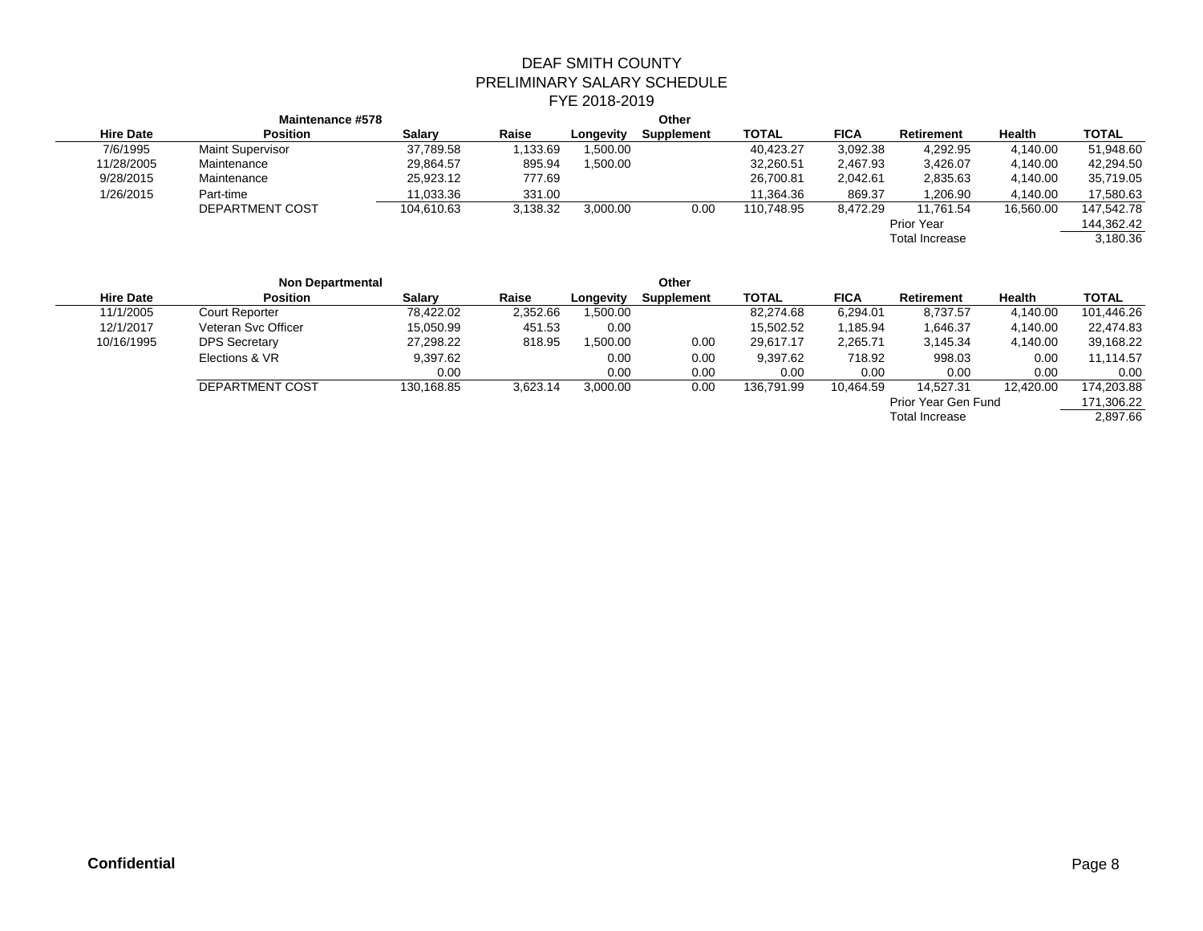# DEAF SMITH COUNTY
## PRELIMINARY SALARY SCHEDULE
## FYE 2018-2019

| Hire Date | Maintenance #578 Position | Salary | Raise | Longevity | Other Supplement | TOTAL | FICA | Retirement | Health | TOTAL |
|---|---|---|---|---|---|---|---|---|---|---|
| 7/6/1995 | Maint Supervisor | 37,789.58 | 1,133.69 | 1,500.00 | | 40,423.27 | 3,092.38 | 4,292.95 | 4,140.00 | 51,948.60 |
| 11/28/2005 | Maintenance | 29,864.57 | 895.94 | 1,500.00 | | 32,260.51 | 2,467.93 | 3,426.07 | 4,140.00 | 42,294.50 |
| 9/28/2015 | Maintenance | 25,923.12 | 777.69 | | | 26,700.81 | 2,042.61 | 2,835.63 | 4,140.00 | 35,719.05 |
| 1/26/2015 | Part-time | 11,033.36 | 331.00 | | | 11,364.36 | 869.37 | 1,206.90 | 4,140.00 | 17,580.63 |
| | DEPARTMENT COST | 104,610.63 | 3,138.32 | 3,000.00 | 0.00 | 110,748.95 | 8,472.29 | 11,761.54 | 16,560.00 | 147,542.78 |
| | | | | | | | | Prior Year | | 144,362.42 |
| | | | | | | | | Total Increase | | 3,180.36 |

| Hire Date | Non Departmental Position | Salary | Raise | Longevity | Other Supplement | TOTAL | FICA | Retirement | Health | TOTAL |
|---|---|---|---|---|---|---|---|---|---|---|
| 11/1/2005 | Court Reporter | 78,422.02 | 2,352.66 | 1,500.00 | | 82,274.68 | 6,294.01 | 8,737.57 | 4,140.00 | 101,446.26 |
| 12/1/2017 | Veteran Svc Officer | 15,050.99 | 451.53 | 0.00 | | 15,502.52 | 1,185.94 | 1,646.37 | 4,140.00 | 22,474.83 |
| 10/16/1995 | DPS Secretary | 27,298.22 | 818.95 | 1,500.00 | 0.00 | 29,617.17 | 2,265.71 | 3,145.34 | 4,140.00 | 39,168.22 |
| | Elections & VR | 9,397.62 | | 0.00 | 0.00 | 9,397.62 | 718.92 | 998.03 | 0.00 | 11,114.57 |
| | | 0.00 | | 0.00 | 0.00 | 0.00 | 0.00 | 0.00 | 0.00 | 0.00 |
| | DEPARTMENT COST | 130,168.85 | 3,623.14 | 3,000.00 | 0.00 | 136,791.99 | 10,464.59 | 14,527.31 | 12,420.00 | 174,203.88 |
| | | | | | | | | Prior Year Gen Fund | | 171,306.22 |
| | | | | | | | | Total Increase | | 2,897.66 |

**Confidential**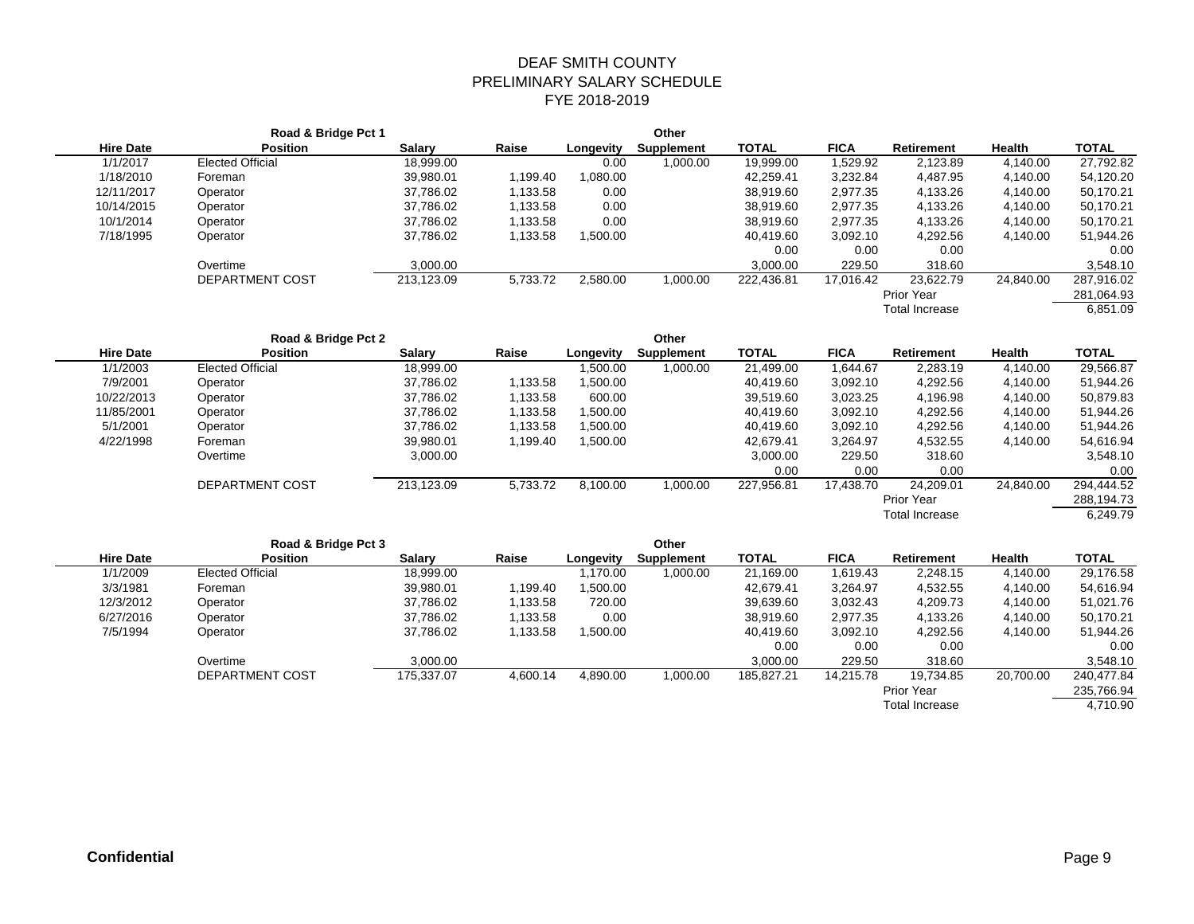# DEAF SMITH COUNTY
## PRELIMINARY SALARY SCHEDULE
## FYE 2018-2019

| Hire Date | Road & Bridge Pct 1<br>Position | Salary | Raise | Longevity | Other<br>Supplement | TOTAL | FICA | Retirement | Health | TOTAL |
|---|---|---|---|---|---|---|---|---|---|---|
| 1/1/2017 | Elected Official | 18,999.00 | | 0.00 | 1,000.00 | 19,999.00 | 1,529.92 | 2,123.89 | 4,140.00 | 27,792.82 |
| 1/18/2010 | Foreman | 39,980.01 | 1,199.40 | 1,080.00 | | 42,259.41 | 3,232.84 | 4,487.95 | 4,140.00 | 54,120.20 |
| 12/11/2017 | Operator | 37,786.02 | 1,133.58 | 0.00 | | 38,919.60 | 2,977.35 | 4,133.26 | 4,140.00 | 50,170.21 |
| 10/14/2015 | Operator | 37,786.02 | 1,133.58 | 0.00 | | 38,919.60 | 2,977.35 | 4,133.26 | 4,140.00 | 50,170.21 |
| 10/1/2014 | Operator | 37,786.02 | 1,133.58 | 0.00 | | 38,919.60 | 2,977.35 | 4,133.26 | 4,140.00 | 50,170.21 |
| 7/18/1995 | Operator | 37,786.02 | 1,133.58 | 1,500.00 | | 40,419.60 | 3,092.10 | 4,292.56 | 4,140.00 | 51,944.26 |
| | | | | | | 0.00 | 0.00 | 0.00 | | 0.00 |
| | Overtime | 3,000.00 | | | | 3,000.00 | 229.50 | 318.60 | | 3,548.10 |
| | DEPARTMENT COST | 213,123.09 | 5,733.72 | 2,580.00 | 1,000.00 | 222,436.81 | 17,016.42 | 23,622.79 | 24,840.00 | 287,916.02 |
| | | | | | | | | Prior Year | | 281,064.93 |
| | | | | | | | | Total Increase | | 6,851.09 |

| Hire Date | Road & Bridge Pct 2<br>Position | Salary | Raise | Longevity | Other<br>Supplement | TOTAL | FICA | Retirement | Health | TOTAL |
|---|---|---|---|---|---|---|---|---|---|---|
| 1/1/2003 | Elected Official | 18,999.00 | | 1,500.00 | 1,000.00 | 21,499.00 | 1,644.67 | 2,283.19 | 4,140.00 | 29,566.87 |
| 7/9/2001 | Operator | 37,786.02 | 1,133.58 | 1,500.00 | | 40,419.60 | 3,092.10 | 4,292.56 | 4,140.00 | 51,944.26 |
| 10/22/2013 | Operator | 37,786.02 | 1,133.58 | 600.00 | | 39,519.60 | 3,023.25 | 4,196.98 | 4,140.00 | 50,879.83 |
| 11/85/2001 | Operator | 37,786.02 | 1,133.58 | 1,500.00 | | 40,419.60 | 3,092.10 | 4,292.56 | 4,140.00 | 51,944.26 |
| 5/1/2001 | Operator | 37,786.02 | 1,133.58 | 1,500.00 | | 40,419.60 | 3,092.10 | 4,292.56 | 4,140.00 | 51,944.26 |
| 4/22/1998 | Foreman | 39,980.01 | 1,199.40 | 1,500.00 | | 42,679.41 | 3,264.97 | 4,532.55 | 4,140.00 | 54,616.94 |
| | Overtime | 3,000.00 | | | | 3,000.00 | 229.50 | 318.60 | | 3,548.10 |
| | | | | | | 0.00 | 0.00 | 0.00 | | 0.00 |
| | DEPARTMENT COST | 213,123.09 | 5,733.72 | 8,100.00 | 1,000.00 | 227,956.81 | 17,438.70 | 24,209.01 | 24,840.00 | 294,444.52 |
| | | | | | | | | Prior Year | | 288,194.73 |
| | | | | | | | | Total Increase | | 6,249.79 |

| Hire Date | Road & Bridge Pct 3<br>Position | Salary | Raise | Longevity | Other<br>Supplement | TOTAL | FICA | Retirement | Health | TOTAL |
|---|---|---|---|---|---|---|---|---|---|---|
| 1/1/2009 | Elected Official | 18,999.00 | | 1,170.00 | 1,000.00 | 21,169.00 | 1,619.43 | 2,248.15 | 4,140.00 | 29,176.58 |
| 3/3/1981 | Foreman | 39,980.01 | 1,199.40 | 1,500.00 | | 42,679.41 | 3,264.97 | 4,532.55 | 4,140.00 | 54,616.94 |
| 12/3/2012 | Operator | 37,786.02 | 1,133.58 | 720.00 | | 39,639.60 | 3,032.43 | 4,209.73 | 4,140.00 | 51,021.76 |
| 6/27/2016 | Operator | 37,786.02 | 1,133.58 | 0.00 | | 38,919.60 | 2,977.35 | 4,133.26 | 4,140.00 | 50,170.21 |
| 7/5/1994 | Operator | 37,786.02 | 1,133.58 | 1,500.00 | | 40,419.60 | 3,092.10 | 4,292.56 | 4,140.00 | 51,944.26 |
| | | | | | | 0.00 | 0.00 | 0.00 | | 0.00 |
| | Overtime | 3,000.00 | | | | 3,000.00 | 229.50 | 318.60 | | 3,548.10 |
| | DEPARTMENT COST | 175,337.07 | 4,600.14 | 4,890.00 | 1,000.00 | 185,827.21 | 14,215.78 | 19,734.85 | 20,700.00 | 240,477.84 |
| | | | | | | | | Prior Year | | 235,766.94 |
| | | | | | | | | Total Increase | | 4,710.90 |

**Confidential**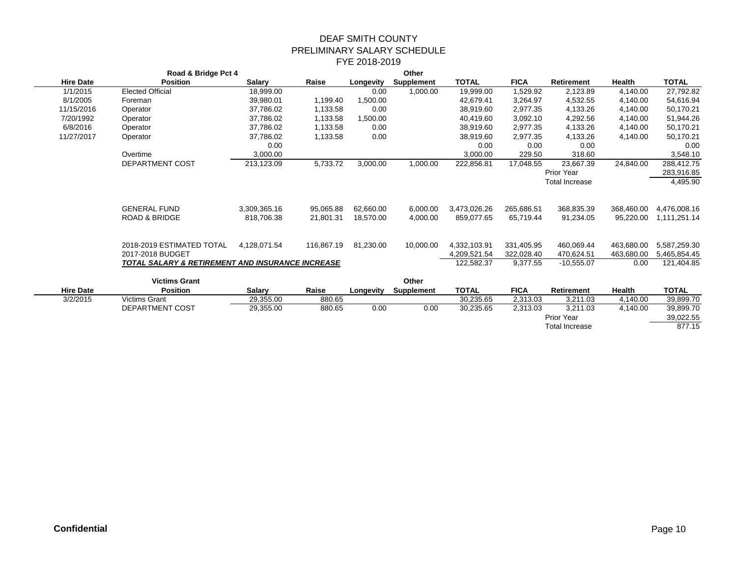# DEAF SMITH COUNTY
## PRELIMINARY SALARY SCHEDULE
## FYE 2018-2019

| Hire Date | Road & Bridge Pct 4 Position | Salary | Raise | Longevity | Other Supplement | TOTAL | FICA | Retirement | Health | TOTAL |
|---|---|---|---|---|---|---|---|---|---|---|
| 1/1/2015 | Elected Official | 18,999.00 | | 0.00 | 1,000.00 | 19,999.00 | 1,529.92 | 2,123.89 | 4,140.00 | 27,792.82 |
| 8/1/2005 | Foreman | 39,980.01 | 1,199.40 | 1,500.00 | | 42,679.41 | 3,264.97 | 4,532.55 | 4,140.00 | 54,616.94 |
| 11/15/2016 | Operator | 37,786.02 | 1,133.58 | 0.00 | | 38,919.60 | 2,977.35 | 4,133.26 | 4,140.00 | 50,170.21 |
| 7/20/1992 | Operator | 37,786.02 | 1,133.58 | 1,500.00 | | 40,419.60 | 3,092.10 | 4,292.56 | 4,140.00 | 51,944.26 |
| 6/8/2016 | Operator | 37,786.02 | 1,133.58 | 0.00 | | 38,919.60 | 2,977.35 | 4,133.26 | 4,140.00 | 50,170.21 |
| 11/27/2017 | Operator | 37,786.02 | 1,133.58 | 0.00 | | 38,919.60 | 2,977.35 | 4,133.26 | 4,140.00 | 50,170.21 |
| | | 0.00 | | | | 0.00 | 0.00 | 0.00 | | 0.00 |
| | Overtime | 3,000.00 | | | | 3,000.00 | 229.50 | 318.60 | | 3,548.10 |
| | DEPARTMENT COST | 213,123.09 | 5,733.72 | 3,000.00 | 1,000.00 | 222,856.81 | 17,048.55 | 23,667.39 | 24,840.00 | 288,412.75 |
| | | | | | | | | Prior Year | | 283,916.85 |
| | | | | | | | | Total Increase | | 4,495.90 |
| | | | | | | | | | | |
| | GENERAL FUND | 3,309,365.16 | 95,065.88 | 62,660.00 | 6,000.00 | 3,473,026.26 | 265,686.51 | 368,835.39 | 368,460.00 | 4,476,008.16 |
| | ROAD & BRIDGE | 818,706.38 | 21,801.31 | 18,570.00 | 4,000.00 | 859,077.65 | 65,719.44 | 91,234.05 | 95,220.00 | 1,111,251.14 |
| | | | | | | | | | | |
| | 2018-2019 ESTIMATED TOTAL | 4,128,071.54 | 116,867.19 | 81,230.00 | 10,000.00 | 4,332,103.91 | 331,405.95 | 460,069.44 | 463,680.00 | 5,587,259.30 |
| | 2017-2018 BUDGET | | | | | 4,209,521.54 | 322,028.40 | 470,624.51 | 463,680.00 | 5,465,854.45 |
| | ***TOTAL SALARY & RETIREMENT AND INSURANCE INCREASE*** | | | | | 122,582.37 | 9,377.55 | -10,555.07 | 0.00 | 121,404.85 |

| Hire Date | Victims Grant Position | Salary | Raise | Longevity | Other Supplement | TOTAL | FICA | Retirement | Health | TOTAL |
|---|---|---|---|---|---|---|---|---|---|---|
| 3/2/2015 | Victims Grant | 29,355.00 | 880.65 | | | 30,235.65 | 2,313.03 | 3,211.03 | 4,140.00 | 39,899.70 |
| | DEPARTMENT COST | 29,355.00 | 880.65 | 0.00 | 0.00 | 30,235.65 | 2,313.03 | 3,211.03 | 4,140.00 | 39,899.70 |
| | | | | | | | | Prior Year | | 39,022.55 |
| | | | | | | | | Total Increase | | 877.15 |

**Confidential**